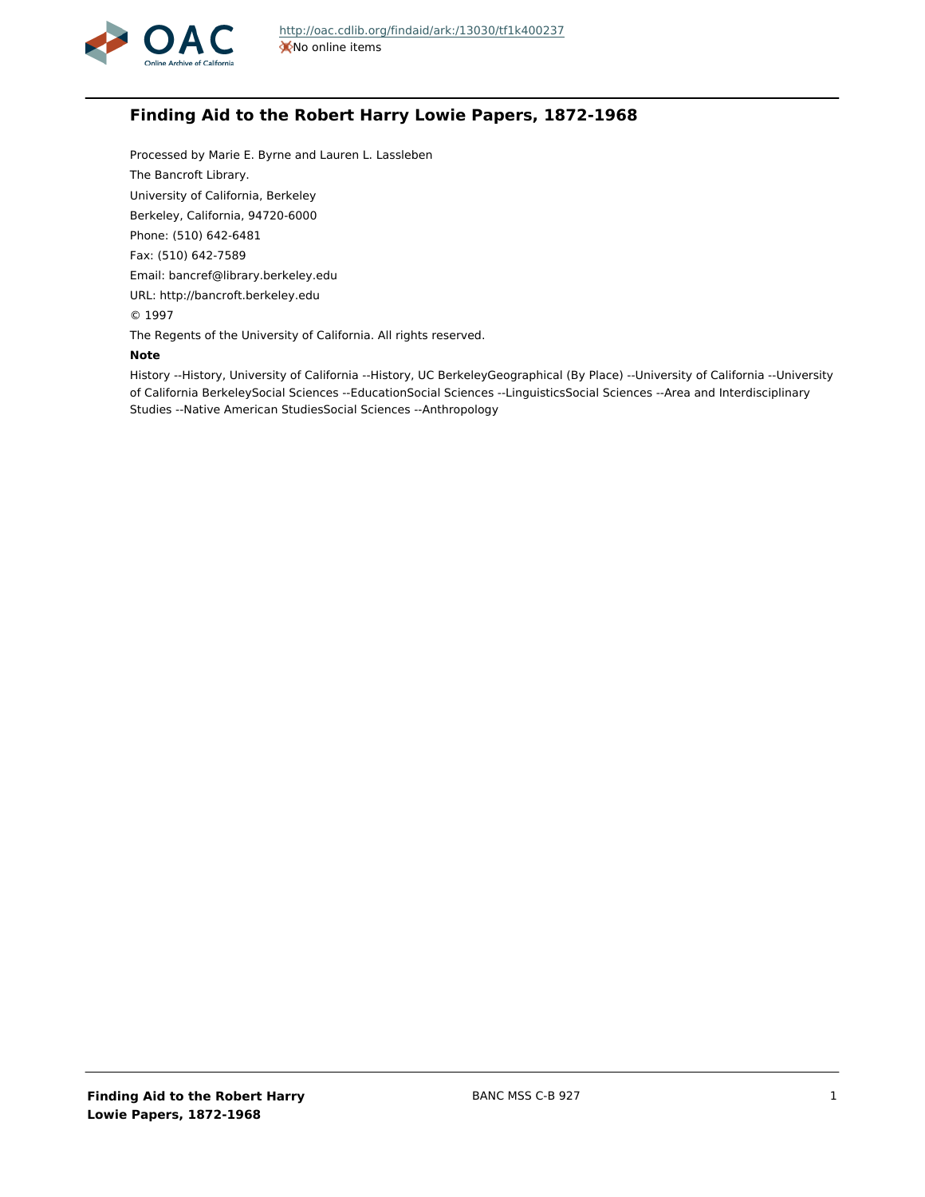http://oac.cdlib.org/findaid/ark:/13030/tf1k400237
No online items

# Finding Aid to the Robert Harry Lowie Papers, 1872-1968

Processed by Marie E. Byrne and Lauren L. Lassleben

The Bancroft Library.

University of California, Berkeley

Berkeley, California, 94720-6000

Phone: (510) 642-6481

Fax: (510) 642-7589

Email: bancref@library.berkeley.edu

URL: http://bancroft.berkeley.edu

© 1997

The Regents of the University of California. All rights reserved.

**Note**

History --History, University of California --History, UC BerkeleyGeographical (By Place) --University of California --University of California BerkeleySocial Sciences --EducationSocial Sciences --LinguisticsSocial Sciences --Area and Interdisciplinary Studies --Native American StudiesSocial Sciences --Anthropology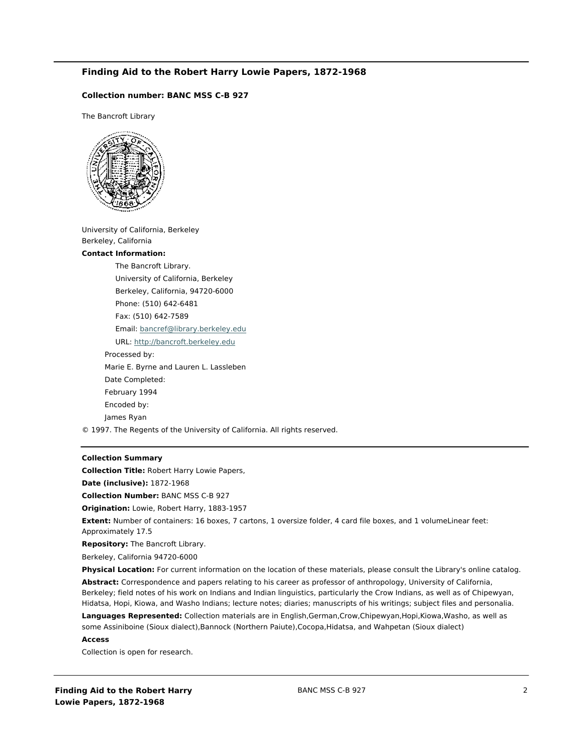## Finding Aid to the Robert Harry Lowie Papers, 1872-1968

### Collection number: BANC MSS C-B 927

The Bancroft Library

University of California, Berkeley
Berkeley, California

**Contact Information:**

The Bancroft Library.
University of California, Berkeley
Berkeley, California, 94720-6000
Phone: (510) 642-6481
Fax: (510) 642-7589
Email: bancref@library.berkeley.edu
URL: http://bancroft.berkeley.edu

Processed by:
Marie E. Byrne and Lauren L. Lassleben
Date Completed:
February 1994
Encoded by:
James Ryan

© 1997. The Regents of the University of California. All rights reserved.

---

**Collection Summary**

**Collection Title:** Robert Harry Lowie Papers,

**Date (inclusive):** 1872-1968

**Collection Number:** BANC MSS C-B 927

**Origination:** Lowie, Robert Harry, 1883-1957

**Extent:** Number of containers: 16 boxes, 7 cartons, 1 oversize folder, 4 card file boxes, and 1 volumeLinear feet: Approximately 17.5

**Repository:** The Bancroft Library.

Berkeley, California 94720-6000

**Physical Location:** For current information on the location of these materials, please consult the Library's online catalog.

**Abstract:** Correspondence and papers relating to his career as professor of anthropology, University of California, Berkeley; field notes of his work on Indians and Indian linguistics, particularly the Crow Indians, as well as of Chipewyan, Hidatsa, Hopi, Kiowa, and Washo Indians; lecture notes; diaries; manuscripts of his writings; subject files and personalia.

**Languages Represented:** Collection materials are in English,German,Crow,Chipewyan,Hopi,Kiowa,Washo, as well as some Assiniboine (Sioux dialect),Bannock (Northern Paiute),Cocopa,Hidatsa, and Wahpetan (Sioux dialect)

**Access**

Collection is open for research.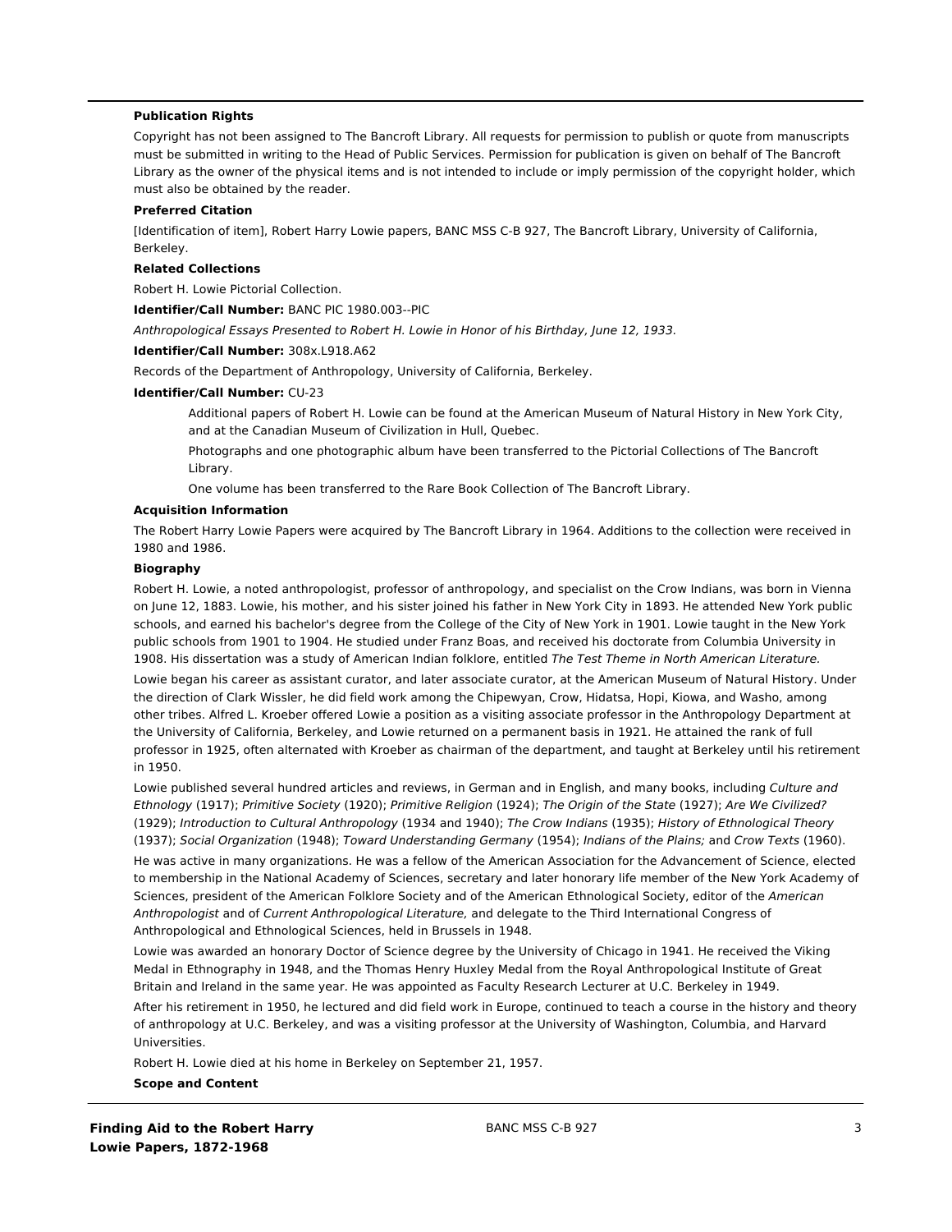**Publication Rights**

Copyright has not been assigned to The Bancroft Library. All requests for permission to publish or quote from manuscripts must be submitted in writing to the Head of Public Services. Permission for publication is given on behalf of The Bancroft Library as the owner of the physical items and is not intended to include or imply permission of the copyright holder, which must also be obtained by the reader.

**Preferred Citation**

[Identification of item], Robert Harry Lowie papers, BANC MSS C-B 927, The Bancroft Library, University of California, Berkeley.

**Related Collections**

Robert H. Lowie Pictorial Collection.

**Identifier/Call Number:** BANC PIC 1980.003--PIC

*Anthropological Essays Presented to Robert H. Lowie in Honor of his Birthday, June 12, 1933.*

**Identifier/Call Number:** 308x.L918.A62

Records of the Department of Anthropology, University of California, Berkeley.

**Identifier/Call Number:** CU-23

Additional papers of Robert H. Lowie can be found at the American Museum of Natural History in New York City, and at the Canadian Museum of Civilization in Hull, Quebec.

Photographs and one photographic album have been transferred to the Pictorial Collections of The Bancroft Library.

One volume has been transferred to the Rare Book Collection of The Bancroft Library.

**Acquisition Information**

The Robert Harry Lowie Papers were acquired by The Bancroft Library in 1964. Additions to the collection were received in 1980 and 1986.

**Biography**

Robert H. Lowie, a noted anthropologist, professor of anthropology, and specialist on the Crow Indians, was born in Vienna on June 12, 1883. Lowie, his mother, and his sister joined his father in New York City in 1893. He attended New York public schools, and earned his bachelor's degree from the College of the City of New York in 1901. Lowie taught in the New York public schools from 1901 to 1904. He studied under Franz Boas, and received his doctorate from Columbia University in 1908. His dissertation was a study of American Indian folklore, entitled *The Test Theme in North American Literature.*

Lowie began his career as assistant curator, and later associate curator, at the American Museum of Natural History. Under the direction of Clark Wissler, he did field work among the Chipewyan, Crow, Hidatsa, Hopi, Kiowa, and Washo, among other tribes. Alfred L. Kroeber offered Lowie a position as a visiting associate professor in the Anthropology Department at the University of California, Berkeley, and Lowie returned on a permanent basis in 1921. He attained the rank of full professor in 1925, often alternated with Kroeber as chairman of the department, and taught at Berkeley until his retirement in 1950.

Lowie published several hundred articles and reviews, in German and in English, and many books, including *Culture and Ethnology* (1917); *Primitive Society* (1920); *Primitive Religion* (1924); *The Origin of the State* (1927); *Are We Civilized?* (1929); *Introduction to Cultural Anthropology* (1934 and 1940); *The Crow Indians* (1935); *History of Ethnological Theory* (1937); *Social Organization* (1948); *Toward Understanding Germany* (1954); *Indians of the Plains;* and *Crow Texts* (1960).

He was active in many organizations. He was a fellow of the American Association for the Advancement of Science, elected to membership in the National Academy of Sciences, secretary and later honorary life member of the New York Academy of Sciences, president of the American Folklore Society and of the American Ethnological Society, editor of the *American Anthropologist* and of *Current Anthropological Literature,* and delegate to the Third International Congress of Anthropological and Ethnological Sciences, held in Brussels in 1948.

Lowie was awarded an honorary Doctor of Science degree by the University of Chicago in 1941. He received the Viking Medal in Ethnography in 1948, and the Thomas Henry Huxley Medal from the Royal Anthropological Institute of Great Britain and Ireland in the same year. He was appointed as Faculty Research Lecturer at U.C. Berkeley in 1949.

After his retirement in 1950, he lectured and did field work in Europe, continued to teach a course in the history and theory of anthropology at U.C. Berkeley, and was a visiting professor at the University of Washington, Columbia, and Harvard Universities.

Robert H. Lowie died at his home in Berkeley on September 21, 1957.

**Scope and Content**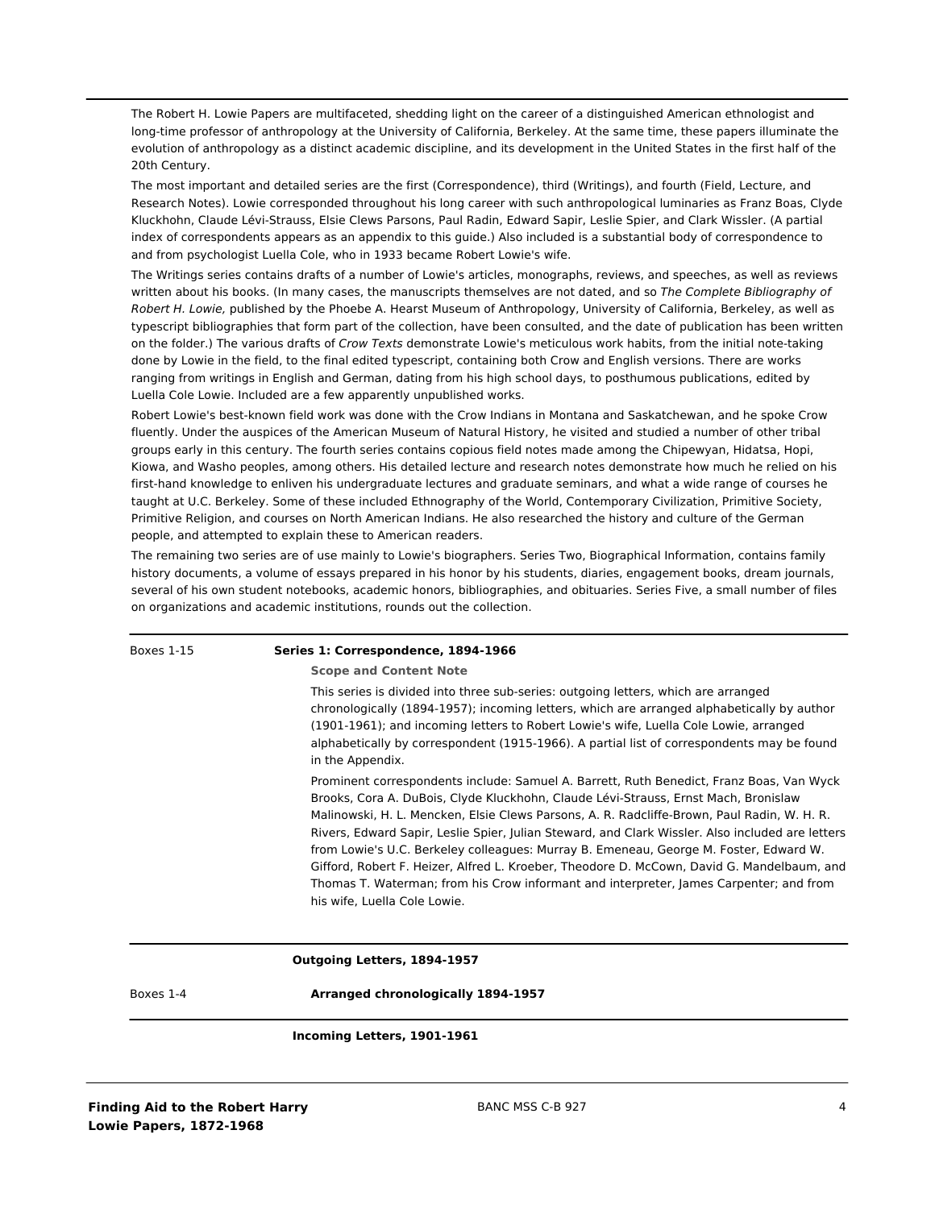The Robert H. Lowie Papers are multifaceted, shedding light on the career of a distinguished American ethnologist and long-time professor of anthropology at the University of California, Berkeley. At the same time, these papers illuminate the evolution of anthropology as a distinct academic discipline, and its development in the United States in the first half of the 20th Century.

The most important and detailed series are the first (Correspondence), third (Writings), and fourth (Field, Lecture, and Research Notes). Lowie corresponded throughout his long career with such anthropological luminaries as Franz Boas, Clyde Kluckhohn, Claude Lévi-Strauss, Elsie Clews Parsons, Paul Radin, Edward Sapir, Leslie Spier, and Clark Wissler. (A partial index of correspondents appears as an appendix to this guide.) Also included is a substantial body of correspondence to and from psychologist Luella Cole, who in 1933 became Robert Lowie's wife.

The Writings series contains drafts of a number of Lowie's articles, monographs, reviews, and speeches, as well as reviews written about his books. (In many cases, the manuscripts themselves are not dated, and so *The Complete Bibliography of Robert H. Lowie,* published by the Phoebe A. Hearst Museum of Anthropology, University of California, Berkeley, as well as typescript bibliographies that form part of the collection, have been consulted, and the date of publication has been written on the folder.) The various drafts of *Crow Texts* demonstrate Lowie's meticulous work habits, from the initial note-taking done by Lowie in the field, to the final edited typescript, containing both Crow and English versions. There are works ranging from writings in English and German, dating from his high school days, to posthumous publications, edited by Luella Cole Lowie. Included are a few apparently unpublished works.

Robert Lowie's best-known field work was done with the Crow Indians in Montana and Saskatchewan, and he spoke Crow fluently. Under the auspices of the American Museum of Natural History, he visited and studied a number of other tribal groups early in this century. The fourth series contains copious field notes made among the Chipewyan, Hidatsa, Hopi, Kiowa, and Washo peoples, among others. His detailed lecture and research notes demonstrate how much he relied on his first-hand knowledge to enliven his undergraduate lectures and graduate seminars, and what a wide range of courses he taught at U.C. Berkeley. Some of these included Ethnography of the World, Contemporary Civilization, Primitive Society, Primitive Religion, and courses on North American Indians. He also researched the history and culture of the German people, and attempted to explain these to American readers.

The remaining two series are of use mainly to Lowie's biographers. Series Two, Biographical Information, contains family history documents, a volume of essays prepared in his honor by his students, diaries, engagement books, dream journals, several of his own student notebooks, academic honors, bibliographies, and obituaries. Series Five, a small number of files on organizations and academic institutions, rounds out the collection.

---

Boxes 1-15 **Series 1: Correspondence, 1894-1966**

**Scope and Content Note**

This series is divided into three sub-series: outgoing letters, which are arranged chronologically (1894-1957); incoming letters, which are arranged alphabetically by author (1901-1961); and incoming letters to Robert Lowie's wife, Luella Cole Lowie, arranged alphabetically by correspondent (1915-1966). A partial list of correspondents may be found in the Appendix.

Prominent correspondents include: Samuel A. Barrett, Ruth Benedict, Franz Boas, Van Wyck Brooks, Cora A. DuBois, Clyde Kluckhohn, Claude Lévi-Strauss, Ernst Mach, Bronislaw Malinowski, H. L. Mencken, Elsie Clews Parsons, A. R. Radcliffe-Brown, Paul Radin, W. H. R. Rivers, Edward Sapir, Leslie Spier, Julian Steward, and Clark Wissler. Also included are letters from Lowie's U.C. Berkeley colleagues: Murray B. Emeneau, George M. Foster, Edward W. Gifford, Robert F. Heizer, Alfred L. Kroeber, Theodore D. McCown, David G. Mandelbaum, and Thomas T. Waterman; from his Crow informant and interpreter, James Carpenter; and from his wife, Luella Cole Lowie.

---

**Outgoing Letters, 1894-1957**

Boxes 1-4 **Arranged chronologically 1894-1957**

---

**Incoming Letters, 1901-1961**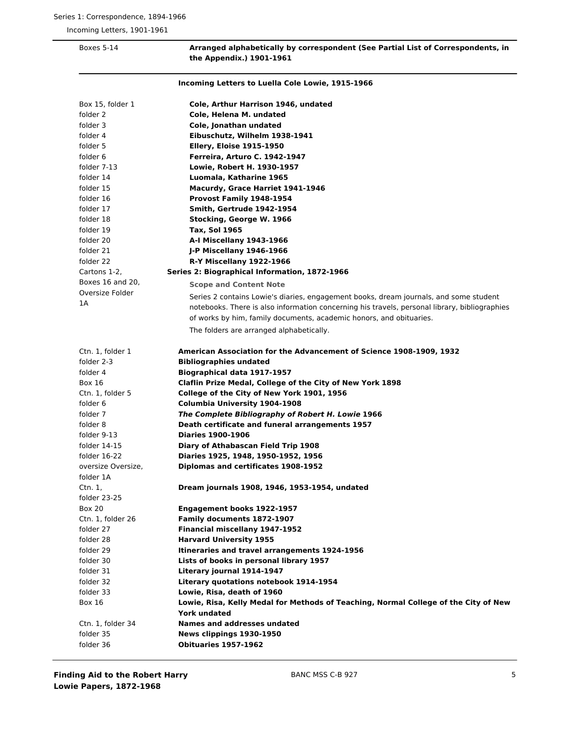Series 1: Correspondence, 1894-1966

Incoming Letters, 1901-1961

| | |
|---|---|
| Boxes 5-14 | **Arranged alphabetically by correspondent (See Partial List of Correspondents, in the Appendix.) 1901-1961** |

### Incoming Letters to Luella Cole Lowie, 1915-1966

| | |
|---|---|
| Box 15, folder 1 | **Cole, Arthur Harrison 1946, undated** |
| folder 2 | **Cole, Helena M. undated** |
| folder 3 | **Cole, Jonathan undated** |
| folder 4 | **Eibuschutz, Wilhelm 1938-1941** |
| folder 5 | **Ellery, Eloise 1915-1950** |
| folder 6 | **Ferreira, Arturo C. 1942-1947** |
| folder 7-13 | **Lowie, Robert H. 1930-1957** |
| folder 14 | **Luomala, Katharine 1965** |
| folder 15 | **Macurdy, Grace Harriet 1941-1946** |
| folder 16 | **Provost Family 1948-1954** |
| folder 17 | **Smith, Gertrude 1942-1954** |
| folder 18 | **Stocking, George W. 1966** |
| folder 19 | **Tax, Sol 1965** |
| folder 20 | **A-I Miscellany 1943-1966** |
| folder 21 | **J-P Miscellany 1946-1966** |
| folder 22 | **R-Y Miscellany 1922-1966** |

## Series 2: Biographical Information, 1872-1966

Cartons 1-2, Boxes 16 and 20, Oversize Folder 1A

**Scope and Content Note**

Series 2 contains Lowie's diaries, engagement books, dream journals, and some student notebooks. There is also information concerning his travels, personal library, bibliographies of works by him, family documents, academic honors, and obituaries.

The folders are arranged alphabetically.

| | |
|---|---|
| Ctn. 1, folder 1 | **American Association for the Advancement of Science 1908-1909, 1932** |
| folder 2-3 | **Bibliographies undated** |
| folder 4 | **Biographical data 1917-1957** |
| Box 16 | **Claflin Prize Medal, College of the City of New York 1898** |
| Ctn. 1, folder 5 | **College of the City of New York 1901, 1956** |
| folder 6 | **Columbia University 1904-1908** |
| folder 7 | ***The Complete Bibliography of Robert H. Lowie* 1966** |
| folder 8 | **Death certificate and funeral arrangements 1957** |
| folder 9-13 | **Diaries 1900-1906** |
| folder 14-15 | **Diary of Athabascan Field Trip 1908** |
| folder 16-22 | **Diaries 1925, 1948, 1950-1952, 1956** |
| oversize Oversize, folder 1A | **Diplomas and certificates 1908-1952** |
| Ctn. 1, folder 23-25 | **Dream journals 1908, 1946, 1953-1954, undated** |
| Box 20 | **Engagement books 1922-1957** |
| Ctn. 1, folder 26 | **Family documents 1872-1907** |
| folder 27 | **Financial miscellany 1947-1952** |
| folder 28 | **Harvard University 1955** |
| folder 29 | **Itineraries and travel arrangements 1924-1956** |
| folder 30 | **Lists of books in personal library 1957** |
| folder 31 | **Literary journal 1914-1947** |
| folder 32 | **Literary quotations notebook 1914-1954** |
| folder 33 | **Lowie, Risa, death of 1960** |
| Box 16 | **Lowie, Risa, Kelly Medal for Methods of Teaching, Normal College of the City of New York undated** |
| Ctn. 1, folder 34 | **Names and addresses undated** |
| folder 35 | **News clippings 1930-1950** |
| folder 36 | **Obituaries 1957-1962** |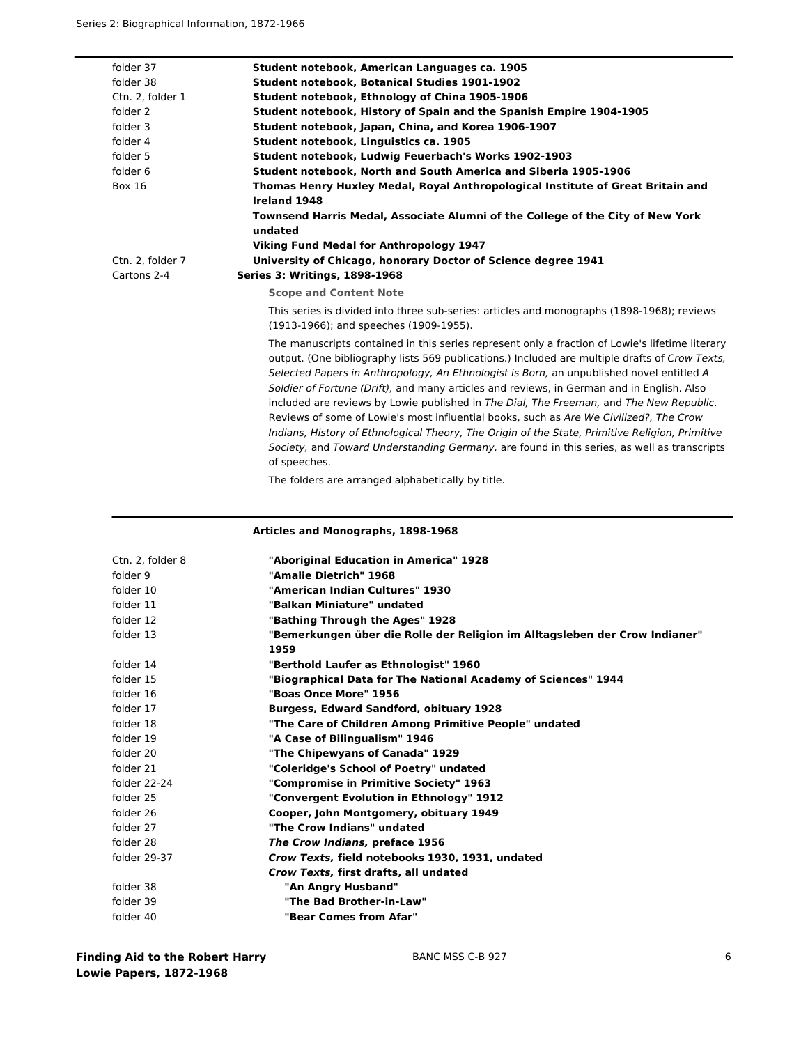| | |
|---|---|
| folder 37 | **Student notebook, American Languages ca. 1905** |
| folder 38 | **Student notebook, Botanical Studies 1901-1902** |
| Ctn. 2, folder 1 | **Student notebook, Ethnology of China 1905-1906** |
| folder 2 | **Student notebook, History of Spain and the Spanish Empire 1904-1905** |
| folder 3 | **Student notebook, Japan, China, and Korea 1906-1907** |
| folder 4 | **Student notebook, Linguistics ca. 1905** |
| folder 5 | **Student notebook, Ludwig Feuerbach's Works 1902-1903** |
| folder 6 | **Student notebook, North and South America and Siberia 1905-1906** |
| Box 16 | **Thomas Henry Huxley Medal, Royal Anthropological Institute of Great Britain and Ireland 1948** |
| | **Townsend Harris Medal, Associate Alumni of the College of the City of New York undated** |
| | **Viking Fund Medal for Anthropology 1947** |
| Ctn. 2, folder 7 | **University of Chicago, honorary Doctor of Science degree 1941** |
| Cartons 2-4 | **Series 3: Writings, 1898-1968** |

**Scope and Content Note**

This series is divided into three sub-series: articles and monographs (1898-1968); reviews (1913-1966); and speeches (1909-1955).

The manuscripts contained in this series represent only a fraction of Lowie's lifetime literary output. (One bibliography lists 569 publications.) Included are multiple drafts of *Crow Texts, Selected Papers in Anthropology, An Ethnologist is Born,* an unpublished novel entitled *A Soldier of Fortune (Drift),* and many articles and reviews, in German and in English. Also included are reviews by Lowie published in *The Dial, The Freeman,* and *The New Republic*. Reviews of some of Lowie's most influential books, such as *Are We Civilized?, The Crow Indians, History of Ethnological Theory, The Origin of the State, Primitive Religion, Primitive Society,* and *Toward Understanding Germany,* are found in this series, as well as transcripts of speeches.

The folders are arranged alphabetically by title.

**Articles and Monographs, 1898-1968**

| | |
|---|---|
| Ctn. 2, folder 8 | **"Aboriginal Education in America" 1928** |
| folder 9 | **"Amalie Dietrich" 1968** |
| folder 10 | **"American Indian Cultures" 1930** |
| folder 11 | **"Balkan Miniature" undated** |
| folder 12 | **"Bathing Through the Ages" 1928** |
| folder 13 | **"Bemerkungen über die Rolle der Religion im Alltagsleben der Crow Indianer" 1959** |
| folder 14 | **"Berthold Laufer as Ethnologist" 1960** |
| folder 15 | **"Biographical Data for The National Academy of Sciences" 1944** |
| folder 16 | **"Boas Once More" 1956** |
| folder 17 | **Burgess, Edward Sandford, obituary 1928** |
| folder 18 | **"The Care of Children Among Primitive People" undated** |
| folder 19 | **"A Case of Bilingualism" 1946** |
| folder 20 | **"The Chipewyans of Canada" 1929** |
| folder 21 | **"Coleridge's School of Poetry" undated** |
| folder 22-24 | **"Compromise in Primitive Society" 1963** |
| folder 25 | **"Convergent Evolution in Ethnology" 1912** |
| folder 26 | **Cooper, John Montgomery, obituary 1949** |
| folder 27 | **"The Crow Indians" undated** |
| folder 28 | ***The Crow Indians,* preface 1956** |
| folder 29-37 | ***Crow Texts,* field notebooks 1930, 1931, undated** |
| | ***Crow Texts,* first drafts, all undated** |
| folder 38 | **"An Angry Husband"** |
| folder 39 | **"The Bad Brother-in-Law"** |
| folder 40 | **"Bear Comes from Afar"** |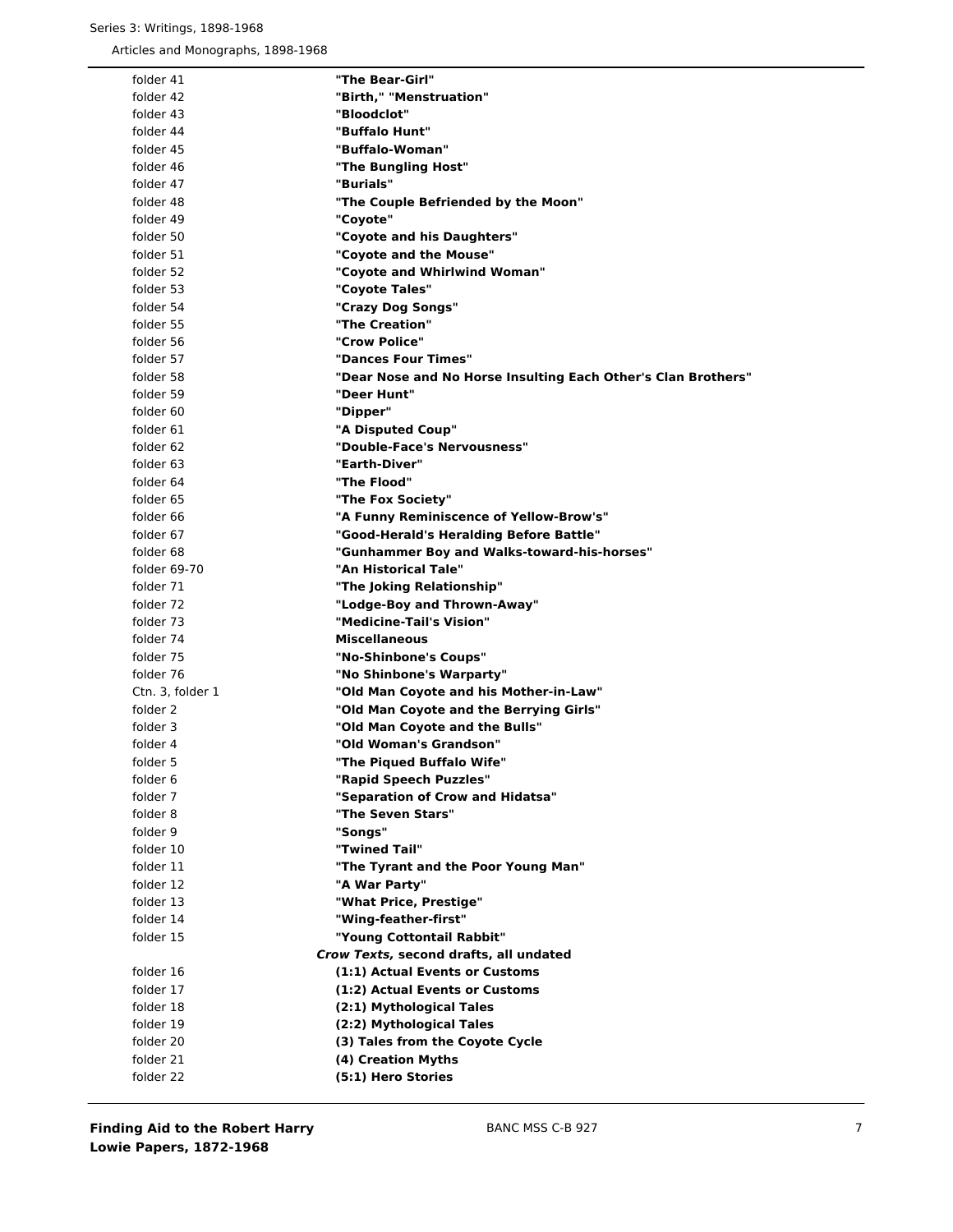| | |
|---|---|
| folder 41 | **"The Bear-Girl"** |
| folder 42 | **"Birth," "Menstruation"** |
| folder 43 | **"Bloodclot"** |
| folder 44 | **"Buffalo Hunt"** |
| folder 45 | **"Buffalo-Woman"** |
| folder 46 | **"The Bungling Host"** |
| folder 47 | **"Burials"** |
| folder 48 | **"The Couple Befriended by the Moon"** |
| folder 49 | **"Coyote"** |
| folder 50 | **"Coyote and his Daughters"** |
| folder 51 | **"Coyote and the Mouse"** |
| folder 52 | **"Coyote and Whirlwind Woman"** |
| folder 53 | **"Coyote Tales"** |
| folder 54 | **"Crazy Dog Songs"** |
| folder 55 | **"The Creation"** |
| folder 56 | **"Crow Police"** |
| folder 57 | **"Dances Four Times"** |
| folder 58 | **"Dear Nose and No Horse Insulting Each Other's Clan Brothers"** |
| folder 59 | **"Deer Hunt"** |
| folder 60 | **"Dipper"** |
| folder 61 | **"A Disputed Coup"** |
| folder 62 | **"Double-Face's Nervousness"** |
| folder 63 | **"Earth-Diver"** |
| folder 64 | **"The Flood"** |
| folder 65 | **"The Fox Society"** |
| folder 66 | **"A Funny Reminiscence of Yellow-Brow's"** |
| folder 67 | **"Good-Herald's Heralding Before Battle"** |
| folder 68 | **"Gunhammer Boy and Walks-toward-his-horses"** |
| folder 69-70 | **"An Historical Tale"** |
| folder 71 | **"The Joking Relationship"** |
| folder 72 | **"Lodge-Boy and Thrown-Away"** |
| folder 73 | **"Medicine-Tail's Vision"** |
| folder 74 | **Miscellaneous** |
| folder 75 | **"No-Shinbone's Coups"** |
| folder 76 | **"No Shinbone's Warparty"** |
| Ctn. 3, folder 1 | **"Old Man Coyote and his Mother-in-Law"** |
| folder 2 | **"Old Man Coyote and the Berrying Girls"** |
| folder 3 | **"Old Man Coyote and the Bulls"** |
| folder 4 | **"Old Woman's Grandson"** |
| folder 5 | **"The Piqued Buffalo Wife"** |
| folder 6 | **"Rapid Speech Puzzles"** |
| folder 7 | **"Separation of Crow and Hidatsa"** |
| folder 8 | **"The Seven Stars"** |
| folder 9 | **"Songs"** |
| folder 10 | **"Twined Tail"** |
| folder 11 | **"The Tyrant and the Poor Young Man"** |
| folder 12 | **"A War Party"** |
| folder 13 | **"What Price, Prestige"** |
| folder 14 | **"Wing-feather-first"** |
| folder 15 | **"Young Cottontail Rabbit"** |
| | ***Crow Texts,* second drafts, all undated** |
| folder 16 | **(1:1) Actual Events or Customs** |
| folder 17 | **(1:2) Actual Events or Customs** |
| folder 18 | **(2:1) Mythological Tales** |
| folder 19 | **(2:2) Mythological Tales** |
| folder 20 | **(3) Tales from the Coyote Cycle** |
| folder 21 | **(4) Creation Myths** |
| folder 22 | **(5:1) Hero Stories** |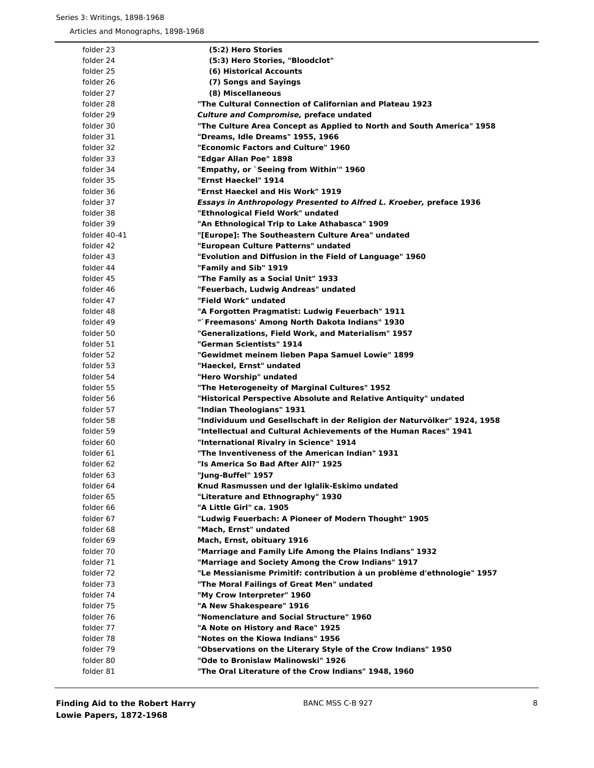| | |
|---|---|
| folder 23 | **(5:2) Hero Stories** |
| folder 24 | **(5:3) Hero Stories, "Bloodclot"** |
| folder 25 | **(6) Historical Accounts** |
| folder 26 | **(7) Songs and Sayings** |
| folder 27 | **(8) Miscellaneous** |
| folder 28 | **"The Cultural Connection of Californian and Plateau 1923** |
| folder 29 | ***Culture and Compromise,* preface undated** |
| folder 30 | **"The Culture Area Concept as Applied to North and South America" 1958** |
| folder 31 | **"Dreams, Idle Dreams" 1955, 1966** |
| folder 32 | **"Economic Factors and Culture" 1960** |
| folder 33 | **"Edgar Allan Poe" 1898** |
| folder 34 | **"Empathy, or `Seeing from Within'" 1960** |
| folder 35 | **"Ernst Haeckel" 1914** |
| folder 36 | **"Ernst Haeckel and His Work" 1919** |
| folder 37 | ***Essays in Anthropology Presented to Alfred L. Kroeber,* preface 1936** |
| folder 38 | **"Ethnological Field Work" undated** |
| folder 39 | **"An Ethnological Trip to Lake Athabasca" 1909** |
| folder 40-41 | **"[Europe]: The Southeastern Culture Area" undated** |
| folder 42 | **"European Culture Patterns" undated** |
| folder 43 | **"Evolution and Diffusion in the Field of Language" 1960** |
| folder 44 | **"Family and Sib" 1919** |
| folder 45 | **"The Family as a Social Unit" 1933** |
| folder 46 | **"Feuerbach, Ludwig Andreas" undated** |
| folder 47 | **"Field Work" undated** |
| folder 48 | **"A Forgotten Pragmatist: Ludwig Feuerbach" 1911** |
| folder 49 | **"`Freemasons' Among North Dakota Indians" 1930** |
| folder 50 | **"Generalizations, Field Work, and Materialism" 1957** |
| folder 51 | **"German Scientists" 1914** |
| folder 52 | **"Gewidmet meinem lieben Papa Samuel Lowie" 1899** |
| folder 53 | **"Haeckel, Ernst" undated** |
| folder 54 | **"Hero Worship" undated** |
| folder 55 | **"The Heterogeneity of Marginal Cultures" 1952** |
| folder 56 | **"Historical Perspective Absolute and Relative Antiquity" undated** |
| folder 57 | **"Indian Theologians" 1931** |
| folder 58 | **"Individuum und Gesellschaft in der Religion der Naturvölker" 1924, 1958** |
| folder 59 | **"Intellectual and Cultural Achievements of the Human Races" 1941** |
| folder 60 | **"International Rivalry in Science" 1914** |
| folder 61 | **"The Inventiveness of the American Indian" 1931** |
| folder 62 | **"Is America So Bad After All?" 1925** |
| folder 63 | **"Jung-Buffel" 1957** |
| folder 64 | **Knud Rasmussen und der Iglalik-Eskimo undated** |
| folder 65 | **"Literature and Ethnography" 1930** |
| folder 66 | **"A Little Girl" ca. 1905** |
| folder 67 | **"Ludwig Feuerbach: A Pioneer of Modern Thought" 1905** |
| folder 68 | **"Mach, Ernst" undated** |
| folder 69 | **Mach, Ernst, obituary 1916** |
| folder 70 | **"Marriage and Family Life Among the Plains Indians" 1932** |
| folder 71 | **"Marriage and Society Among the Crow Indians" 1917** |
| folder 72 | **"Le Messianisme Primitif: contribution à un problème d'ethnologie" 1957** |
| folder 73 | **"The Moral Failings of Great Men" undated** |
| folder 74 | **"My Crow Interpreter" 1960** |
| folder 75 | **"A New Shakespeare" 1916** |
| folder 76 | **"Nomenclature and Social Structure" 1960** |
| folder 77 | **"A Note on History and Race" 1925** |
| folder 78 | **"Notes on the Kiowa Indians" 1956** |
| folder 79 | **"Observations on the Literary Style of the Crow Indians" 1950** |
| folder 80 | **"Ode to Bronislaw Malinowski" 1926** |
| folder 81 | **"The Oral Literature of the Crow Indians" 1948, 1960** |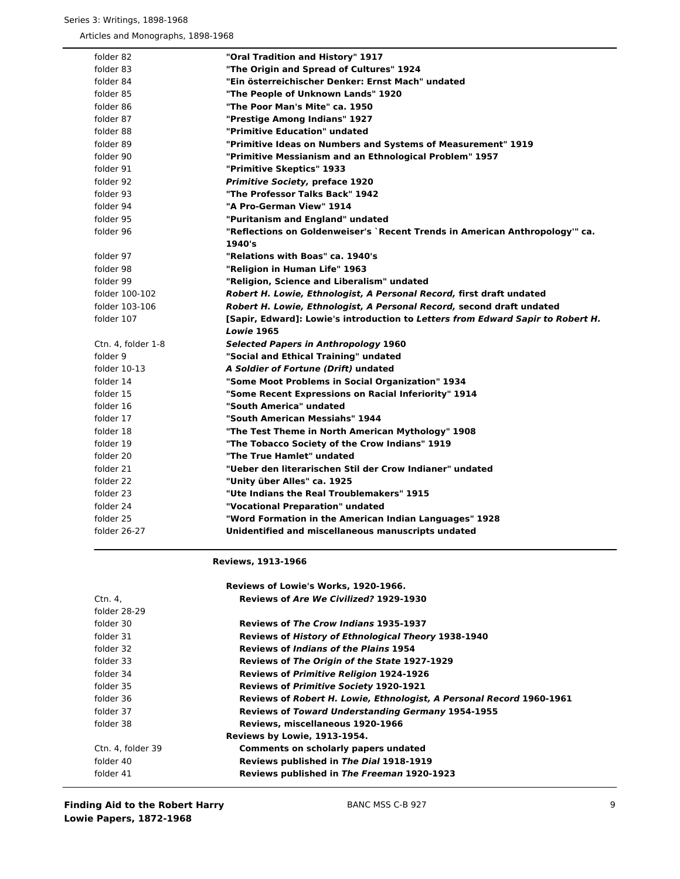| | |
|---|---|
| folder 82 | **"Oral Tradition and History" 1917** |
| folder 83 | **"The Origin and Spread of Cultures" 1924** |
| folder 84 | **"Ein österreichischer Denker: Ernst Mach" undated** |
| folder 85 | **"The People of Unknown Lands" 1920** |
| folder 86 | **"The Poor Man's Mite" ca. 1950** |
| folder 87 | **"Prestige Among Indians" 1927** |
| folder 88 | **"Primitive Education" undated** |
| folder 89 | **"Primitive Ideas on Numbers and Systems of Measurement" 1919** |
| folder 90 | **"Primitive Messianism and an Ethnological Problem" 1957** |
| folder 91 | **"Primitive Skeptics" 1933** |
| folder 92 | ***Primitive Society,* preface 1920** |
| folder 93 | **"The Professor Talks Back" 1942** |
| folder 94 | **"A Pro-German View" 1914** |
| folder 95 | **"Puritanism and England" undated** |
| folder 96 | **"Reflections on Goldenweiser's `Recent Trends in American Anthropology'" ca. 1940's** |
| folder 97 | **"Relations with Boas" ca. 1940's** |
| folder 98 | **"Religion in Human Life" 1963** |
| folder 99 | **"Religion, Science and Liberalism" undated** |
| folder 100-102 | ***Robert H. Lowie, Ethnologist, A Personal Record,* first draft undated** |
| folder 103-106 | ***Robert H. Lowie, Ethnologist, A Personal Record,* second draft undated** |
| folder 107 | **[Sapir, Edward]: Lowie's introduction to *Letters from Edward Sapir to Robert H. Lowie* 1965** |
| Ctn. 4, folder 1-8 | ***Selected Papers in Anthropology* 1960** |
| folder 9 | **"Social and Ethical Training" undated** |
| folder 10-13 | ***A Soldier of Fortune (Drift)* undated** |
| folder 14 | **"Some Moot Problems in Social Organization" 1934** |
| folder 15 | **"Some Recent Expressions on Racial Inferiority" 1914** |
| folder 16 | **"South America" undated** |
| folder 17 | **"South American Messiahs" 1944** |
| folder 18 | **"The Test Theme in North American Mythology" 1908** |
| folder 19 | **"The Tobacco Society of the Crow Indians" 1919** |
| folder 20 | **"The True Hamlet" undated** |
| folder 21 | **"Ueber den literarischen Stil der Crow Indianer" undated** |
| folder 22 | **"Unity über Alles" ca. 1925** |
| folder 23 | **"Ute Indians the Real Troublemakers" 1915** |
| folder 24 | **"Vocational Preparation" undated** |
| folder 25 | **"Word Formation in the American Indian Languages" 1928** |
| folder 26-27 | **Unidentified and miscellaneous manuscripts undated** |

**Reviews, 1913-1966**

| | |
|---|---|
| | **Reviews of Lowie's Works, 1920-1966.** |
| Ctn. 4, folder 28-29 | **Reviews of *Are We Civilized?* 1929-1930** |
| folder 30 | **Reviews of *The Crow Indians* 1935-1937** |
| folder 31 | **Reviews of *History of Ethnological Theory* 1938-1940** |
| folder 32 | **Reviews of *Indians of the Plains* 1954** |
| folder 33 | **Reviews of *The Origin of the State* 1927-1929** |
| folder 34 | **Reviews of *Primitive Religion* 1924-1926** |
| folder 35 | **Reviews of *Primitive Society* 1920-1921** |
| folder 36 | **Reviews of *Robert H. Lowie, Ethnologist, A Personal Record* 1960-1961** |
| folder 37 | **Reviews of *Toward Understanding Germany* 1954-1955** |
| folder 38 | **Reviews, miscellaneous 1920-1966** |
| | **Reviews by Lowie, 1913-1954.** |
| Ctn. 4, folder 39 | **Comments on scholarly papers undated** |
| folder 40 | **Reviews published in *The Dial* 1918-1919** |
| folder 41 | **Reviews published in *The Freeman* 1920-1923** |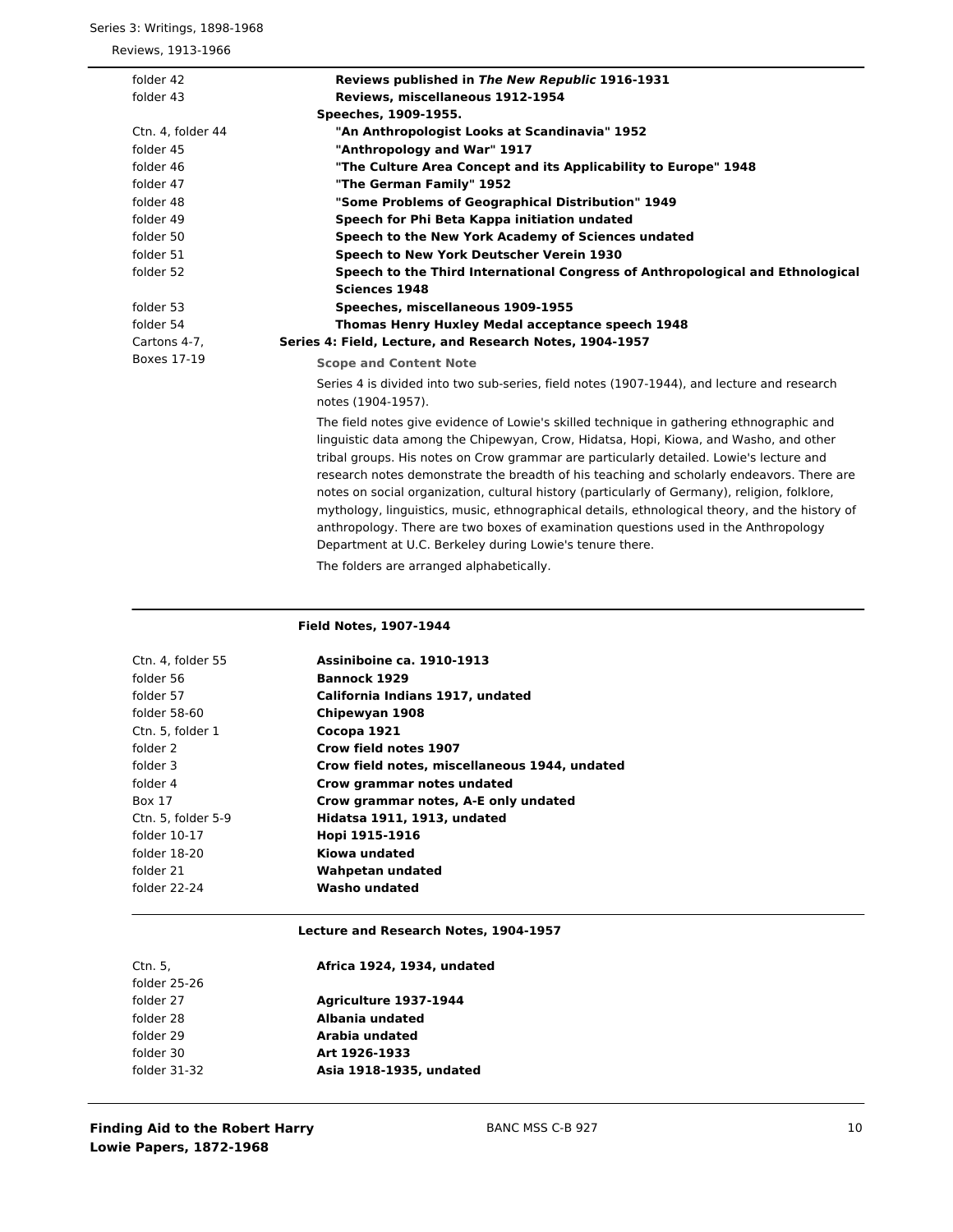| | |
|---|---|
| folder 42 | **Reviews published in *The New Republic* 1916-1931** |
| folder 43 | **Reviews, miscellaneous 1912-1954** |
| | **Speeches, 1909-1955.** |
| Ctn. 4, folder 44 | **"An Anthropologist Looks at Scandinavia" 1952** |
| folder 45 | **"Anthropology and War" 1917** |
| folder 46 | **"The Culture Area Concept and its Applicability to Europe" 1948** |
| folder 47 | **"The German Family" 1952** |
| folder 48 | **"Some Problems of Geographical Distribution" 1949** |
| folder 49 | **Speech for Phi Beta Kappa initiation undated** |
| folder 50 | **Speech to the New York Academy of Sciences undated** |
| folder 51 | **Speech to New York Deutscher Verein 1930** |
| folder 52 | **Speech to the Third International Congress of Anthropological and Ethnological Sciences 1948** |
| folder 53 | **Speeches, miscellaneous 1909-1955** |
| folder 54 | **Thomas Henry Huxley Medal acceptance speech 1948** |
| Cartons 4-7, Boxes 17-19 | **Series 4: Field, Lecture, and Research Notes, 1904-1957** |

**Scope and Content Note**

Series 4 is divided into two sub-series, field notes (1907-1944), and lecture and research notes (1904-1957).

The field notes give evidence of Lowie's skilled technique in gathering ethnographic and linguistic data among the Chipewyan, Crow, Hidatsa, Hopi, Kiowa, and Washo, and other tribal groups. His notes on Crow grammar are particularly detailed. Lowie's lecture and research notes demonstrate the breadth of his teaching and scholarly endeavors. There are notes on social organization, cultural history (particularly of Germany), religion, folklore, mythology, linguistics, music, ethnographical details, ethnological theory, and the history of anthropology. There are two boxes of examination questions used in the Anthropology Department at U.C. Berkeley during Lowie's tenure there.

The folders are arranged alphabetically.

### Field Notes, 1907-1944

| | |
|---|---|
| Ctn. 4, folder 55 | **Assiniboine ca. 1910-1913** |
| folder 56 | **Bannock 1929** |
| folder 57 | **California Indians 1917, undated** |
| folder 58-60 | **Chipewyan 1908** |
| Ctn. 5, folder 1 | **Cocopa 1921** |
| folder 2 | **Crow field notes 1907** |
| folder 3 | **Crow field notes, miscellaneous 1944, undated** |
| folder 4 | **Crow grammar notes undated** |
| Box 17 | **Crow grammar notes, A-E only undated** |
| Ctn. 5, folder 5-9 | **Hidatsa 1911, 1913, undated** |
| folder 10-17 | **Hopi 1915-1916** |
| folder 18-20 | **Kiowa undated** |
| folder 21 | **Wahpetan undated** |
| folder 22-24 | **Washo undated** |

### Lecture and Research Notes, 1904-1957

| | |
|---|---|
| Ctn. 5, folder 25-26 | **Africa 1924, 1934, undated** |
| folder 27 | **Agriculture 1937-1944** |
| folder 28 | **Albania undated** |
| folder 29 | **Arabia undated** |
| folder 30 | **Art 1926-1933** |
| folder 31-32 | **Asia 1918-1935, undated** |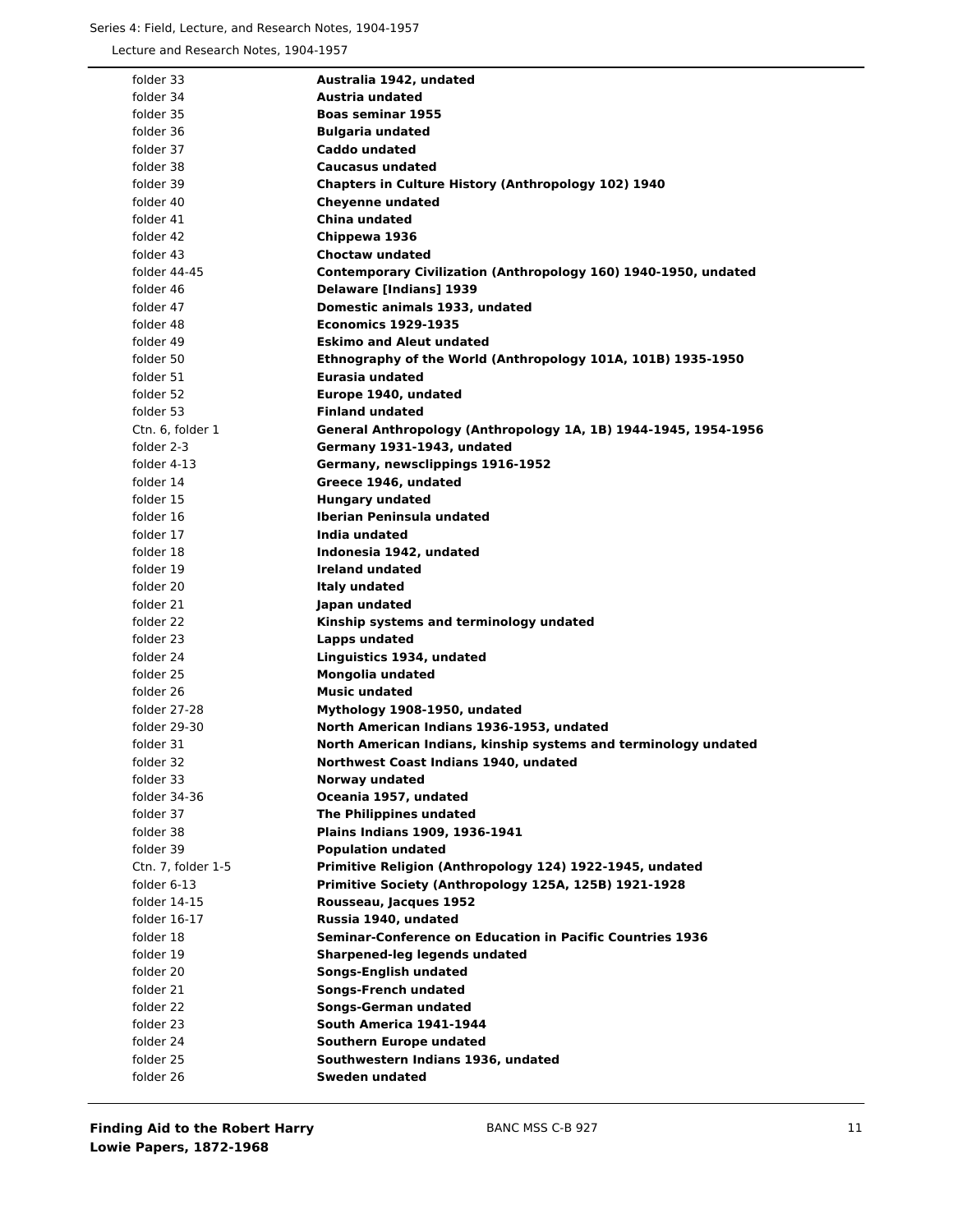Series 4: Field, Lecture, and Research Notes, 1904-1957

Lecture and Research Notes, 1904-1957

| | |
|---|---|
| folder 33 | **Australia 1942, undated** |
| folder 34 | **Austria undated** |
| folder 35 | **Boas seminar 1955** |
| folder 36 | **Bulgaria undated** |
| folder 37 | **Caddo undated** |
| folder 38 | **Caucasus undated** |
| folder 39 | **Chapters in Culture History (Anthropology 102) 1940** |
| folder 40 | **Cheyenne undated** |
| folder 41 | **China undated** |
| folder 42 | **Chippewa 1936** |
| folder 43 | **Choctaw undated** |
| folder 44-45 | **Contemporary Civilization (Anthropology 160) 1940-1950, undated** |
| folder 46 | **Delaware [Indians] 1939** |
| folder 47 | **Domestic animals 1933, undated** |
| folder 48 | **Economics 1929-1935** |
| folder 49 | **Eskimo and Aleut undated** |
| folder 50 | **Ethnography of the World (Anthropology 101A, 101B) 1935-1950** |
| folder 51 | **Eurasia undated** |
| folder 52 | **Europe 1940, undated** |
| folder 53 | **Finland undated** |
| Ctn. 6, folder 1 | **General Anthropology (Anthropology 1A, 1B) 1944-1945, 1954-1956** |
| folder 2-3 | **Germany 1931-1943, undated** |
| folder 4-13 | **Germany, newsclippings 1916-1952** |
| folder 14 | **Greece 1946, undated** |
| folder 15 | **Hungary undated** |
| folder 16 | **Iberian Peninsula undated** |
| folder 17 | **India undated** |
| folder 18 | **Indonesia 1942, undated** |
| folder 19 | **Ireland undated** |
| folder 20 | **Italy undated** |
| folder 21 | **Japan undated** |
| folder 22 | **Kinship systems and terminology undated** |
| folder 23 | **Lapps undated** |
| folder 24 | **Linguistics 1934, undated** |
| folder 25 | **Mongolia undated** |
| folder 26 | **Music undated** |
| folder 27-28 | **Mythology 1908-1950, undated** |
| folder 29-30 | **North American Indians 1936-1953, undated** |
| folder 31 | **North American Indians, kinship systems and terminology undated** |
| folder 32 | **Northwest Coast Indians 1940, undated** |
| folder 33 | **Norway undated** |
| folder 34-36 | **Oceania 1957, undated** |
| folder 37 | **The Philippines undated** |
| folder 38 | **Plains Indians 1909, 1936-1941** |
| folder 39 | **Population undated** |
| Ctn. 7, folder 1-5 | **Primitive Religion (Anthropology 124) 1922-1945, undated** |
| folder 6-13 | **Primitive Society (Anthropology 125A, 125B) 1921-1928** |
| folder 14-15 | **Rousseau, Jacques 1952** |
| folder 16-17 | **Russia 1940, undated** |
| folder 18 | **Seminar-Conference on Education in Pacific Countries 1936** |
| folder 19 | **Sharpened-leg legends undated** |
| folder 20 | **Songs-English undated** |
| folder 21 | **Songs-French undated** |
| folder 22 | **Songs-German undated** |
| folder 23 | **South America 1941-1944** |
| folder 24 | **Southern Europe undated** |
| folder 25 | **Southwestern Indians 1936, undated** |
| folder 26 | **Sweden undated** |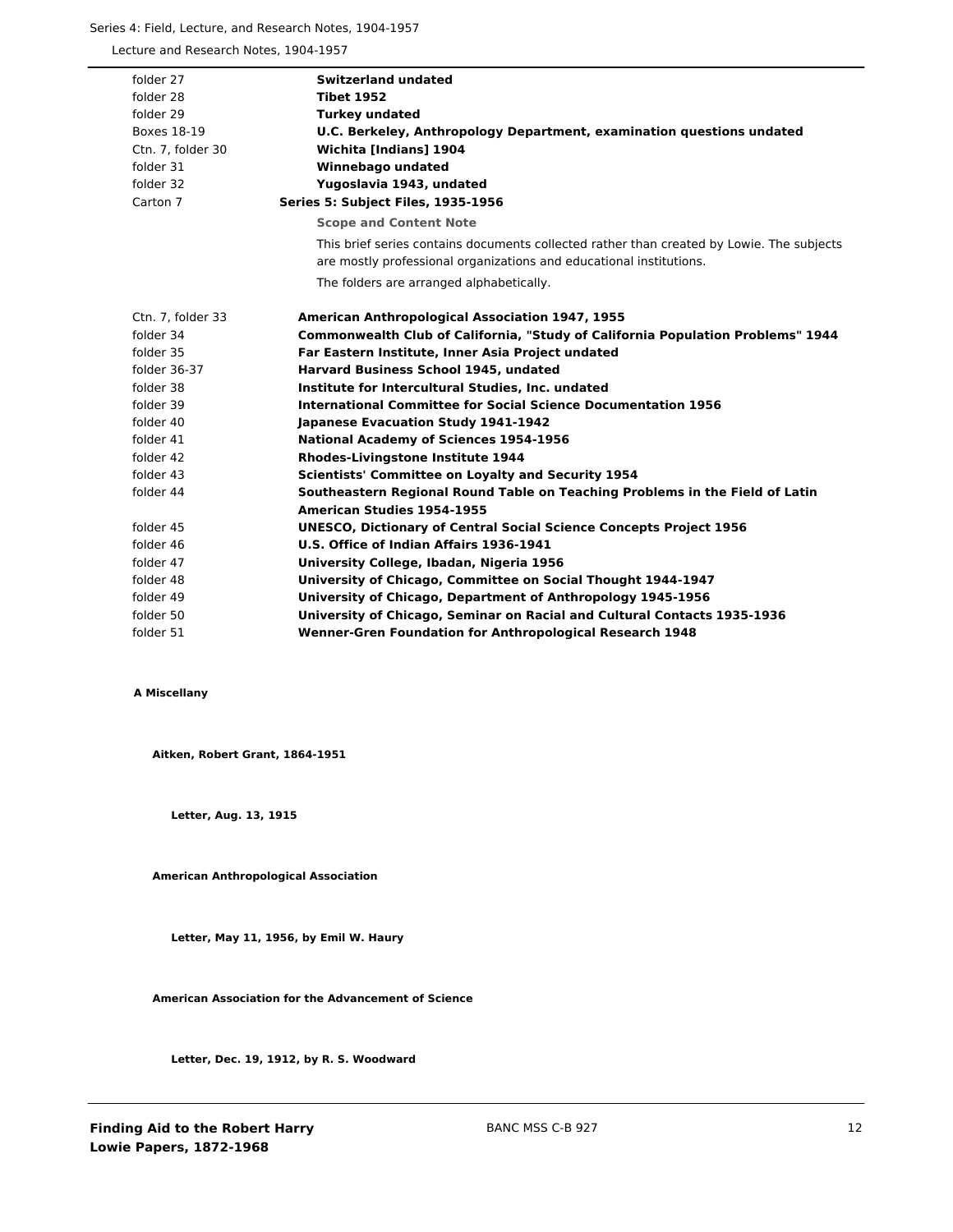| | |
|---|---|
| folder 27 | **Switzerland undated** |
| folder 28 | **Tibet 1952** |
| folder 29 | **Turkey undated** |
| Boxes 18-19 | **U.C. Berkeley, Anthropology Department, examination questions undated** |
| Ctn. 7, folder 30 | **Wichita [Indians] 1904** |
| folder 31 | **Winnebago undated** |
| folder 32 | **Yugoslavia 1943, undated** |
| Carton 7 | **Series 5: Subject Files, 1935-1956** |

**Scope and Content Note**

This brief series contains documents collected rather than created by Lowie. The subjects are mostly professional organizations and educational institutions.

The folders are arranged alphabetically.

| | |
|---|---|
| Ctn. 7, folder 33 | **American Anthropological Association 1947, 1955** |
| folder 34 | **Commonwealth Club of California, "Study of California Population Problems" 1944** |
| folder 35 | **Far Eastern Institute, Inner Asia Project undated** |
| folder 36-37 | **Harvard Business School 1945, undated** |
| folder 38 | **Institute for Intercultural Studies, Inc. undated** |
| folder 39 | **International Committee for Social Science Documentation 1956** |
| folder 40 | **Japanese Evacuation Study 1941-1942** |
| folder 41 | **National Academy of Sciences 1954-1956** |
| folder 42 | **Rhodes-Livingstone Institute 1944** |
| folder 43 | **Scientists' Committee on Loyalty and Security 1954** |
| folder 44 | **Southeastern Regional Round Table on Teaching Problems in the Field of Latin American Studies 1954-1955** |
| folder 45 | **UNESCO, Dictionary of Central Social Science Concepts Project 1956** |
| folder 46 | **U.S. Office of Indian Affairs 1936-1941** |
| folder 47 | **University College, Ibadan, Nigeria 1956** |
| folder 48 | **University of Chicago, Committee on Social Thought 1944-1947** |
| folder 49 | **University of Chicago, Department of Anthropology 1945-1956** |
| folder 50 | **University of Chicago, Seminar on Racial and Cultural Contacts 1935-1936** |
| folder 51 | **Wenner-Gren Foundation for Anthropological Research 1948** |

**A Miscellany**

**Aitken, Robert Grant, 1864-1951**

**Letter, Aug. 13, 1915**

**American Anthropological Association**

**Letter, May 11, 1956, by Emil W. Haury**

**American Association for the Advancement of Science**

**Letter, Dec. 19, 1912, by R. S. Woodward**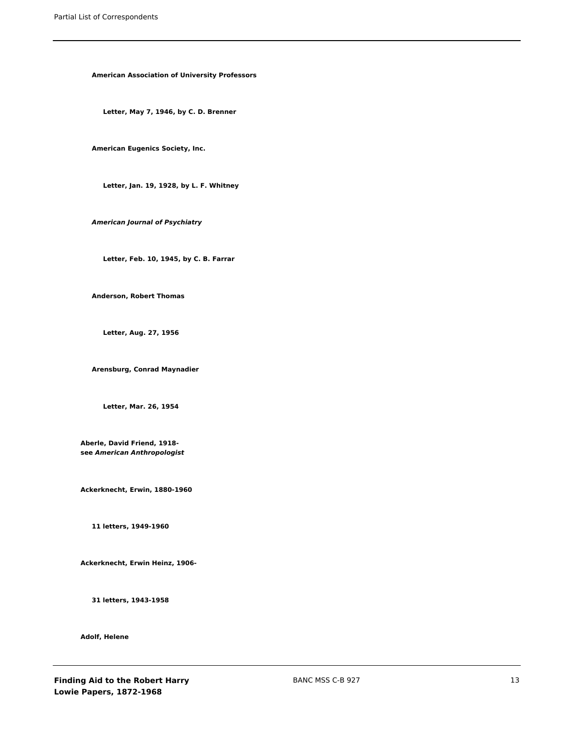**American Association of University Professors**

**Letter, May 7, 1946, by C. D. Brenner**

**American Eugenics Society, Inc.**

**Letter, Jan. 19, 1928, by L. F. Whitney**

***American Journal of Psychiatry***

**Letter, Feb. 10, 1945, by C. B. Farrar**

**Anderson, Robert Thomas**

**Letter, Aug. 27, 1956**

**Arensburg, Conrad Maynadier**

**Letter, Mar. 26, 1954**

**Aberle, David Friend, 1918-**
**see *American Anthropologist***

**Ackerknecht, Erwin, 1880-1960**

**11 letters, 1949-1960**

**Ackerknecht, Erwin Heinz, 1906-**

**31 letters, 1943-1958**

**Adolf, Helene**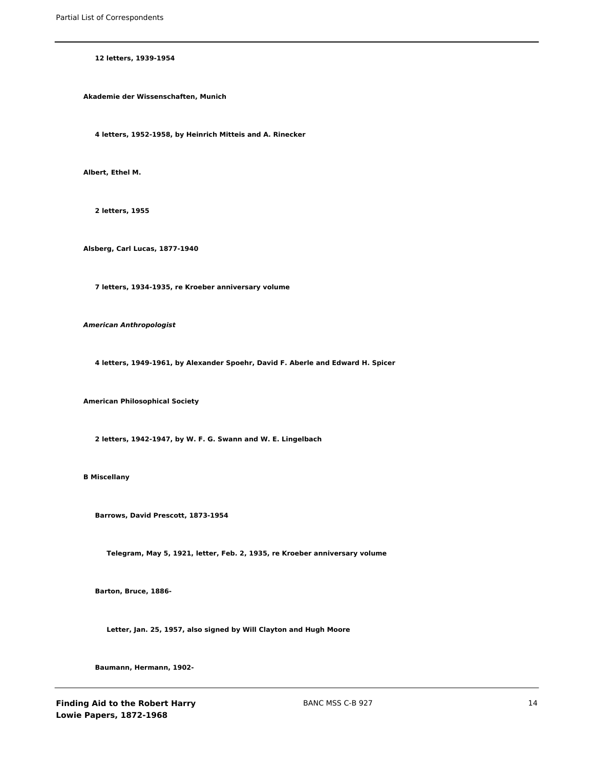**12 letters, 1939-1954**

**Akademie der Wissenschaften, Munich**

**4 letters, 1952-1958, by Heinrich Mitteis and A. Rinecker**

**Albert, Ethel M.**

**2 letters, 1955**

**Alsberg, Carl Lucas, 1877-1940**

**7 letters, 1934-1935, re Kroeber anniversary volume**

***American Anthropologist***

**4 letters, 1949-1961, by Alexander Spoehr, David F. Aberle and Edward H. Spicer**

**American Philosophical Society**

**2 letters, 1942-1947, by W. F. G. Swann and W. E. Lingelbach**

**B Miscellany**

**Barrows, David Prescott, 1873-1954**

**Telegram, May 5, 1921, letter, Feb. 2, 1935, re Kroeber anniversary volume**

**Barton, Bruce, 1886-**

**Letter, Jan. 25, 1957, also signed by Will Clayton and Hugh Moore**

**Baumann, Hermann, 1902-**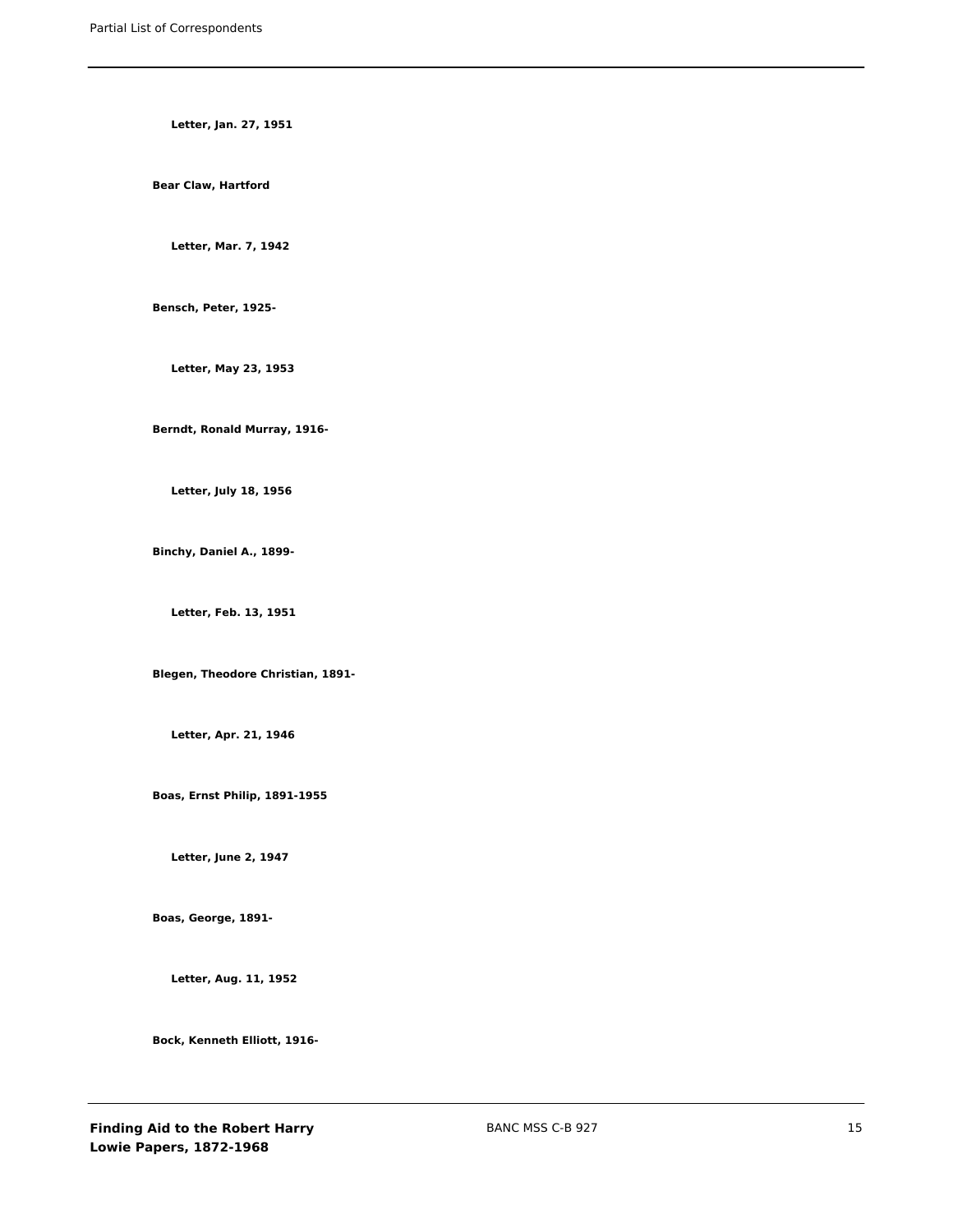**Letter, Jan. 27, 1951**

**Bear Claw, Hartford**

**Letter, Mar. 7, 1942**

**Bensch, Peter, 1925-**

**Letter, May 23, 1953**

**Berndt, Ronald Murray, 1916-**

**Letter, July 18, 1956**

**Binchy, Daniel A., 1899-**

**Letter, Feb. 13, 1951**

**Blegen, Theodore Christian, 1891-**

**Letter, Apr. 21, 1946**

**Boas, Ernst Philip, 1891-1955**

**Letter, June 2, 1947**

**Boas, George, 1891-**

**Letter, Aug. 11, 1952**

**Bock, Kenneth Elliott, 1916-**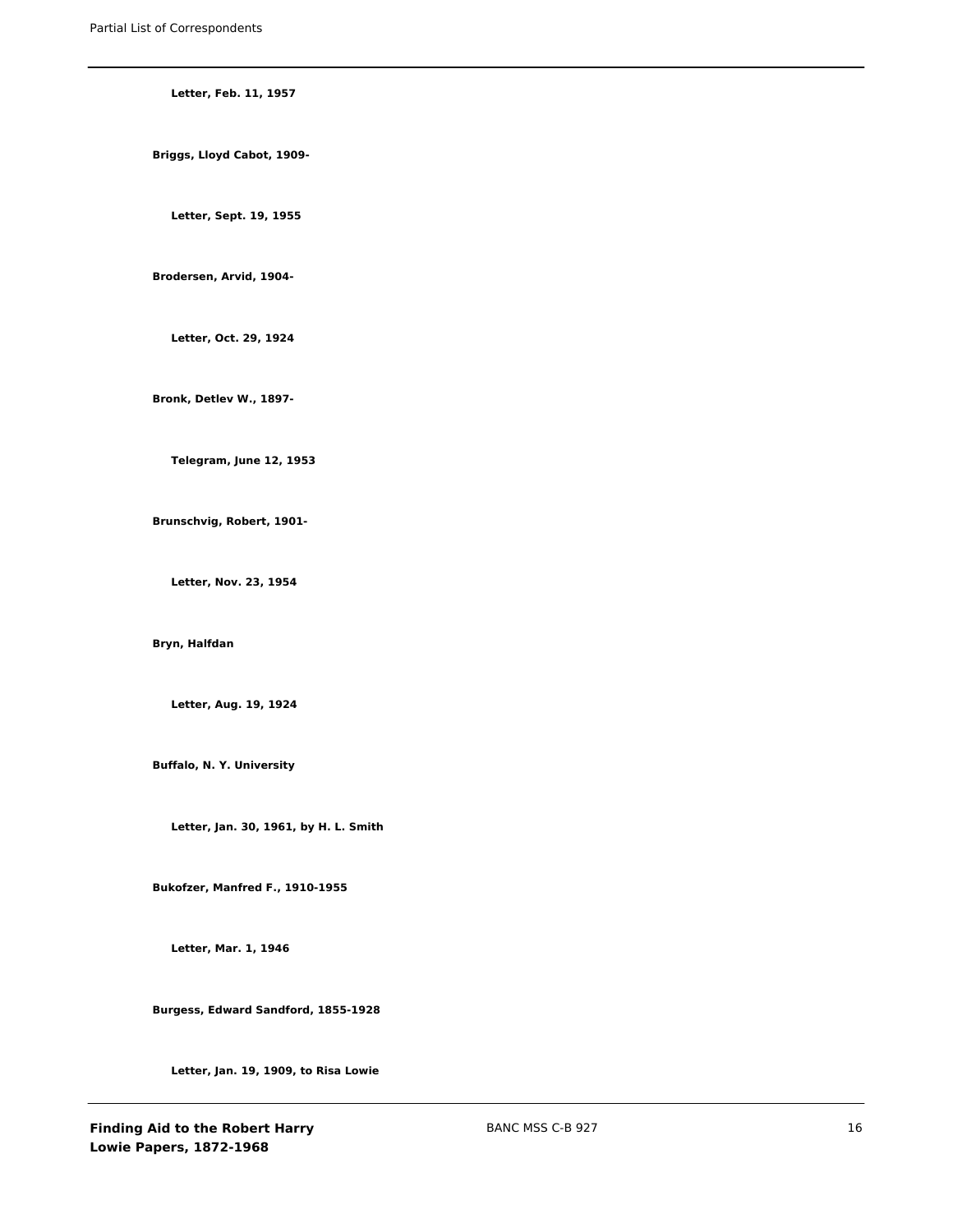**Letter, Feb. 11, 1957**

**Briggs, Lloyd Cabot, 1909-**

**Letter, Sept. 19, 1955**

**Brodersen, Arvid, 1904-**

**Letter, Oct. 29, 1924**

**Bronk, Detlev W., 1897-**

**Telegram, June 12, 1953**

**Brunschvig, Robert, 1901-**

**Letter, Nov. 23, 1954**

**Bryn, Halfdan**

**Letter, Aug. 19, 1924**

**Buffalo, N. Y. University**

**Letter, Jan. 30, 1961, by H. L. Smith**

**Bukofzer, Manfred F., 1910-1955**

**Letter, Mar. 1, 1946**

**Burgess, Edward Sandford, 1855-1928**

**Letter, Jan. 19, 1909, to Risa Lowie**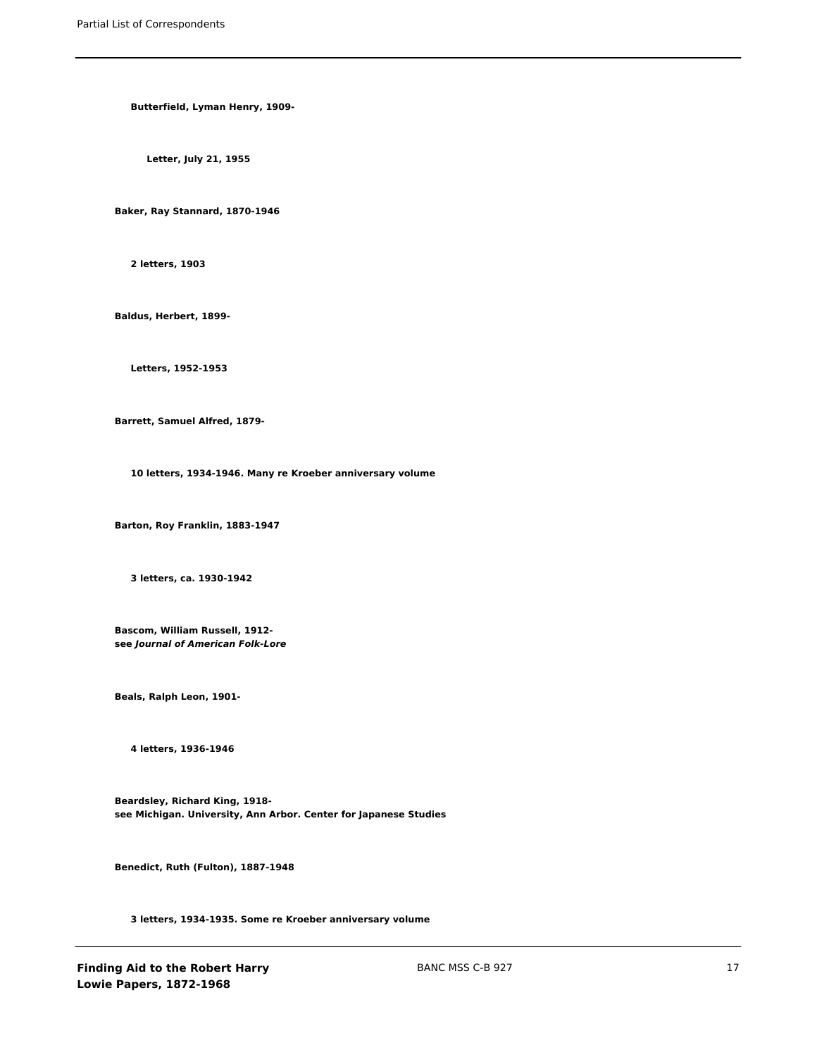**Butterfield, Lyman Henry, 1909-**

**Letter, July 21, 1955**

**Baker, Ray Stannard, 1870-1946**

**2 letters, 1903**

**Baldus, Herbert, 1899-**

**Letters, 1952-1953**

**Barrett, Samuel Alfred, 1879-**

**10 letters, 1934-1946. Many re Kroeber anniversary volume**

**Barton, Roy Franklin, 1883-1947**

**3 letters, ca. 1930-1942**

**Bascom, William Russell, 1912-**
**see *Journal of American Folk-Lore***

**Beals, Ralph Leon, 1901-**

**4 letters, 1936-1946**

**Beardsley, Richard King, 1918-**
**see Michigan. University, Ann Arbor. Center for Japanese Studies**

**Benedict, Ruth (Fulton), 1887-1948**

**3 letters, 1934-1935. Some re Kroeber anniversary volume**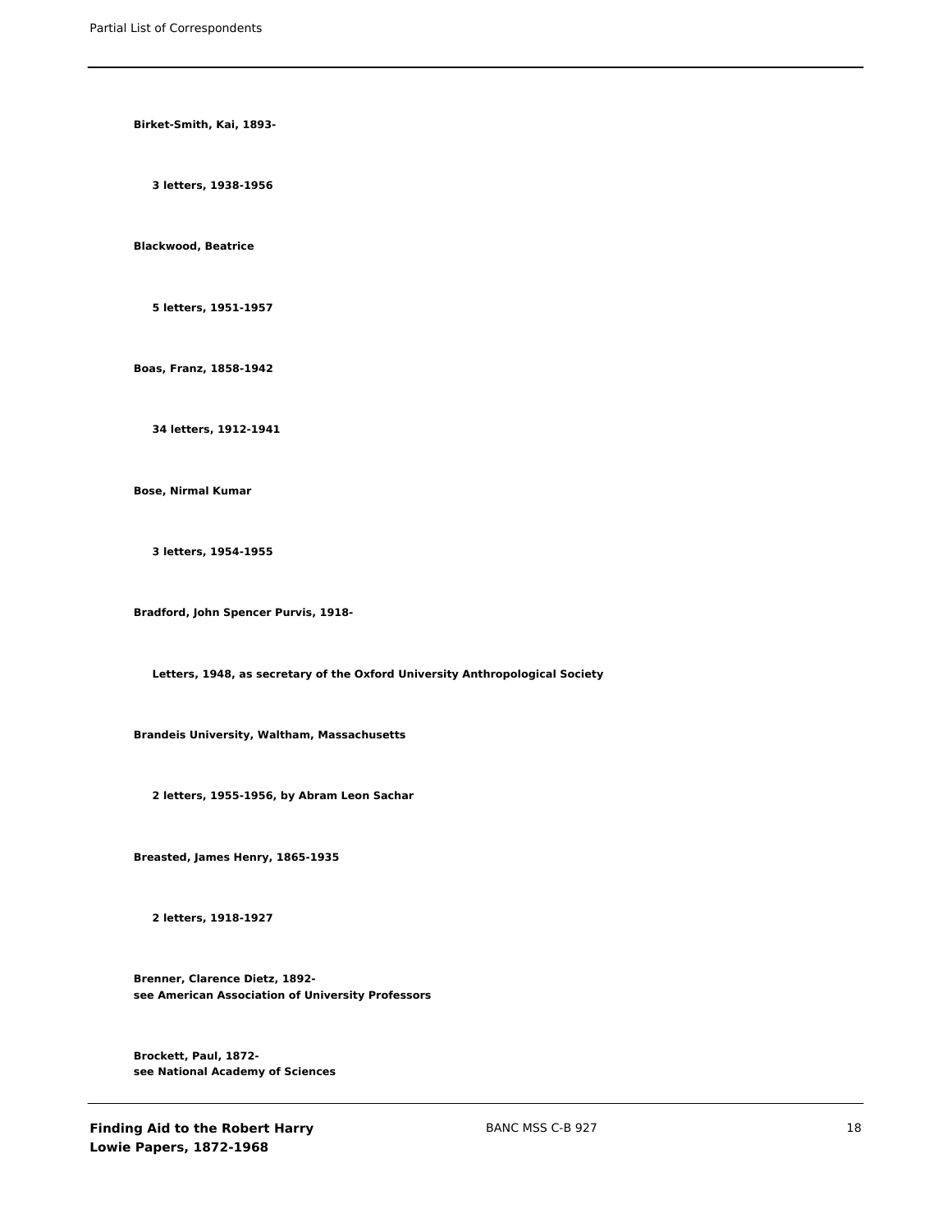**Birket-Smith, Kai, 1893-**

**3 letters, 1938-1956**

**Blackwood, Beatrice**

**5 letters, 1951-1957**

**Boas, Franz, 1858-1942**

**34 letters, 1912-1941**

**Bose, Nirmal Kumar**

**3 letters, 1954-1955**

**Bradford, John Spencer Purvis, 1918-**

**Letters, 1948, as secretary of the Oxford University Anthropological Society**

**Brandeis University, Waltham, Massachusetts**

**2 letters, 1955-1956, by Abram Leon Sachar**

**Breasted, James Henry, 1865-1935**

**2 letters, 1918-1927**

**Brenner, Clarence Dietz, 1892-**
**see American Association of University Professors**

**Brockett, Paul, 1872-**
**see National Academy of Sciences**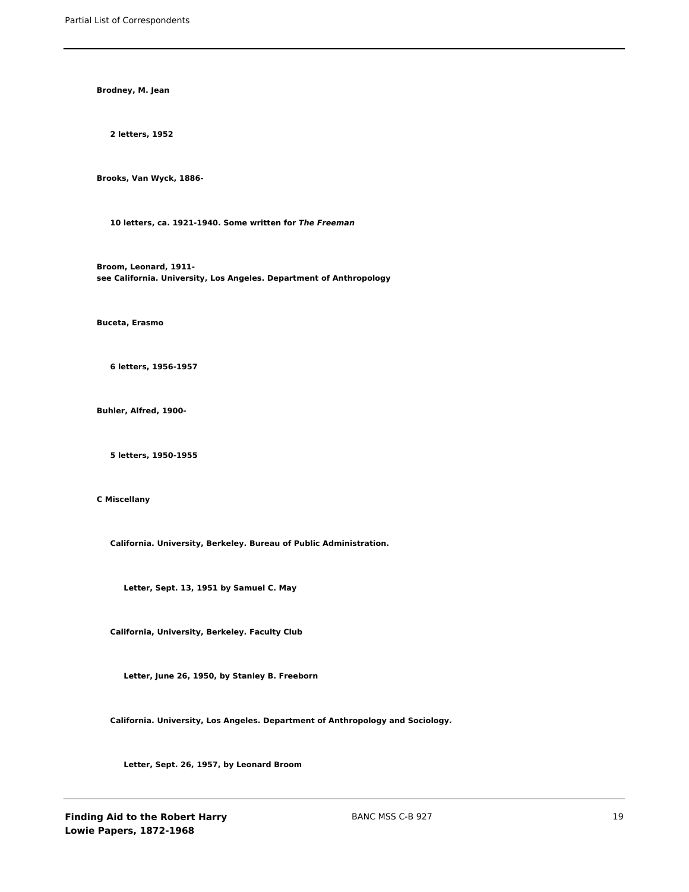**Brodney, M. Jean**

**2 letters, 1952**

**Brooks, Van Wyck, 1886-**

**10 letters, ca. 1921-1940. Some written for *The Freeman***

**Broom, Leonard, 1911-**
**see California. University, Los Angeles. Department of Anthropology**

**Buceta, Erasmo**

**6 letters, 1956-1957**

**Buhler, Alfred, 1900-**

**5 letters, 1950-1955**

**C Miscellany**

**California. University, Berkeley. Bureau of Public Administration.**

**Letter, Sept. 13, 1951 by Samuel C. May**

**California, University, Berkeley. Faculty Club**

**Letter, June 26, 1950, by Stanley B. Freeborn**

**California. University, Los Angeles. Department of Anthropology and Sociology.**

**Letter, Sept. 26, 1957, by Leonard Broom**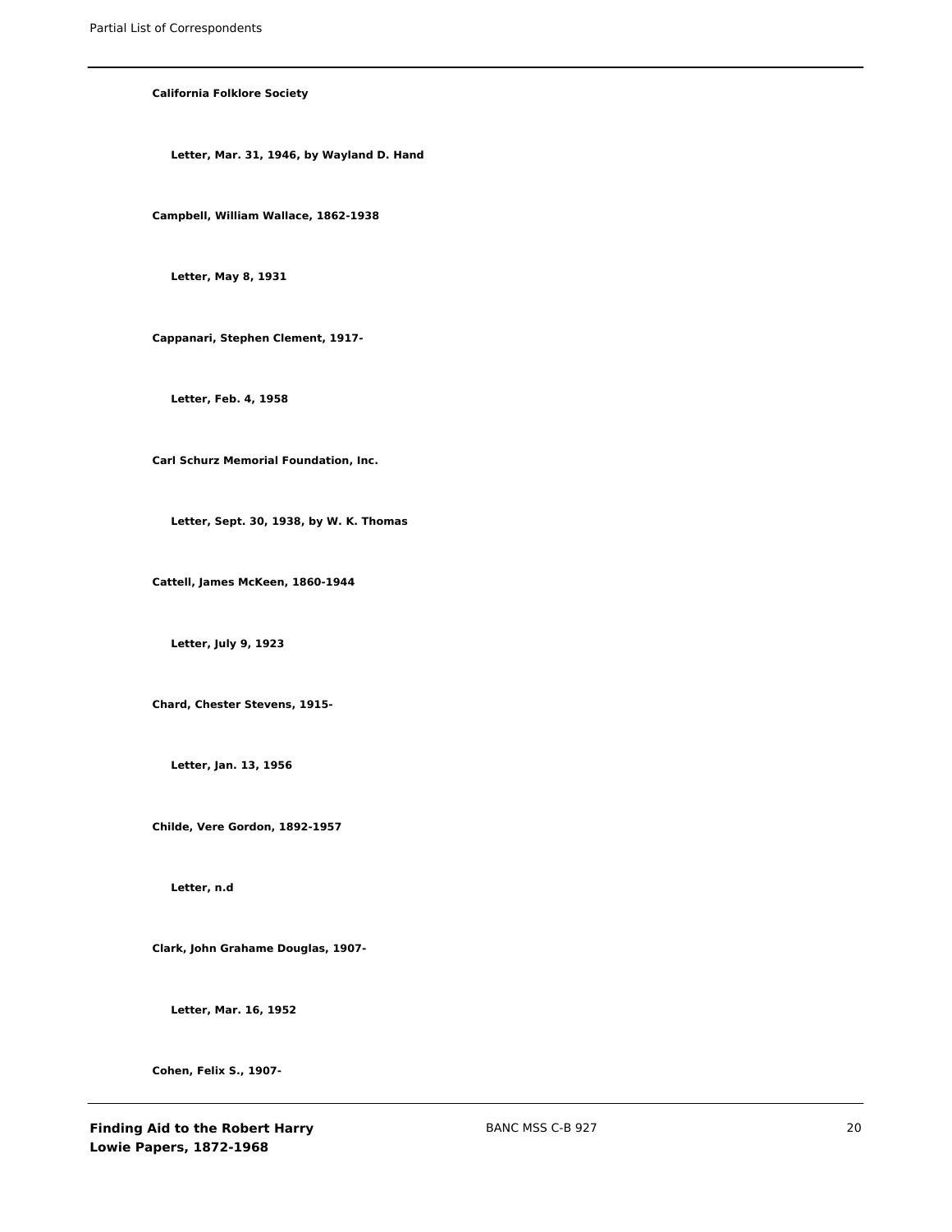**California Folklore Society**

**Letter, Mar. 31, 1946, by Wayland D. Hand**

**Campbell, William Wallace, 1862-1938**

**Letter, May 8, 1931**

**Cappanari, Stephen Clement, 1917-**

**Letter, Feb. 4, 1958**

**Carl Schurz Memorial Foundation, Inc.**

**Letter, Sept. 30, 1938, by W. K. Thomas**

**Cattell, James McKeen, 1860-1944**

**Letter, July 9, 1923**

**Chard, Chester Stevens, 1915-**

**Letter, Jan. 13, 1956**

**Childe, Vere Gordon, 1892-1957**

**Letter, n.d**

**Clark, John Grahame Douglas, 1907-**

**Letter, Mar. 16, 1952**

**Cohen, Felix S., 1907-**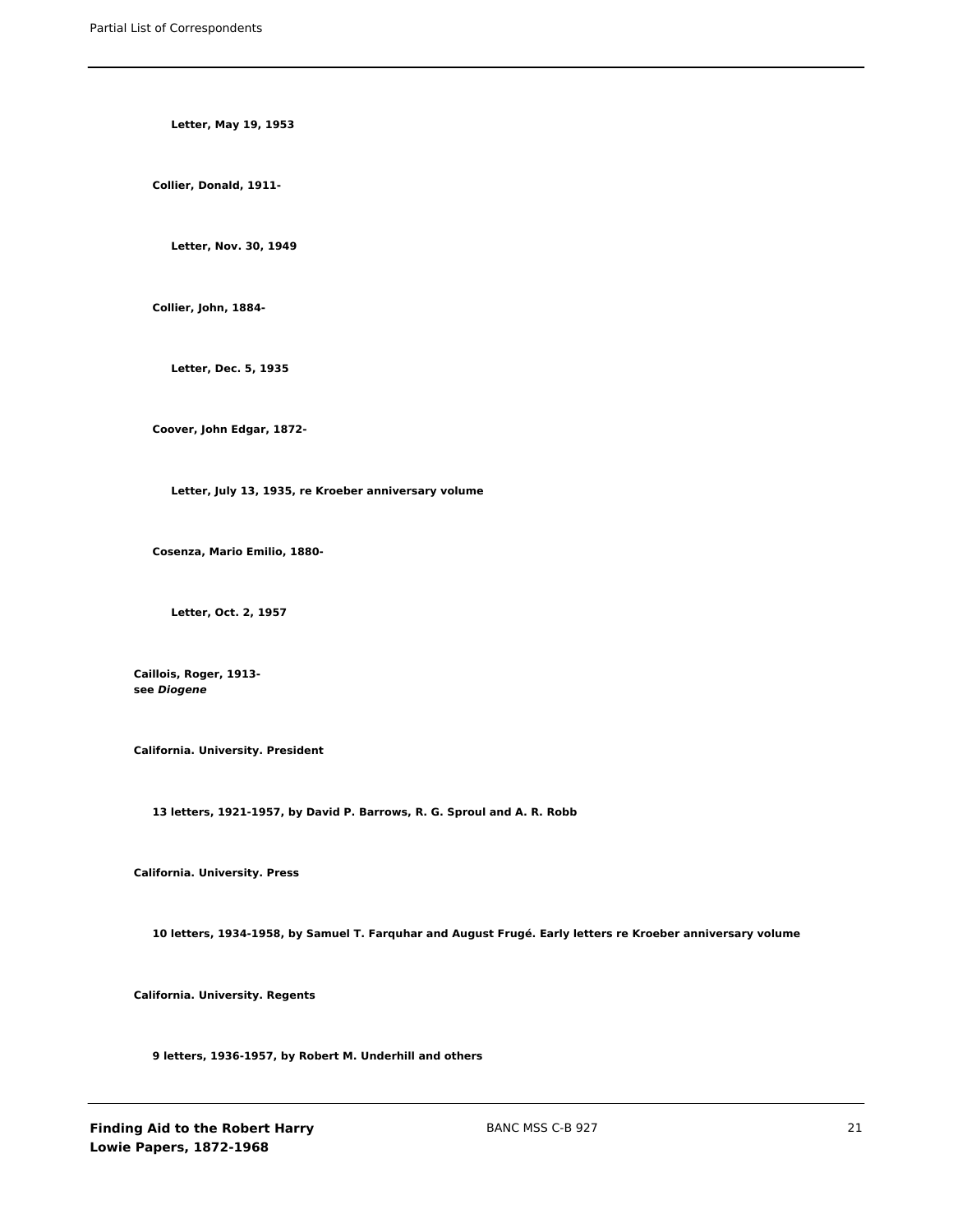**Letter, May 19, 1953**

**Collier, Donald, 1911-**

**Letter, Nov. 30, 1949**

**Collier, John, 1884-**

**Letter, Dec. 5, 1935**

**Coover, John Edgar, 1872-**

**Letter, July 13, 1935, re Kroeber anniversary volume**

**Cosenza, Mario Emilio, 1880-**

**Letter, Oct. 2, 1957**

**Caillois, Roger, 1913-**
**see *Diogene***

**California. University. President**

**13 letters, 1921-1957, by David P. Barrows, R. G. Sproul and A. R. Robb**

**California. University. Press**

**10 letters, 1934-1958, by Samuel T. Farquhar and August Frugé. Early letters re Kroeber anniversary volume**

**California. University. Regents**

**9 letters, 1936-1957, by Robert M. Underhill and others**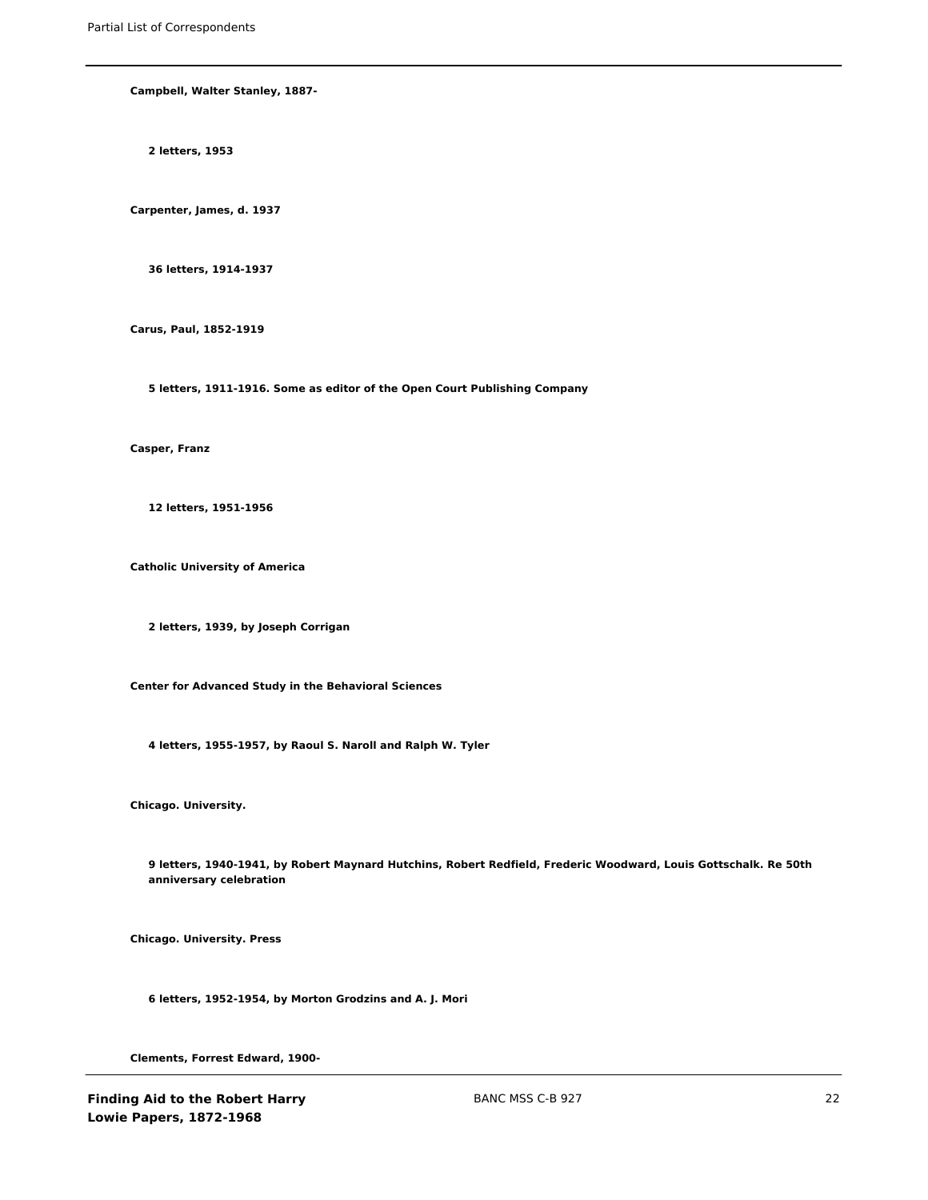**Campbell, Walter Stanley, 1887-**

**2 letters, 1953**

**Carpenter, James, d. 1937**

**36 letters, 1914-1937**

**Carus, Paul, 1852-1919**

**5 letters, 1911-1916. Some as editor of the Open Court Publishing Company**

**Casper, Franz**

**12 letters, 1951-1956**

**Catholic University of America**

**2 letters, 1939, by Joseph Corrigan**

**Center for Advanced Study in the Behavioral Sciences**

**4 letters, 1955-1957, by Raoul S. Naroll and Ralph W. Tyler**

**Chicago. University.**

**9 letters, 1940-1941, by Robert Maynard Hutchins, Robert Redfield, Frederic Woodward, Louis Gottschalk. Re 50th anniversary celebration**

**Chicago. University. Press**

**6 letters, 1952-1954, by Morton Grodzins and A. J. Mori**

**Clements, Forrest Edward, 1900-**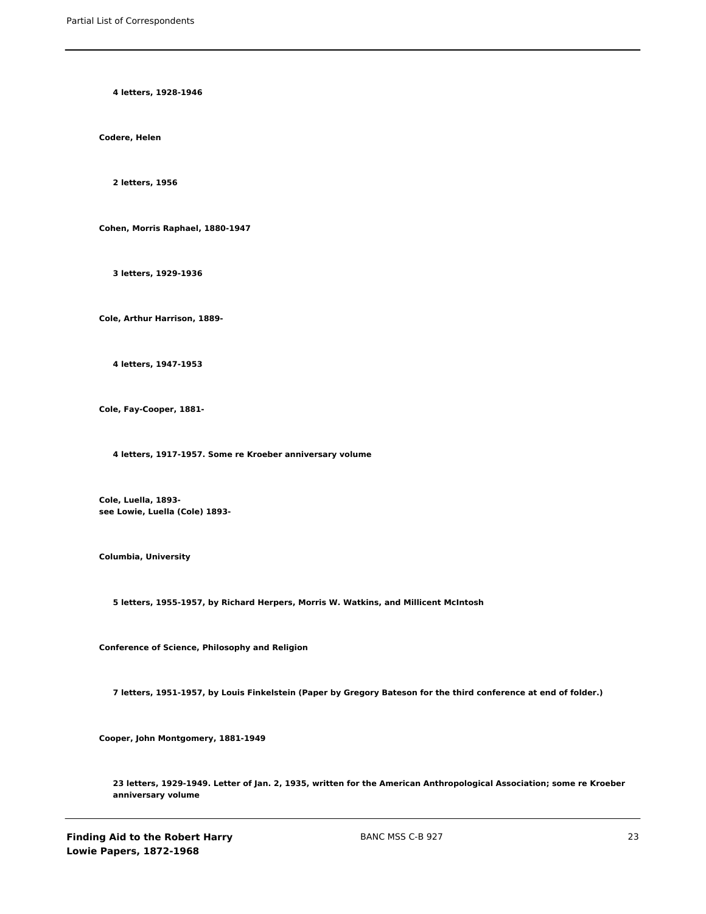**4 letters, 1928-1946**

**Codere, Helen**

**2 letters, 1956**

**Cohen, Morris Raphael, 1880-1947**

**3 letters, 1929-1936**

**Cole, Arthur Harrison, 1889-**

**4 letters, 1947-1953**

**Cole, Fay-Cooper, 1881-**

**4 letters, 1917-1957. Some re Kroeber anniversary volume**

**Cole, Luella, 1893-**
**see Lowie, Luella (Cole) 1893-**

**Columbia, University**

**5 letters, 1955-1957, by Richard Herpers, Morris W. Watkins, and Millicent McIntosh**

**Conference of Science, Philosophy and Religion**

**7 letters, 1951-1957, by Louis Finkelstein (Paper by Gregory Bateson for the third conference at end of folder.)**

**Cooper, John Montgomery, 1881-1949**

**23 letters, 1929-1949. Letter of Jan. 2, 1935, written for the American Anthropological Association; some re Kroeber anniversary volume**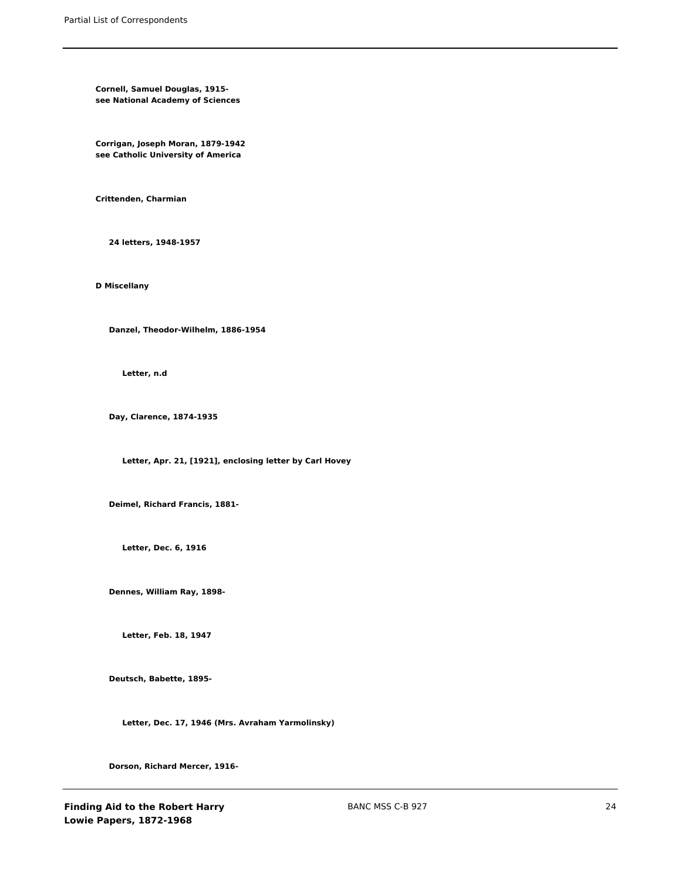**Cornell, Samuel Douglas, 1915-**
**see National Academy of Sciences**

**Corrigan, Joseph Moran, 1879-1942**
**see Catholic University of America**

**Crittenden, Charmian**

- **24 letters, 1948-1957**

**D Miscellany**

- **Danzel, Theodor-Wilhelm, 1886-1954**
  - **Letter, n.d**
- **Day, Clarence, 1874-1935**
  - **Letter, Apr. 21, [1921], enclosing letter by Carl Hovey**
- **Deimel, Richard Francis, 1881-**
  - **Letter, Dec. 6, 1916**
- **Dennes, William Ray, 1898-**
  - **Letter, Feb. 18, 1947**
- **Deutsch, Babette, 1895-**
  - **Letter, Dec. 17, 1946 (Mrs. Avraham Yarmolinsky)**
- **Dorson, Richard Mercer, 1916-**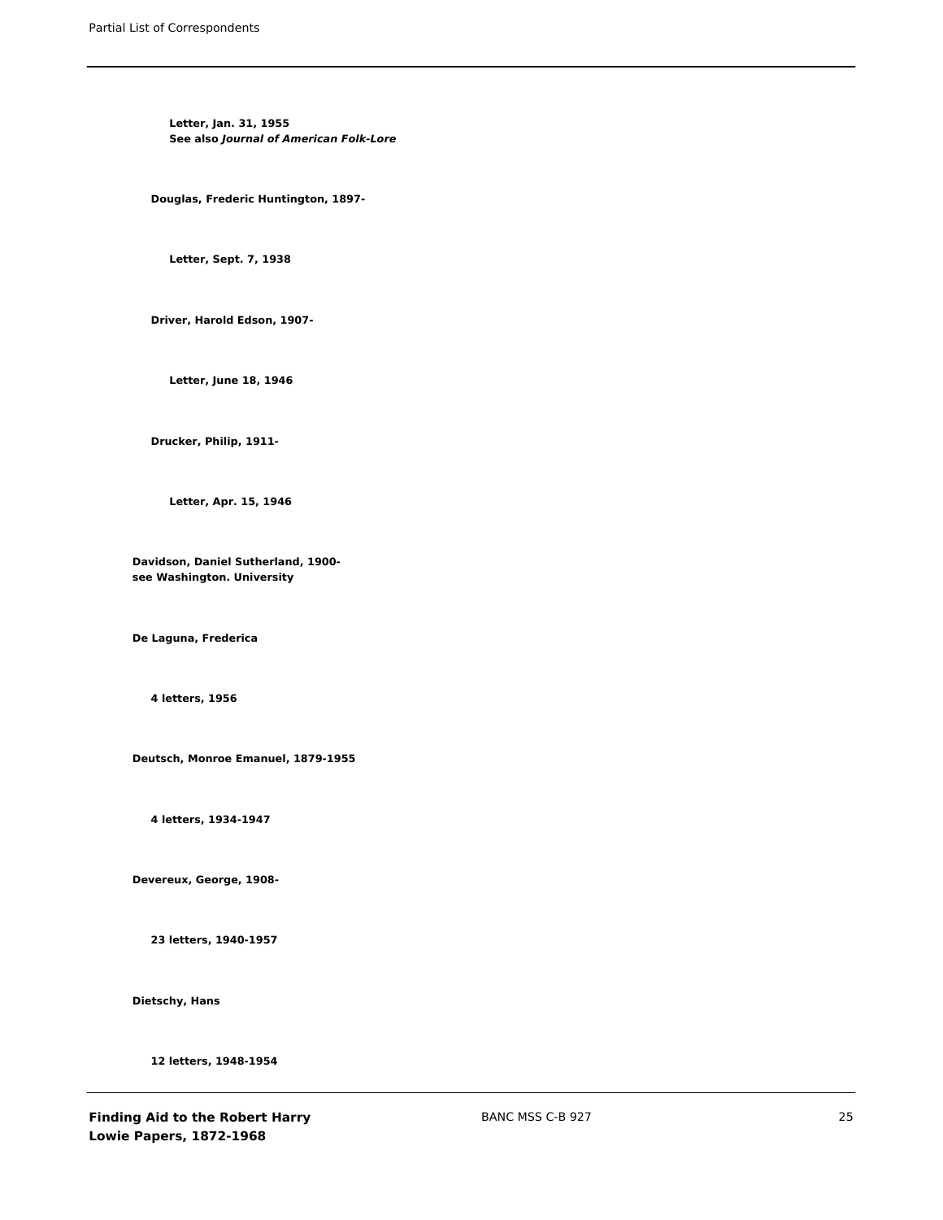Letter, Jan. 31, 1955
See also *Journal of American Folk-Lore*

**Douglas, Frederic Huntington, 1897-**

Letter, Sept. 7, 1938

**Driver, Harold Edson, 1907-**

Letter, June 18, 1946

**Drucker, Philip, 1911-**

Letter, Apr. 15, 1946

**Davidson, Daniel Sutherland, 1900-**
see Washington. University

**De Laguna, Frederica**

4 letters, 1956

**Deutsch, Monroe Emanuel, 1879-1955**

4 letters, 1934-1947

**Devereux, George, 1908-**

23 letters, 1940-1957

**Dietschy, Hans**

12 letters, 1948-1954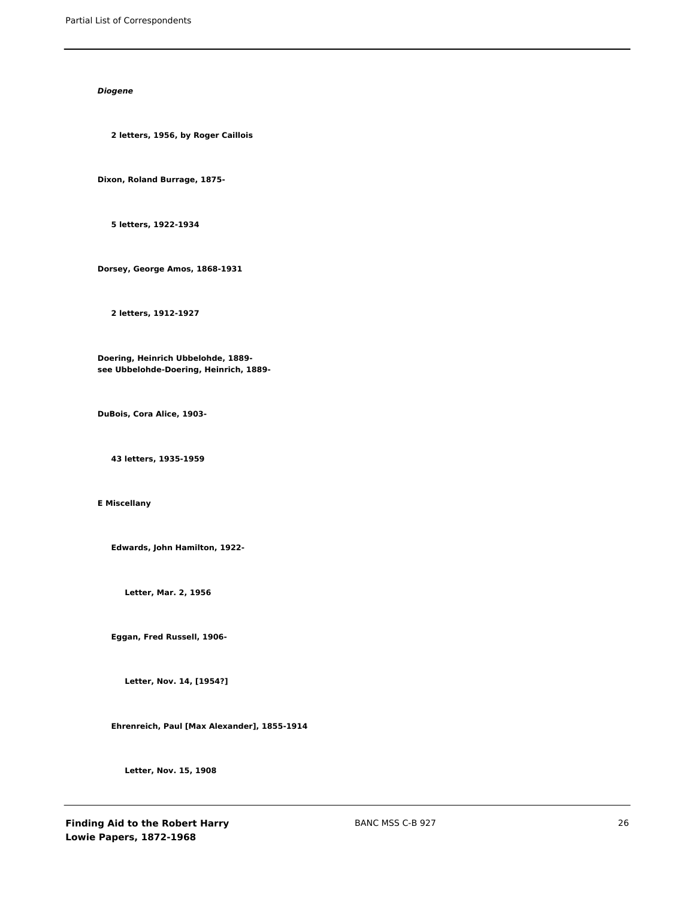***Diogene***

**2 letters, 1956, by Roger Caillois**

**Dixon, Roland Burrage, 1875-**

**5 letters, 1922-1934**

**Dorsey, George Amos, 1868-1931**

**2 letters, 1912-1927**

**Doering, Heinrich Ubbelohde, 1889-**
**see Ubbelohde-Doering, Heinrich, 1889-**

**DuBois, Cora Alice, 1903-**

**43 letters, 1935-1959**

**E Miscellany**

**Edwards, John Hamilton, 1922-**

**Letter, Mar. 2, 1956**

**Eggan, Fred Russell, 1906-**

**Letter, Nov. 14, [1954?]**

**Ehrenreich, Paul [Max Alexander], 1855-1914**

**Letter, Nov. 15, 1908**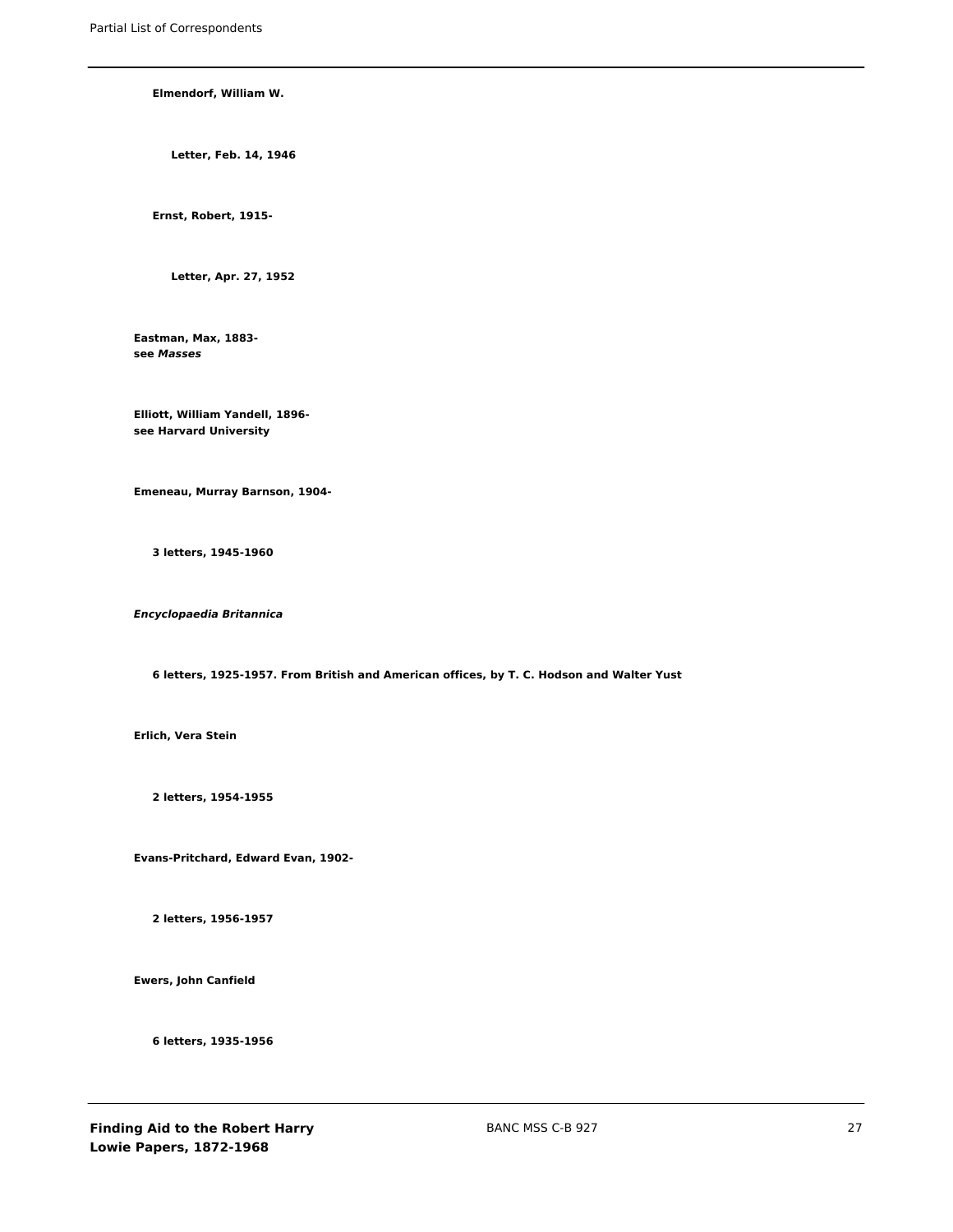**Elmendorf, William W.**

**Letter, Feb. 14, 1946**

**Ernst, Robert, 1915-**

**Letter, Apr. 27, 1952**

**Eastman, Max, 1883-**
**see *Masses***

**Elliott, William Yandell, 1896-**
**see Harvard University**

**Emeneau, Murray Barnson, 1904-**

**3 letters, 1945-1960**

***Encyclopaedia Britannica***

**6 letters, 1925-1957. From British and American offices, by T. C. Hodson and Walter Yust**

**Erlich, Vera Stein**

**2 letters, 1954-1955**

**Evans-Pritchard, Edward Evan, 1902-**

**2 letters, 1956-1957**

**Ewers, John Canfield**

**6 letters, 1935-1956**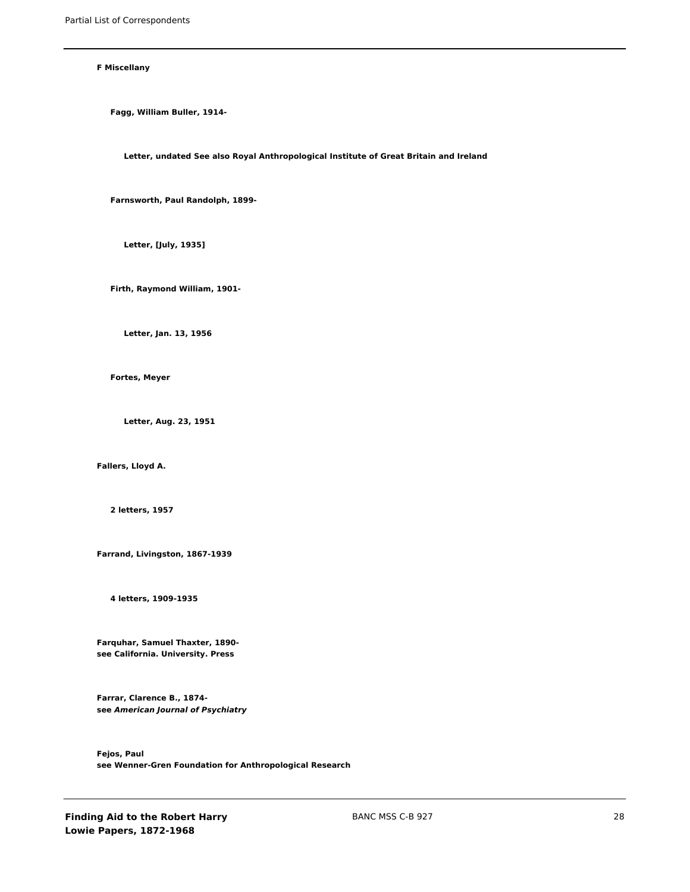**F Miscellany**

**Fagg, William Buller, 1914-**

**Letter, undated See also Royal Anthropological Institute of Great Britain and Ireland**

**Farnsworth, Paul Randolph, 1899-**

**Letter, [July, 1935]**

**Firth, Raymond William, 1901-**

**Letter, Jan. 13, 1956**

**Fortes, Meyer**

**Letter, Aug. 23, 1951**

**Fallers, Lloyd A.**

**2 letters, 1957**

**Farrand, Livingston, 1867-1939**

**4 letters, 1909-1935**

**Farquhar, Samuel Thaxter, 1890-**
**see California. University. Press**

**Farrar, Clarence B., 1874-**
**see *American Journal of Psychiatry***

**Fejos, Paul**
**see Wenner-Gren Foundation for Anthropological Research**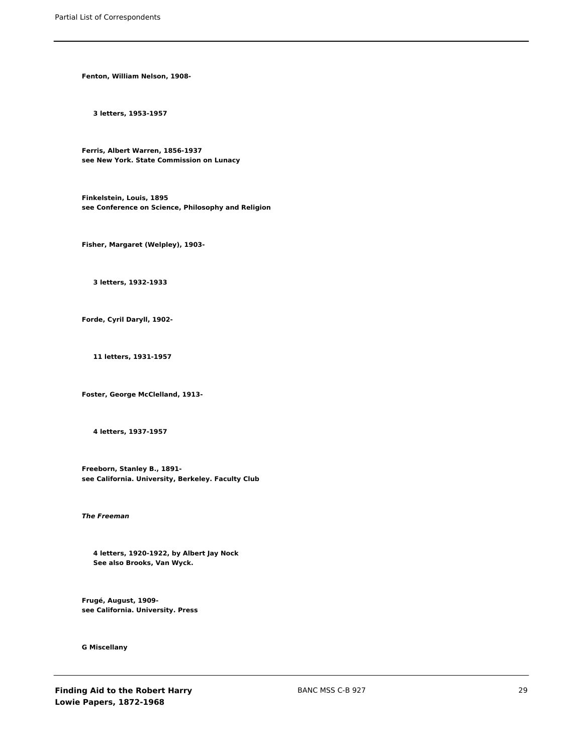**Fenton, William Nelson, 1908-**

**3 letters, 1953-1957**

**Ferris, Albert Warren, 1856-1937**
**see New York. State Commission on Lunacy**

**Finkelstein, Louis, 1895**
**see Conference on Science, Philosophy and Religion**

**Fisher, Margaret (Welpley), 1903-**

**3 letters, 1932-1933**

**Forde, Cyril Daryll, 1902-**

**11 letters, 1931-1957**

**Foster, George McClelland, 1913-**

**4 letters, 1937-1957**

**Freeborn, Stanley B., 1891-**
**see California. University, Berkeley. Faculty Club**

***The Freeman***

**4 letters, 1920-1922, by Albert Jay Nock**
**See also Brooks, Van Wyck.**

**Frugé, August, 1909-**
**see California. University. Press**

**G Miscellany**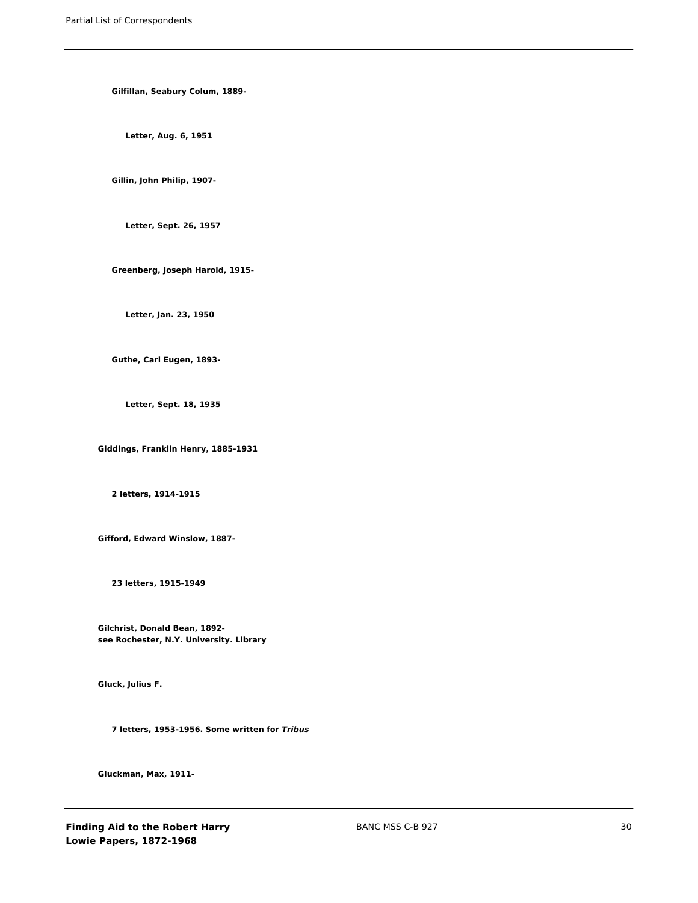**Gilfillan, Seabury Colum, 1889-**

**Letter, Aug. 6, 1951**

**Gillin, John Philip, 1907-**

**Letter, Sept. 26, 1957**

**Greenberg, Joseph Harold, 1915-**

**Letter, Jan. 23, 1950**

**Guthe, Carl Eugen, 1893-**

**Letter, Sept. 18, 1935**

**Giddings, Franklin Henry, 1885-1931**

**2 letters, 1914-1915**

**Gifford, Edward Winslow, 1887-**

**23 letters, 1915-1949**

**Gilchrist, Donald Bean, 1892-**
**see Rochester, N.Y. University. Library**

**Gluck, Julius F.**

**7 letters, 1953-1956. Some written for *Tribus***

**Gluckman, Max, 1911-**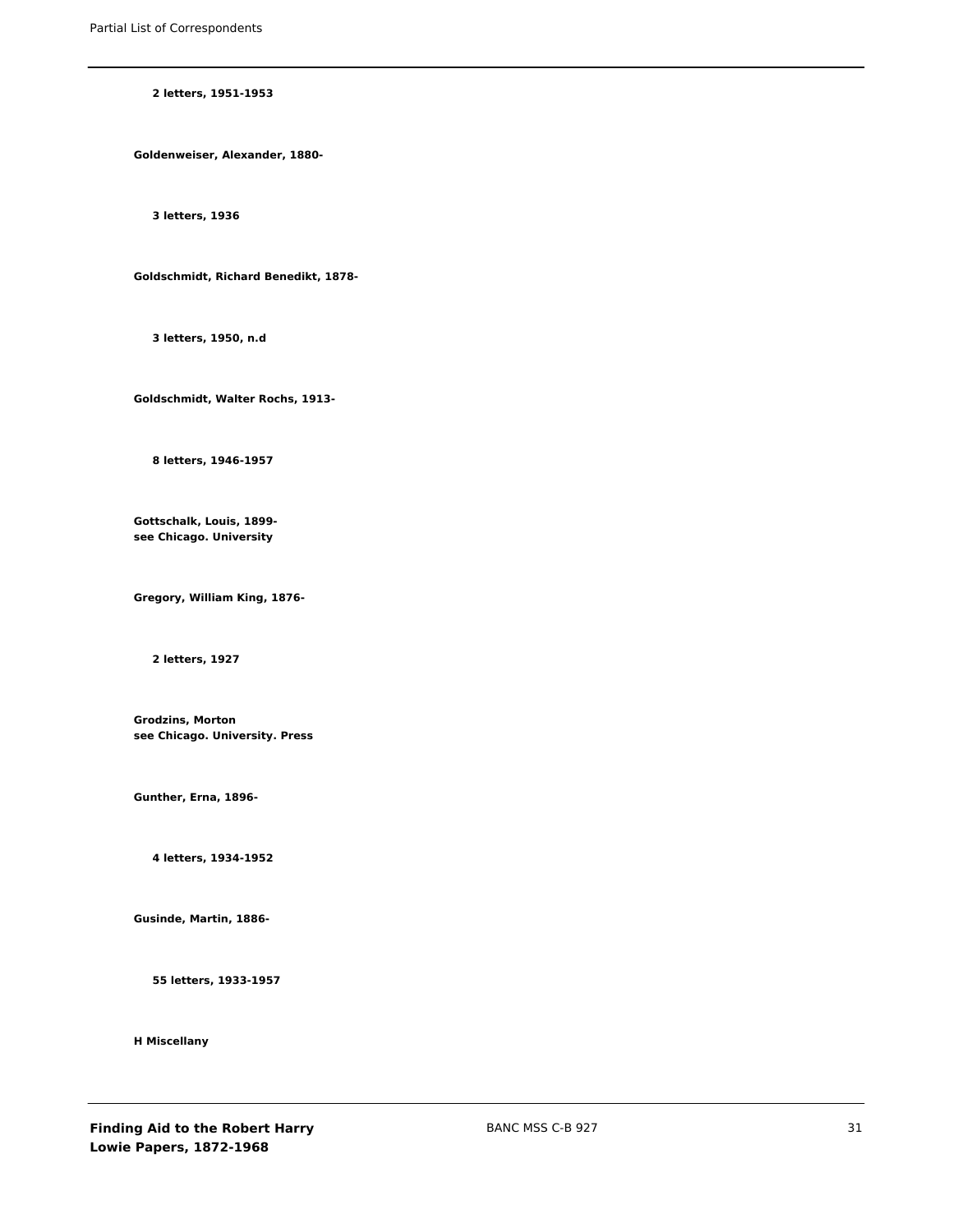**2 letters, 1951-1953**

**Goldenweiser, Alexander, 1880-**

**3 letters, 1936**

**Goldschmidt, Richard Benedikt, 1878-**

**3 letters, 1950, n.d**

**Goldschmidt, Walter Rochs, 1913-**

**8 letters, 1946-1957**

**Gottschalk, Louis, 1899-**
**see Chicago. University**

**Gregory, William King, 1876-**

**2 letters, 1927**

**Grodzins, Morton**
**see Chicago. University. Press**

**Gunther, Erna, 1896-**

**4 letters, 1934-1952**

**Gusinde, Martin, 1886-**

**55 letters, 1933-1957**

**H Miscellany**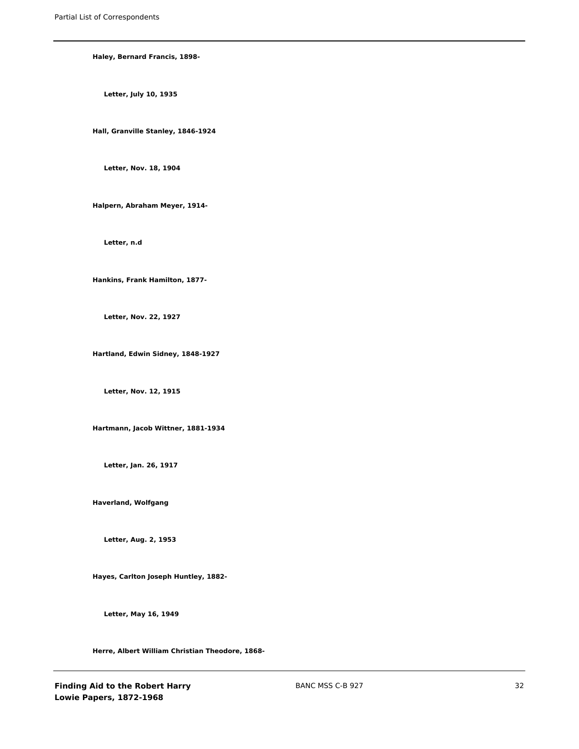**Haley, Bernard Francis, 1898-**

**Letter, July 10, 1935**

**Hall, Granville Stanley, 1846-1924**

**Letter, Nov. 18, 1904**

**Halpern, Abraham Meyer, 1914-**

**Letter, n.d**

**Hankins, Frank Hamilton, 1877-**

**Letter, Nov. 22, 1927**

**Hartland, Edwin Sidney, 1848-1927**

**Letter, Nov. 12, 1915**

**Hartmann, Jacob Wittner, 1881-1934**

**Letter, Jan. 26, 1917**

**Haverland, Wolfgang**

**Letter, Aug. 2, 1953**

**Hayes, Carlton Joseph Huntley, 1882-**

**Letter, May 16, 1949**

**Herre, Albert William Christian Theodore, 1868-**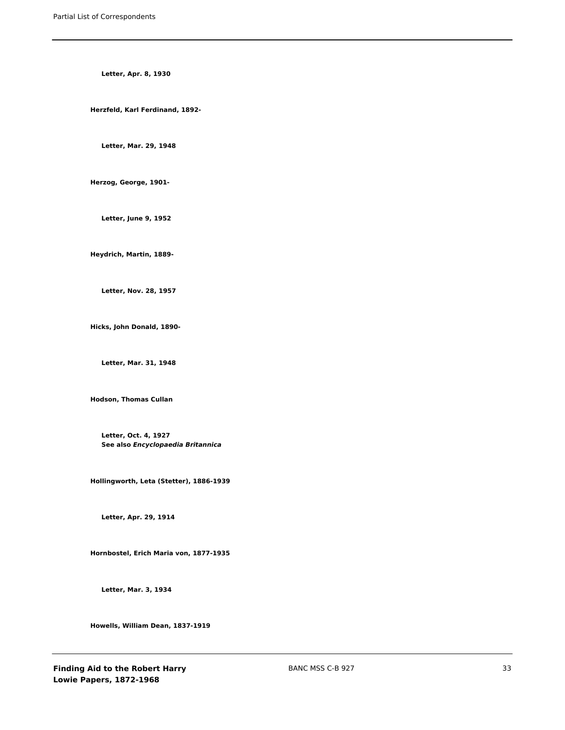**Letter, Apr. 8, 1930**

**Herzfeld, Karl Ferdinand, 1892-**

**Letter, Mar. 29, 1948**

**Herzog, George, 1901-**

**Letter, June 9, 1952**

**Heydrich, Martin, 1889-**

**Letter, Nov. 28, 1957**

**Hicks, John Donald, 1890-**

**Letter, Mar. 31, 1948**

**Hodson, Thomas Cullan**

**Letter, Oct. 4, 1927**
**See also *Encyclopaedia Britannica***

**Hollingworth, Leta (Stetter), 1886-1939**

**Letter, Apr. 29, 1914**

**Hornbostel, Erich Maria von, 1877-1935**

**Letter, Mar. 3, 1934**

**Howells, William Dean, 1837-1919**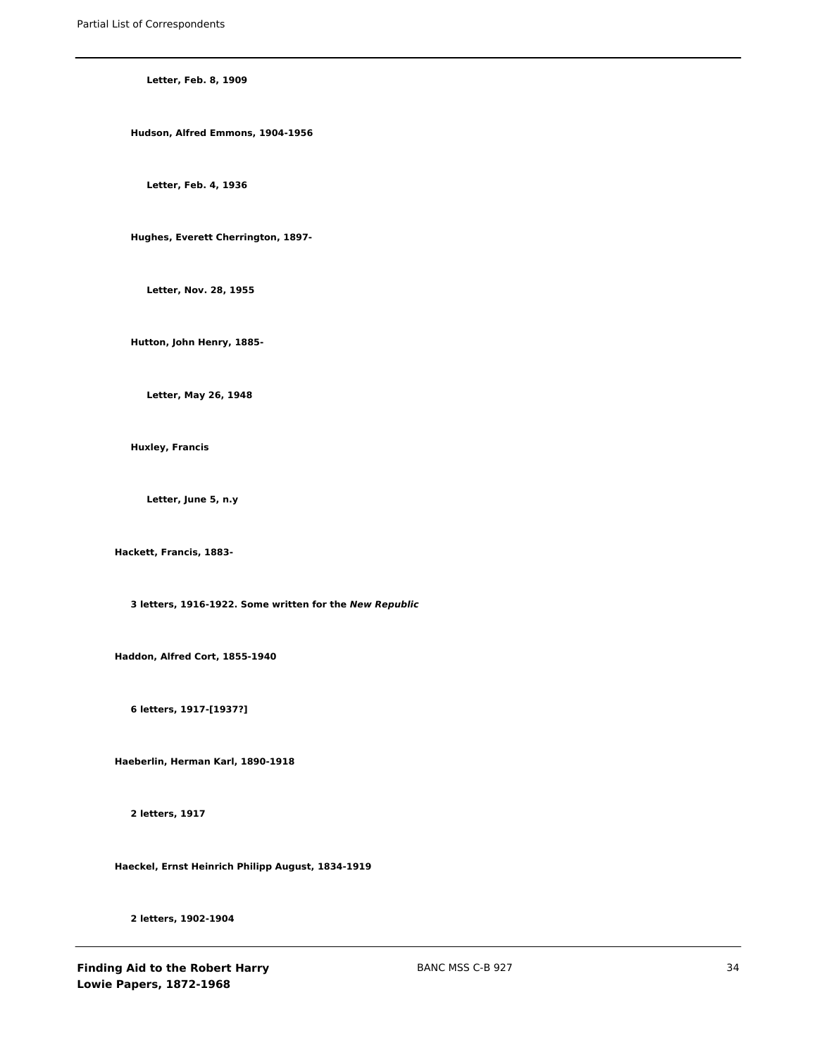**Letter, Feb. 8, 1909**

**Hudson, Alfred Emmons, 1904-1956**

**Letter, Feb. 4, 1936**

**Hughes, Everett Cherrington, 1897-**

**Letter, Nov. 28, 1955**

**Hutton, John Henry, 1885-**

**Letter, May 26, 1948**

**Huxley, Francis**

**Letter, June 5, n.y**

**Hackett, Francis, 1883-**

**3 letters, 1916-1922. Some written for the *New Republic***

**Haddon, Alfred Cort, 1855-1940**

**6 letters, 1917-[1937?]**

**Haeberlin, Herman Karl, 1890-1918**

**2 letters, 1917**

**Haeckel, Ernst Heinrich Philipp August, 1834-1919**

**2 letters, 1902-1904**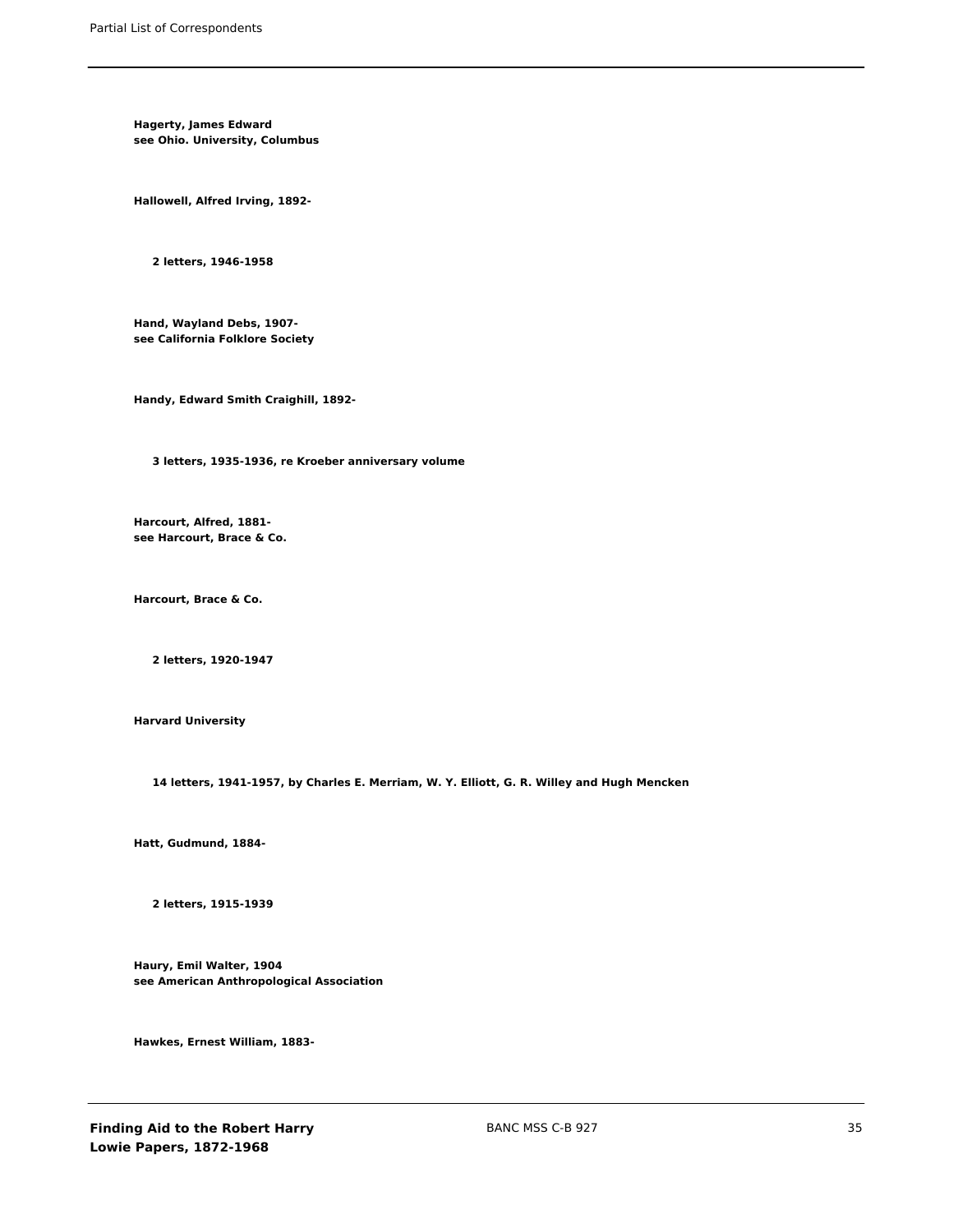**Hagerty, James Edward**
**see Ohio. University, Columbus**

**Hallowell, Alfred Irving, 1892-**

**2 letters, 1946-1958**

**Hand, Wayland Debs, 1907-**
**see California Folklore Society**

**Handy, Edward Smith Craighill, 1892-**

**3 letters, 1935-1936, re Kroeber anniversary volume**

**Harcourt, Alfred, 1881-**
**see Harcourt, Brace & Co.**

**Harcourt, Brace & Co.**

**2 letters, 1920-1947**

**Harvard University**

**14 letters, 1941-1957, by Charles E. Merriam, W. Y. Elliott, G. R. Willey and Hugh Mencken**

**Hatt, Gudmund, 1884-**

**2 letters, 1915-1939**

**Haury, Emil Walter, 1904**
**see American Anthropological Association**

**Hawkes, Ernest William, 1883-**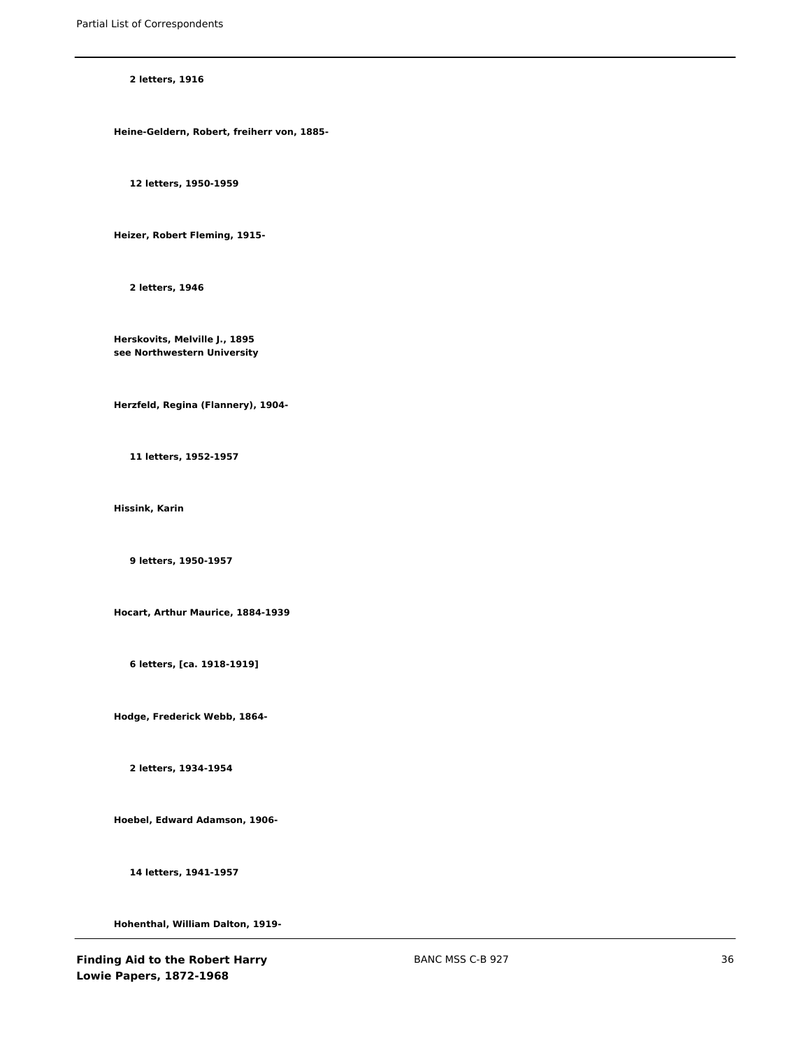**2 letters, 1916**

**Heine-Geldern, Robert, freiherr von, 1885-**

**12 letters, 1950-1959**

**Heizer, Robert Fleming, 1915-**

**2 letters, 1946**

**Herskovits, Melville J., 1895**
**see Northwestern University**

**Herzfeld, Regina (Flannery), 1904-**

**11 letters, 1952-1957**

**Hissink, Karin**

**9 letters, 1950-1957**

**Hocart, Arthur Maurice, 1884-1939**

**6 letters, [ca. 1918-1919]**

**Hodge, Frederick Webb, 1864-**

**2 letters, 1934-1954**

**Hoebel, Edward Adamson, 1906-**

**14 letters, 1941-1957**

**Hohenthal, William Dalton, 1919-**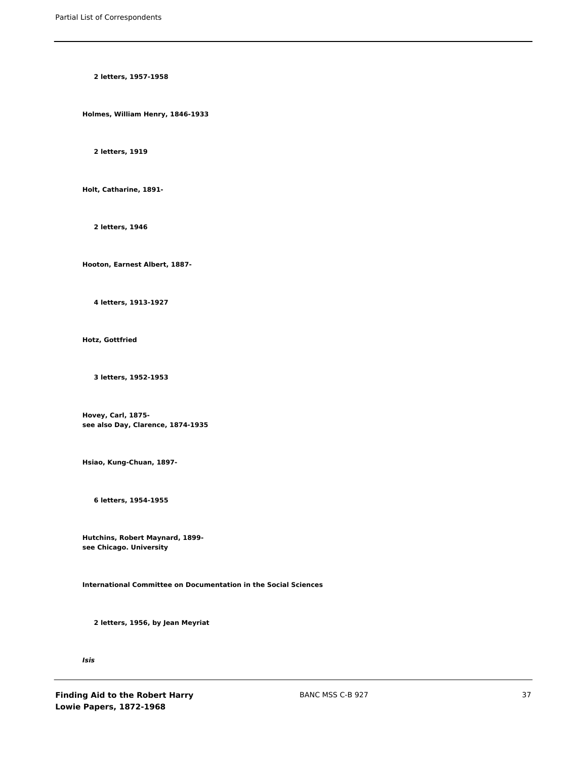**2 letters, 1957-1958**

**Holmes, William Henry, 1846-1933**

**2 letters, 1919**

**Holt, Catharine, 1891-**

**2 letters, 1946**

**Hooton, Earnest Albert, 1887-**

**4 letters, 1913-1927**

**Hotz, Gottfried**

**3 letters, 1952-1953**

**Hovey, Carl, 1875-**
**see also Day, Clarence, 1874-1935**

**Hsiao, Kung-Chuan, 1897-**

**6 letters, 1954-1955**

**Hutchins, Robert Maynard, 1899-**
**see Chicago. University**

**International Committee on Documentation in the Social Sciences**

**2 letters, 1956, by Jean Meyriat**

***Isis***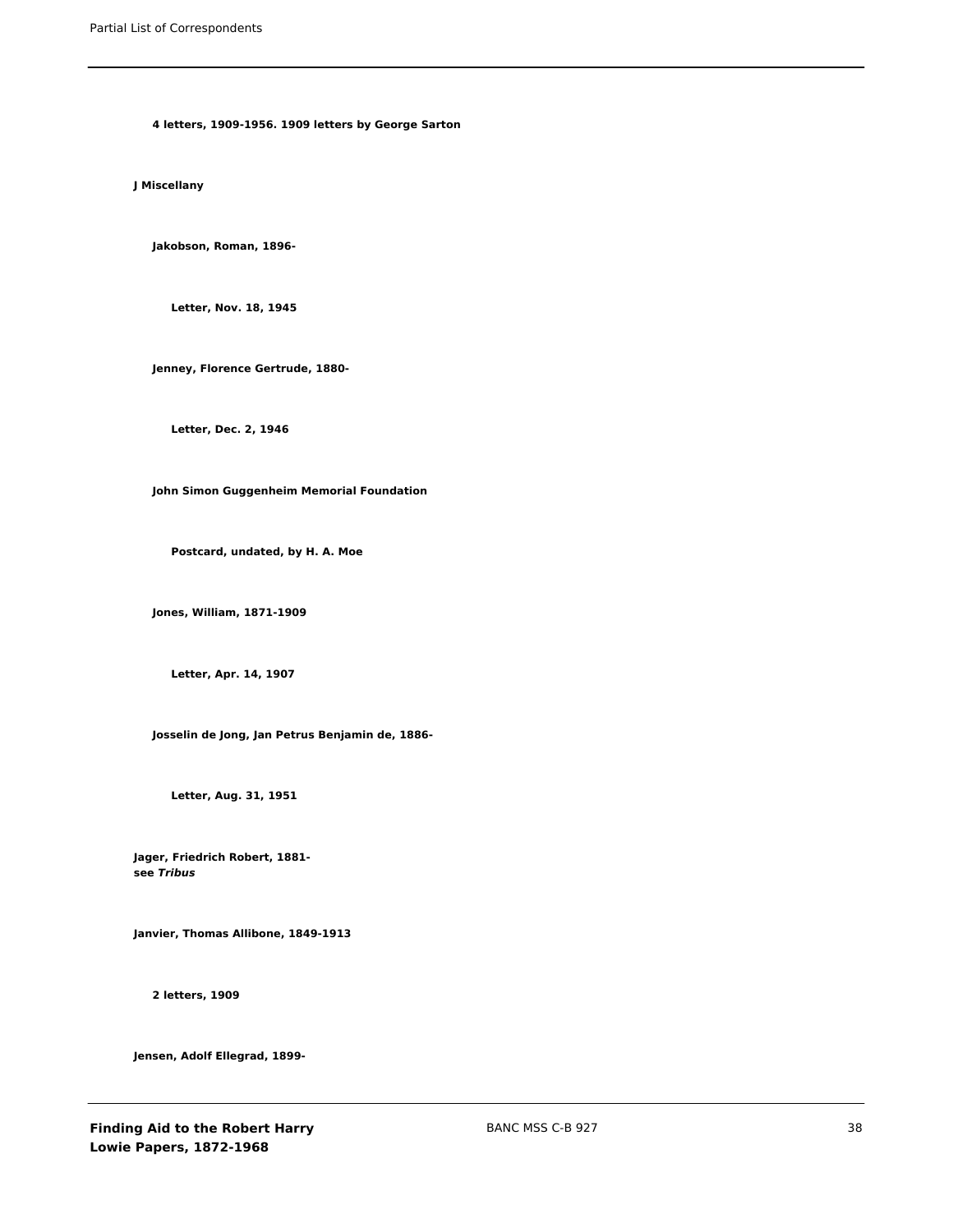**4 letters, 1909-1956. 1909 letters by George Sarton**

**J Miscellany**

**Jakobson, Roman, 1896-**

**Letter, Nov. 18, 1945**

**Jenney, Florence Gertrude, 1880-**

**Letter, Dec. 2, 1946**

**John Simon Guggenheim Memorial Foundation**

**Postcard, undated, by H. A. Moe**

**Jones, William, 1871-1909**

**Letter, Apr. 14, 1907**

**Josselin de Jong, Jan Petrus Benjamin de, 1886-**

**Letter, Aug. 31, 1951**

**Jager, Friedrich Robert, 1881-**
**see *Tribus***

**Janvier, Thomas Allibone, 1849-1913**

**2 letters, 1909**

**Jensen, Adolf Ellegrad, 1899-**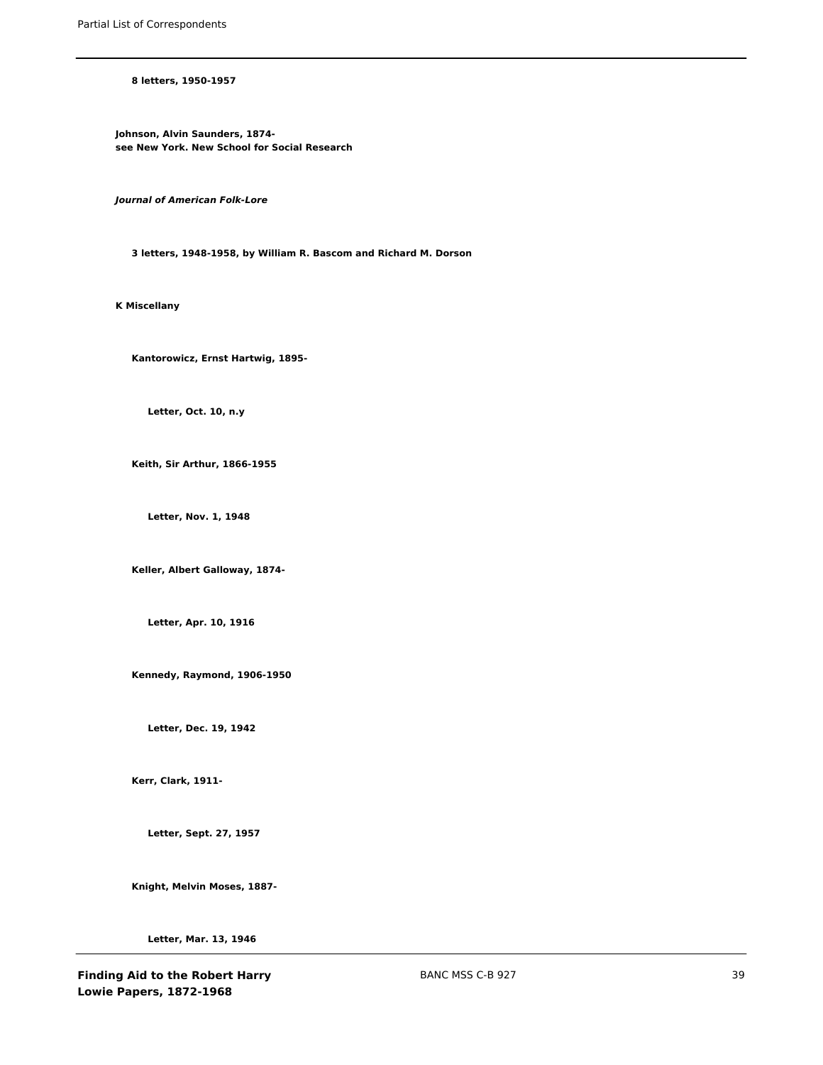**8 letters, 1950-1957**

**Johnson, Alvin Saunders, 1874-**
**see New York. New School for Social Research**

***Journal of American Folk-Lore***

**3 letters, 1948-1958, by William R. Bascom and Richard M. Dorson**

**K Miscellany**

**Kantorowicz, Ernst Hartwig, 1895-**

**Letter, Oct. 10, n.y**

**Keith, Sir Arthur, 1866-1955**

**Letter, Nov. 1, 1948**

**Keller, Albert Galloway, 1874-**

**Letter, Apr. 10, 1916**

**Kennedy, Raymond, 1906-1950**

**Letter, Dec. 19, 1942**

**Kerr, Clark, 1911-**

**Letter, Sept. 27, 1957**

**Knight, Melvin Moses, 1887-**

**Letter, Mar. 13, 1946**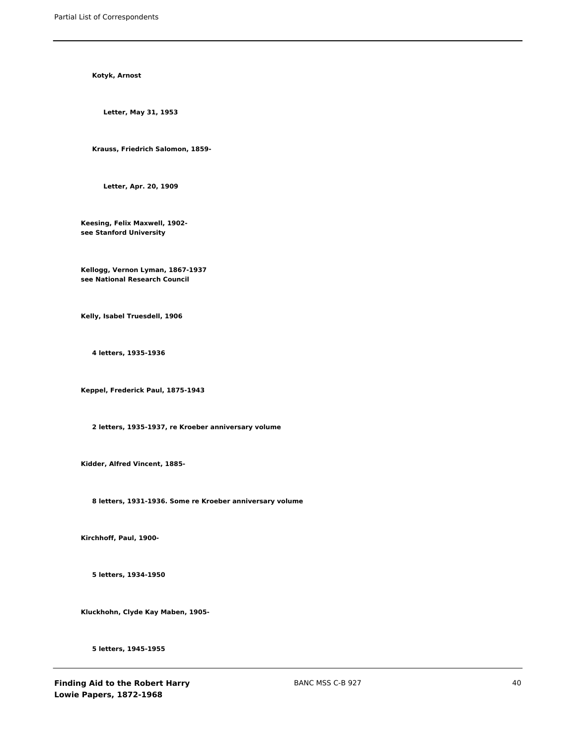**Kotyk, Arnost**

**Letter, May 31, 1953**

**Krauss, Friedrich Salomon, 1859-**

**Letter, Apr. 20, 1909**

**Keesing, Felix Maxwell, 1902-**
**see Stanford University**

**Kellogg, Vernon Lyman, 1867-1937**
**see National Research Council**

**Kelly, Isabel Truesdell, 1906**

**4 letters, 1935-1936**

**Keppel, Frederick Paul, 1875-1943**

**2 letters, 1935-1937, re Kroeber anniversary volume**

**Kidder, Alfred Vincent, 1885-**

**8 letters, 1931-1936. Some re Kroeber anniversary volume**

**Kirchhoff, Paul, 1900-**

**5 letters, 1934-1950**

**Kluckhohn, Clyde Kay Maben, 1905-**

**5 letters, 1945-1955**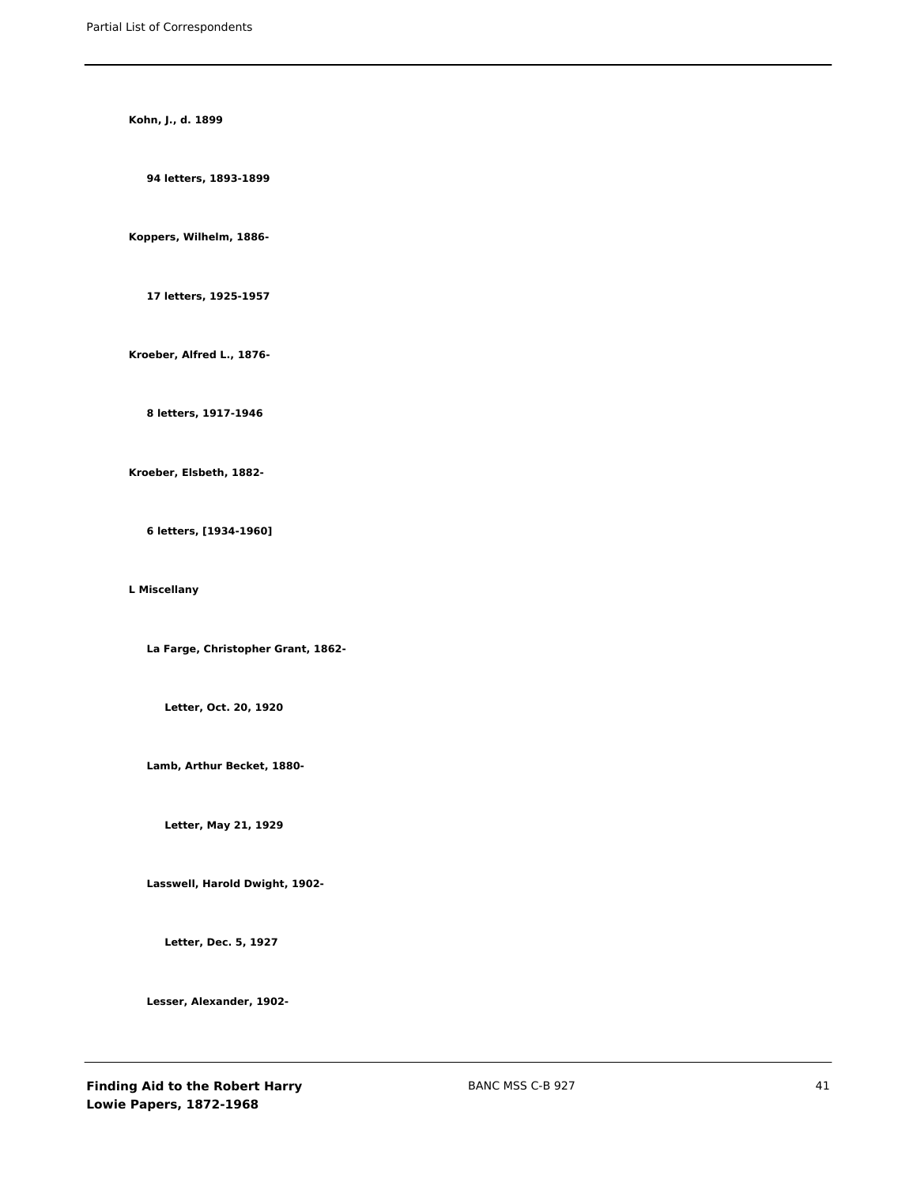**Kohn, J., d. 1899**

**94 letters, 1893-1899**

**Koppers, Wilhelm, 1886-**

**17 letters, 1925-1957**

**Kroeber, Alfred L., 1876-**

**8 letters, 1917-1946**

**Kroeber, Elsbeth, 1882-**

**6 letters, [1934-1960]**

**L Miscellany**

**La Farge, Christopher Grant, 1862-**

**Letter, Oct. 20, 1920**

**Lamb, Arthur Becket, 1880-**

**Letter, May 21, 1929**

**Lasswell, Harold Dwight, 1902-**

**Letter, Dec. 5, 1927**

**Lesser, Alexander, 1902-**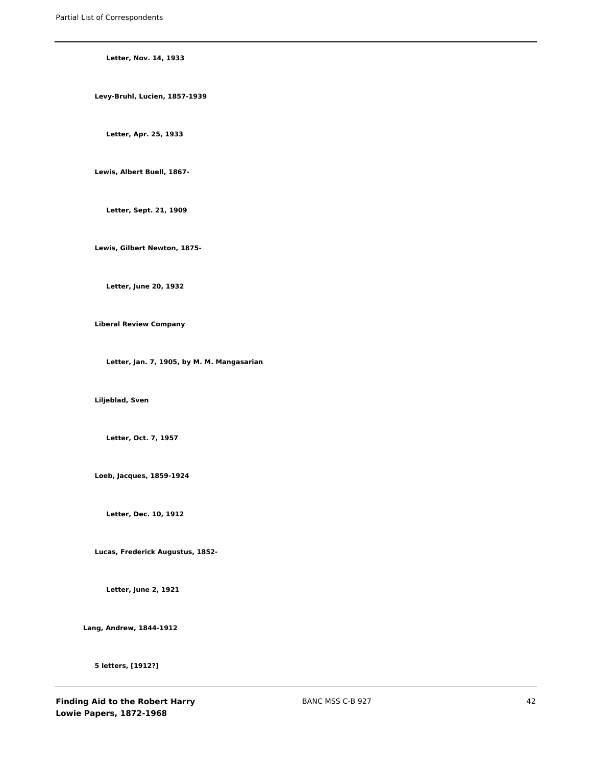Letter, Nov. 14, 1933

**Levy-Bruhl, Lucien, 1857-1939**

Letter, Apr. 25, 1933

**Lewis, Albert Buell, 1867-**

Letter, Sept. 21, 1909

**Lewis, Gilbert Newton, 1875-**

Letter, June 20, 1932

**Liberal Review Company**

Letter, Jan. 7, 1905, by M. M. Mangasarian

**Liljeblad, Sven**

Letter, Oct. 7, 1957

**Loeb, Jacques, 1859-1924**

Letter, Dec. 10, 1912

**Lucas, Frederick Augustus, 1852-**

Letter, June 2, 1921

**Lang, Andrew, 1844-1912**

5 letters, [1912?]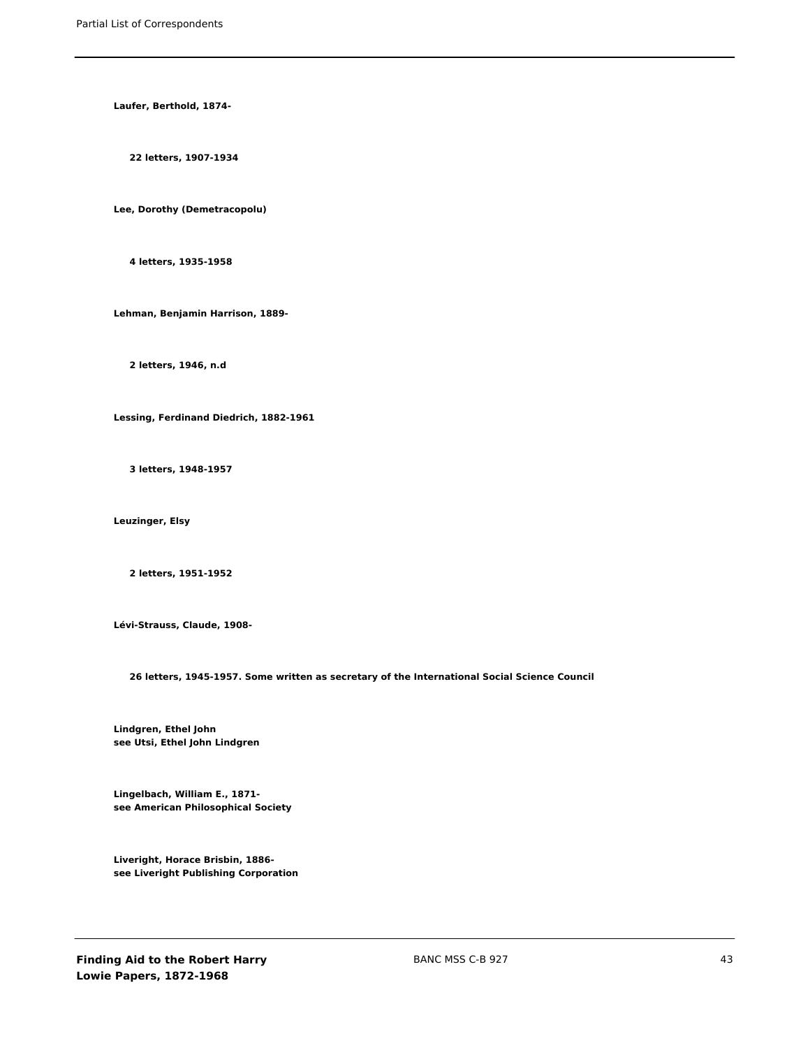**Laufer, Berthold, 1874-**

**22 letters, 1907-1934**

**Lee, Dorothy (Demetracopolu)**

**4 letters, 1935-1958**

**Lehman, Benjamin Harrison, 1889-**

**2 letters, 1946, n.d**

**Lessing, Ferdinand Diedrich, 1882-1961**

**3 letters, 1948-1957**

**Leuzinger, Elsy**

**2 letters, 1951-1952**

**Lévi-Strauss, Claude, 1908-**

**26 letters, 1945-1957. Some written as secretary of the International Social Science Council**

**Lindgren, Ethel John**
**see Utsi, Ethel John Lindgren**

**Lingelbach, William E., 1871-**
**see American Philosophical Society**

**Liveright, Horace Brisbin, 1886-**
**see Liveright Publishing Corporation**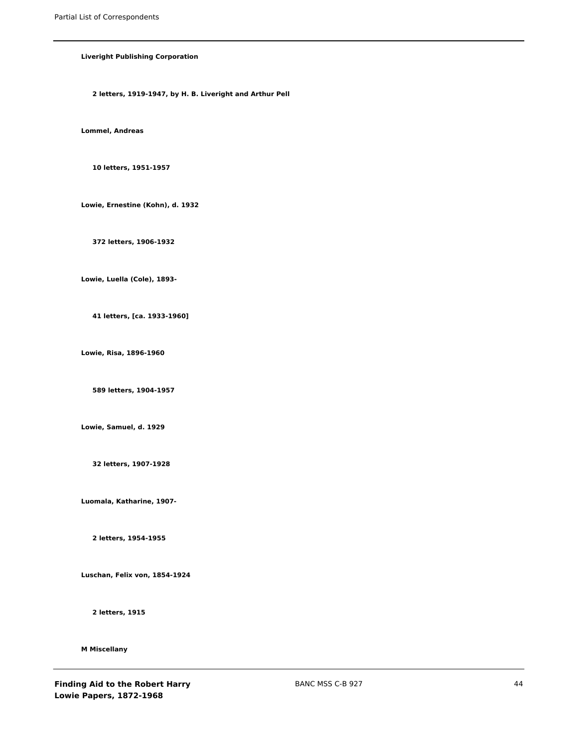**Liveright Publishing Corporation**

**2 letters, 1919-1947, by H. B. Liveright and Arthur Pell**

**Lommel, Andreas**

**10 letters, 1951-1957**

**Lowie, Ernestine (Kohn), d. 1932**

**372 letters, 1906-1932**

**Lowie, Luella (Cole), 1893-**

**41 letters, [ca. 1933-1960]**

**Lowie, Risa, 1896-1960**

**589 letters, 1904-1957**

**Lowie, Samuel, d. 1929**

**32 letters, 1907-1928**

**Luomala, Katharine, 1907-**

**2 letters, 1954-1955**

**Luschan, Felix von, 1854-1924**

**2 letters, 1915**

**M Miscellany**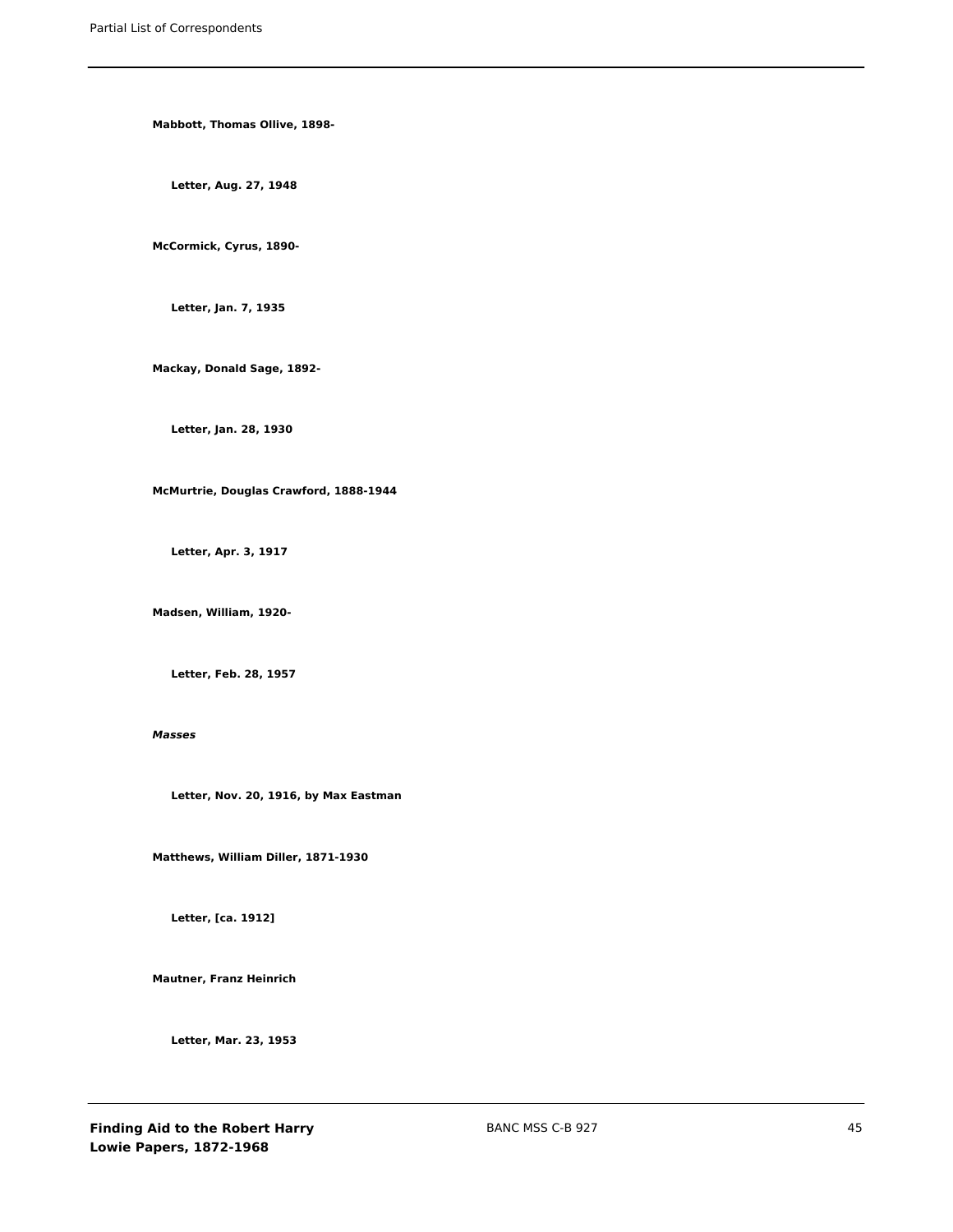**Mabbott, Thomas Ollive, 1898-**

**Letter, Aug. 27, 1948**

**McCormick, Cyrus, 1890-**

**Letter, Jan. 7, 1935**

**Mackay, Donald Sage, 1892-**

**Letter, Jan. 28, 1930**

**McMurtrie, Douglas Crawford, 1888-1944**

**Letter, Apr. 3, 1917**

**Madsen, William, 1920-**

**Letter, Feb. 28, 1957**

***Masses***

**Letter, Nov. 20, 1916, by Max Eastman**

**Matthews, William Diller, 1871-1930**

**Letter, [ca. 1912]**

**Mautner, Franz Heinrich**

**Letter, Mar. 23, 1953**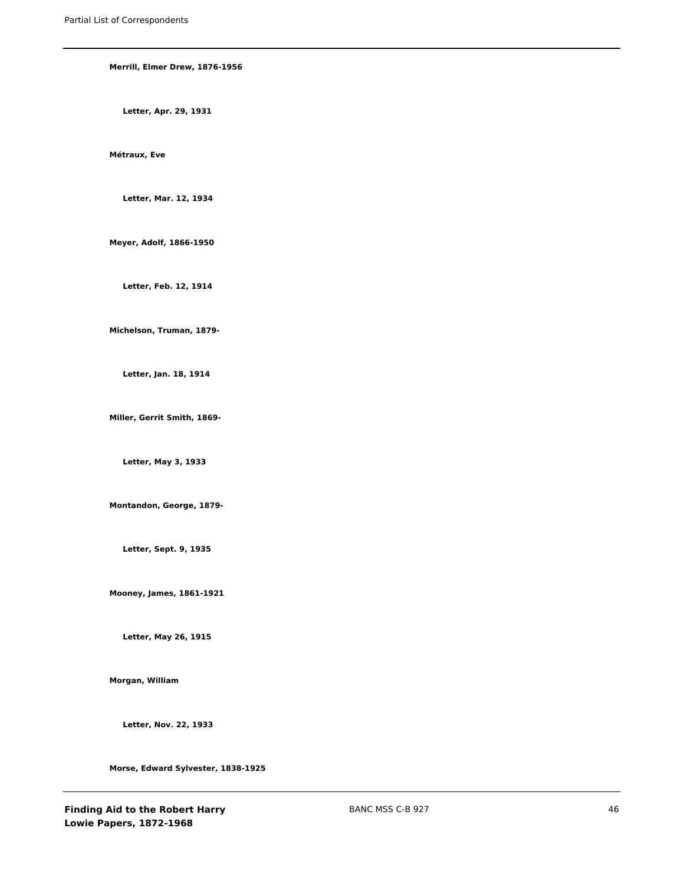**Merrill, Elmer Drew, 1876-1956**

**Letter, Apr. 29, 1931**

**Métraux, Eve**

**Letter, Mar. 12, 1934**

**Meyer, Adolf, 1866-1950**

**Letter, Feb. 12, 1914**

**Michelson, Truman, 1879-**

**Letter, Jan. 18, 1914**

**Miller, Gerrit Smith, 1869-**

**Letter, May 3, 1933**

**Montandon, George, 1879-**

**Letter, Sept. 9, 1935**

**Mooney, James, 1861-1921**

**Letter, May 26, 1915**

**Morgan, William**

**Letter, Nov. 22, 1933**

**Morse, Edward Sylvester, 1838-1925**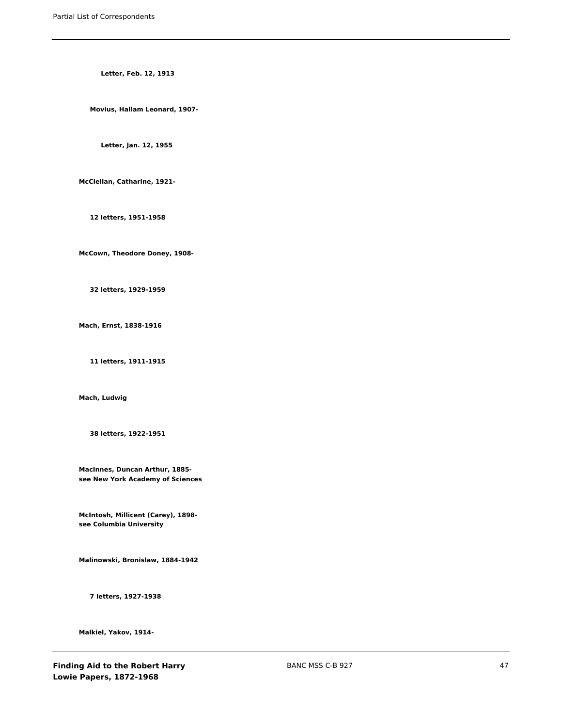**Letter, Feb. 12, 1913**

**Movius, Hallam Leonard, 1907-**

**Letter, Jan. 12, 1955**

**McClellan, Catharine, 1921-**

**12 letters, 1951-1958**

**McCown, Theodore Doney, 1908-**

**32 letters, 1929-1959**

**Mach, Ernst, 1838-1916**

**11 letters, 1911-1915**

**Mach, Ludwig**

**38 letters, 1922-1951**

**MacInnes, Duncan Arthur, 1885-**
**see New York Academy of Sciences**

**McIntosh, Millicent (Carey), 1898-**
**see Columbia University**

**Malinowski, Bronislaw, 1884-1942**

**7 letters, 1927-1938**

**Malkiel, Yakov, 1914-**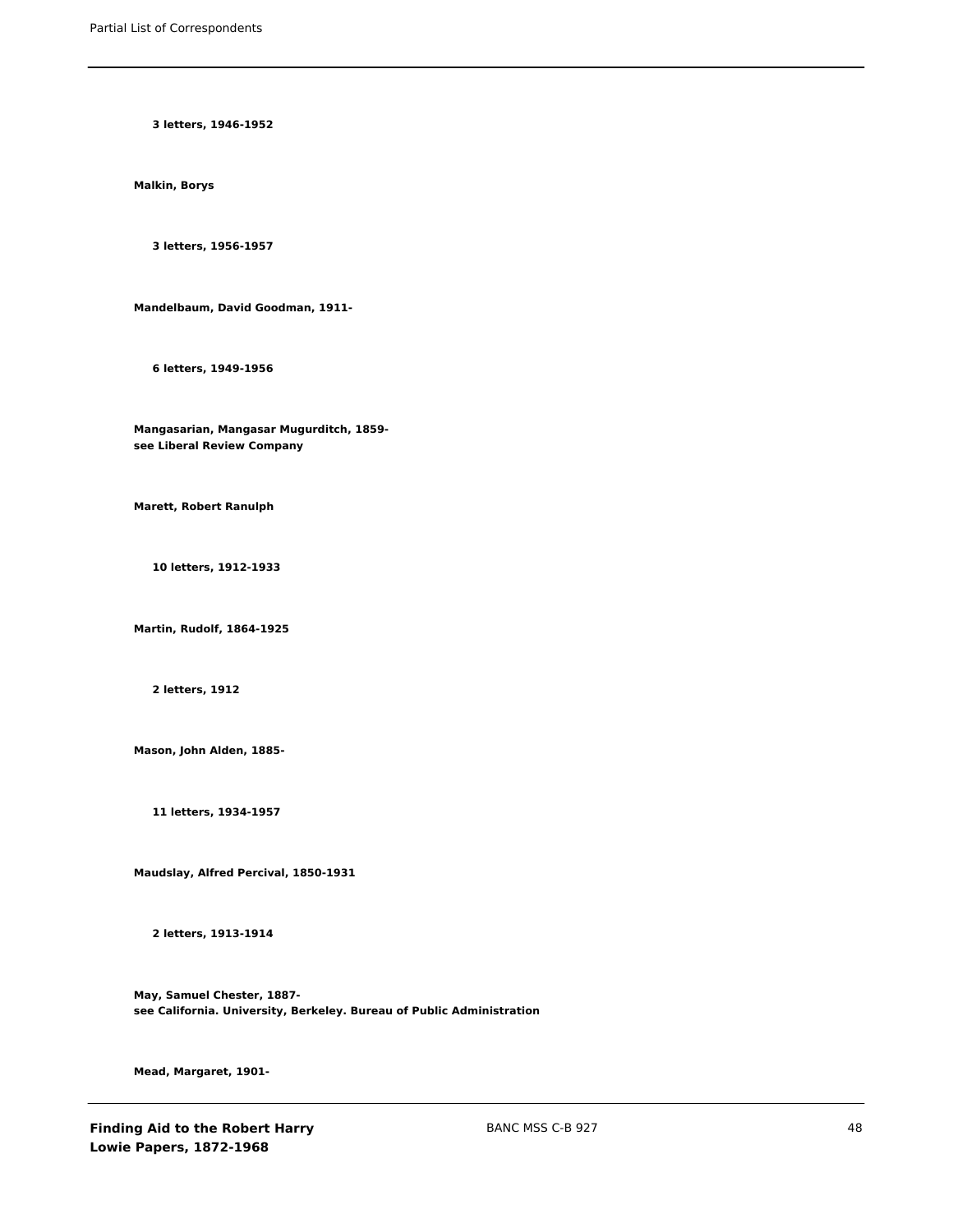**3 letters, 1946-1952**

**Malkin, Borys**

**3 letters, 1956-1957**

**Mandelbaum, David Goodman, 1911-**

**6 letters, 1949-1956**

**Mangasarian, Mangasar Mugurditch, 1859-**
**see Liberal Review Company**

**Marett, Robert Ranulph**

**10 letters, 1912-1933**

**Martin, Rudolf, 1864-1925**

**2 letters, 1912**

**Mason, John Alden, 1885-**

**11 letters, 1934-1957**

**Maudslay, Alfred Percival, 1850-1931**

**2 letters, 1913-1914**

**May, Samuel Chester, 1887-**
**see California. University, Berkeley. Bureau of Public Administration**

**Mead, Margaret, 1901-**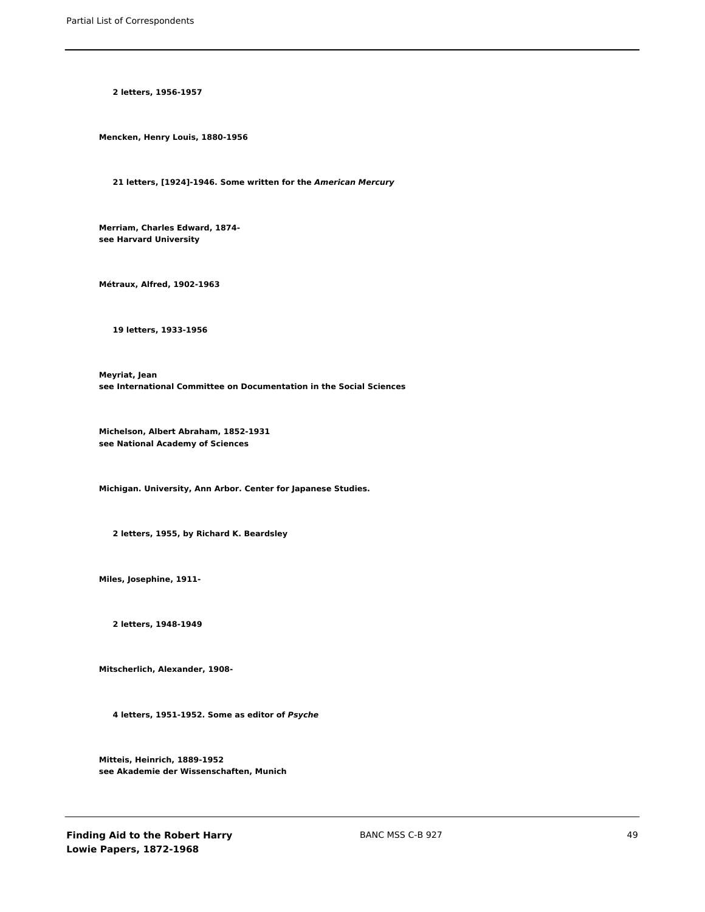**2 letters, 1956-1957**

**Mencken, Henry Louis, 1880-1956**

**21 letters, [1924]-1946. Some written for the *American Mercury***

**Merriam, Charles Edward, 1874-**
**see Harvard University**

**Métraux, Alfred, 1902-1963**

**19 letters, 1933-1956**

**Meyriat, Jean**
**see International Committee on Documentation in the Social Sciences**

**Michelson, Albert Abraham, 1852-1931**
**see National Academy of Sciences**

**Michigan. University, Ann Arbor. Center for Japanese Studies.**

**2 letters, 1955, by Richard K. Beardsley**

**Miles, Josephine, 1911-**

**2 letters, 1948-1949**

**Mitscherlich, Alexander, 1908-**

**4 letters, 1951-1952. Some as editor of *Psyche***

**Mitteis, Heinrich, 1889-1952**
**see Akademie der Wissenschaften, Munich**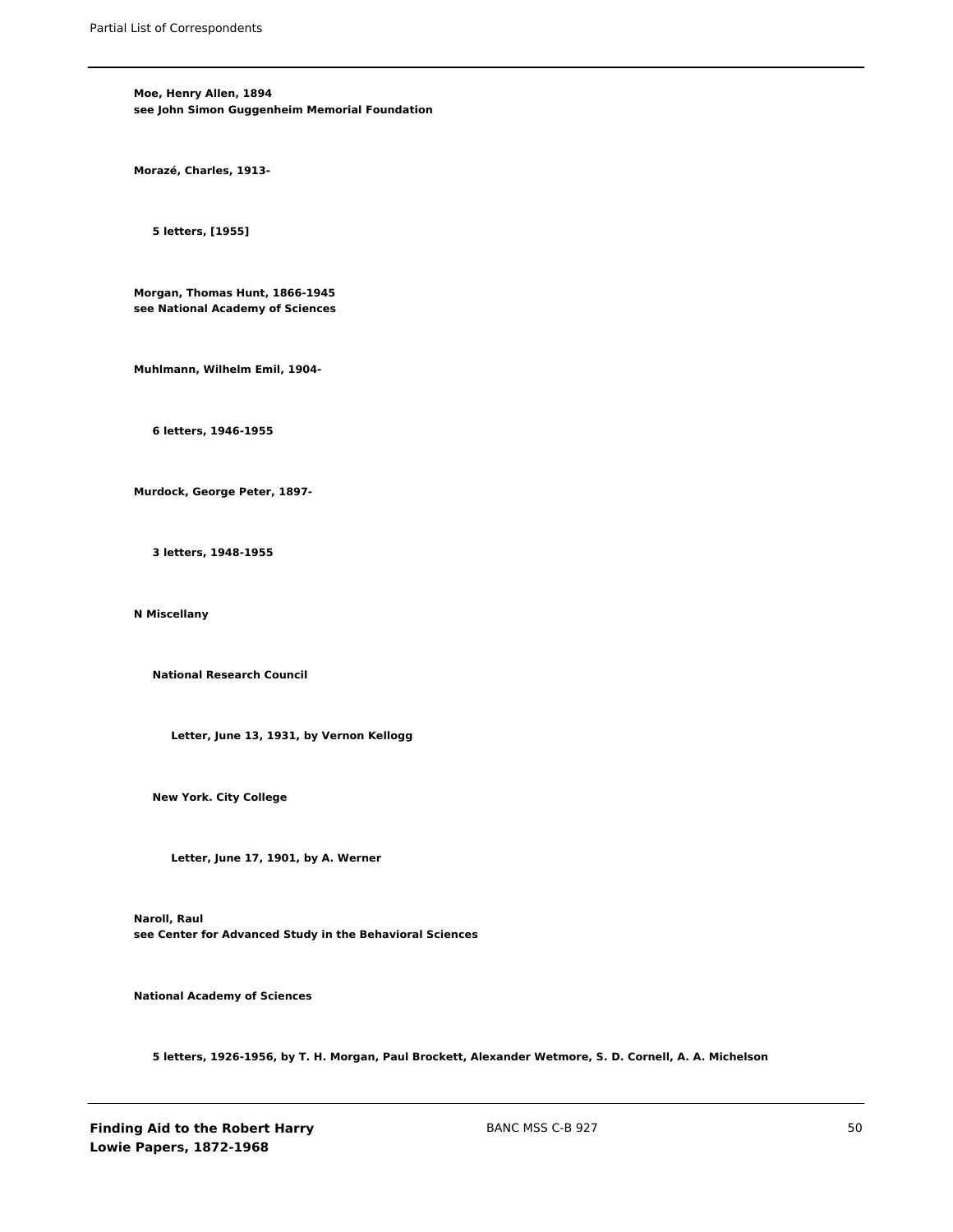**Moe, Henry Allen, 1894**
**see John Simon Guggenheim Memorial Foundation**

**Morazé, Charles, 1913-**

**5 letters, [1955]**

**Morgan, Thomas Hunt, 1866-1945**
**see National Academy of Sciences**

**Muhlmann, Wilhelm Emil, 1904-**

**6 letters, 1946-1955**

**Murdock, George Peter, 1897-**

**3 letters, 1948-1955**

**N Miscellany**

**National Research Council**

**Letter, June 13, 1931, by Vernon Kellogg**

**New York. City College**

**Letter, June 17, 1901, by A. Werner**

**Naroll, Raul**
**see Center for Advanced Study in the Behavioral Sciences**

**National Academy of Sciences**

**5 letters, 1926-1956, by T. H. Morgan, Paul Brockett, Alexander Wetmore, S. D. Cornell, A. A. Michelson**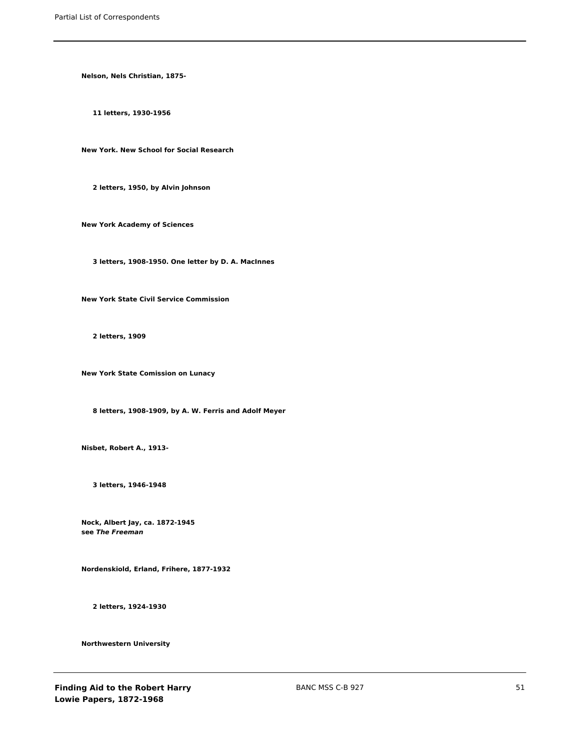**Nelson, Nels Christian, 1875-**

**11 letters, 1930-1956**

**New York. New School for Social Research**

**2 letters, 1950, by Alvin Johnson**

**New York Academy of Sciences**

**3 letters, 1908-1950. One letter by D. A. MacInnes**

**New York State Civil Service Commission**

**2 letters, 1909**

**New York State Comission on Lunacy**

**8 letters, 1908-1909, by A. W. Ferris and Adolf Meyer**

**Nisbet, Robert A., 1913-**

**3 letters, 1946-1948**

**Nock, Albert Jay, ca. 1872-1945**
**see *The Freeman***

**Nordenskiold, Erland, Frihere, 1877-1932**

**2 letters, 1924-1930**

**Northwestern University**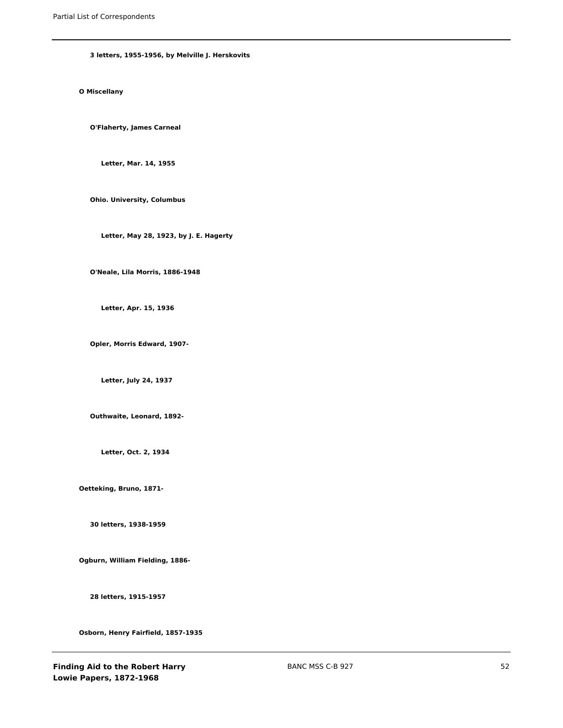3 letters, 1955-1956, by Melville J. Herskovits

O Miscellany

O'Flaherty, James Carneal

Letter, Mar. 14, 1955

Ohio. University, Columbus

Letter, May 28, 1923, by J. E. Hagerty

O'Neale, Lila Morris, 1886-1948

Letter, Apr. 15, 1936

Opler, Morris Edward, 1907-

Letter, July 24, 1937

Outhwaite, Leonard, 1892-

Letter, Oct. 2, 1934

Oetteking, Bruno, 1871-

30 letters, 1938-1959

Ogburn, William Fielding, 1886-

28 letters, 1915-1957

Osborn, Henry Fairfield, 1857-1935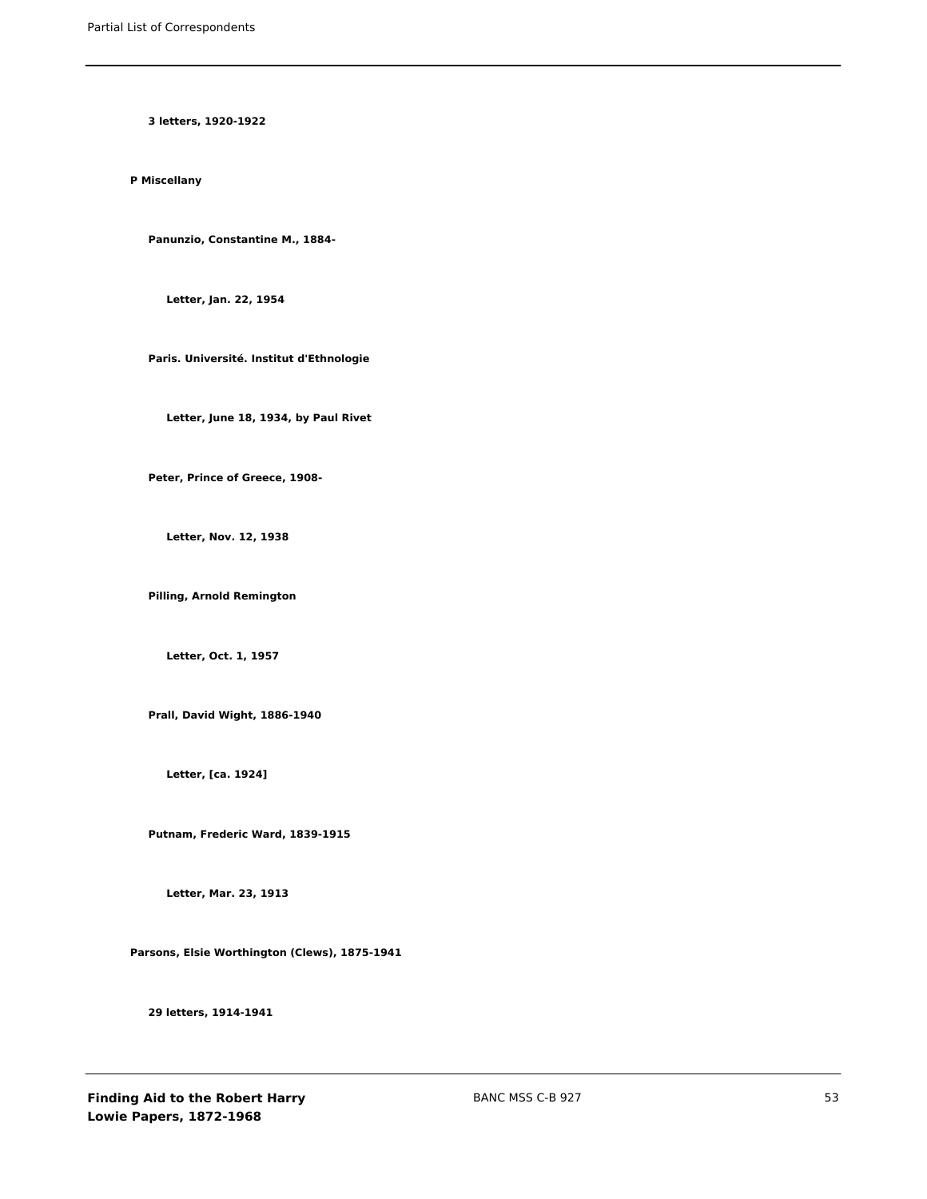**3 letters, 1920-1922**

**P Miscellany**

**Panunzio, Constantine M., 1884-**

**Letter, Jan. 22, 1954**

**Paris. Université. Institut d'Ethnologie**

**Letter, June 18, 1934, by Paul Rivet**

**Peter, Prince of Greece, 1908-**

**Letter, Nov. 12, 1938**

**Pilling, Arnold Remington**

**Letter, Oct. 1, 1957**

**Prall, David Wight, 1886-1940**

**Letter, [ca. 1924]**

**Putnam, Frederic Ward, 1839-1915**

**Letter, Mar. 23, 1913**

**Parsons, Elsie Worthington (Clews), 1875-1941**

**29 letters, 1914-1941**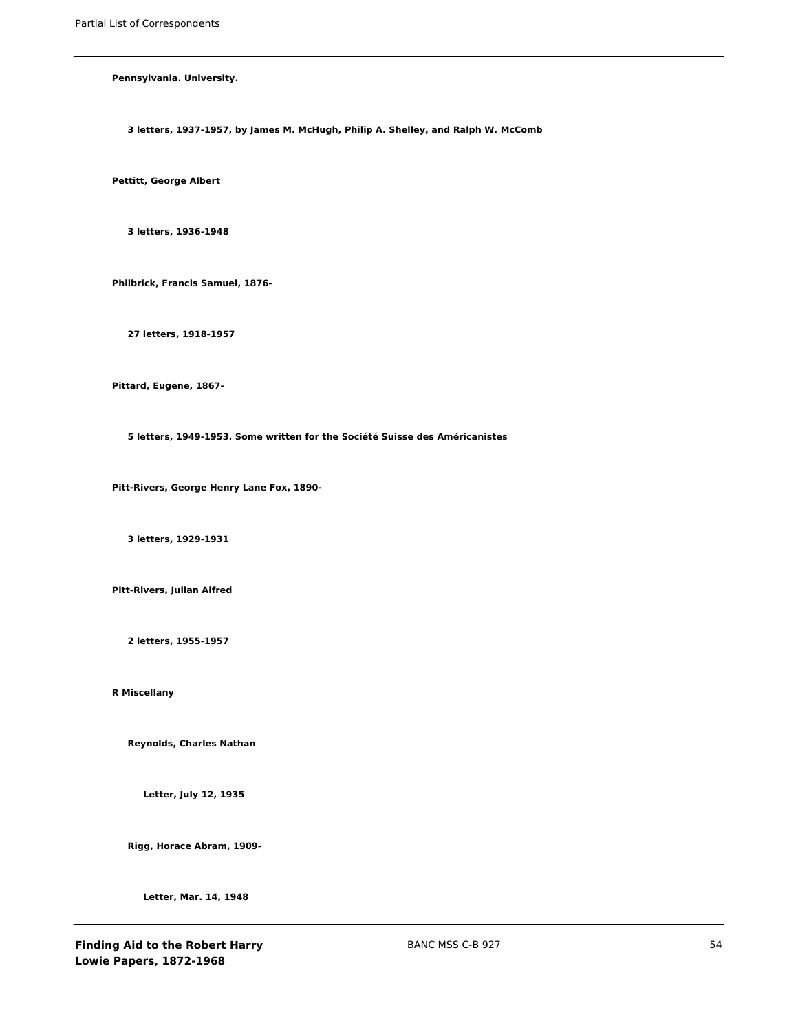**Pennsylvania. University.**

**3 letters, 1937-1957, by James M. McHugh, Philip A. Shelley, and Ralph W. McComb**

**Pettitt, George Albert**

**3 letters, 1936-1948**

**Philbrick, Francis Samuel, 1876-**

**27 letters, 1918-1957**

**Pittard, Eugene, 1867-**

**5 letters, 1949-1953. Some written for the Société Suisse des Américanistes**

**Pitt-Rivers, George Henry Lane Fox, 1890-**

**3 letters, 1929-1931**

**Pitt-Rivers, Julian Alfred**

**2 letters, 1955-1957**

**R Miscellany**

**Reynolds, Charles Nathan**

**Letter, July 12, 1935**

**Rigg, Horace Abram, 1909-**

**Letter, Mar. 14, 1948**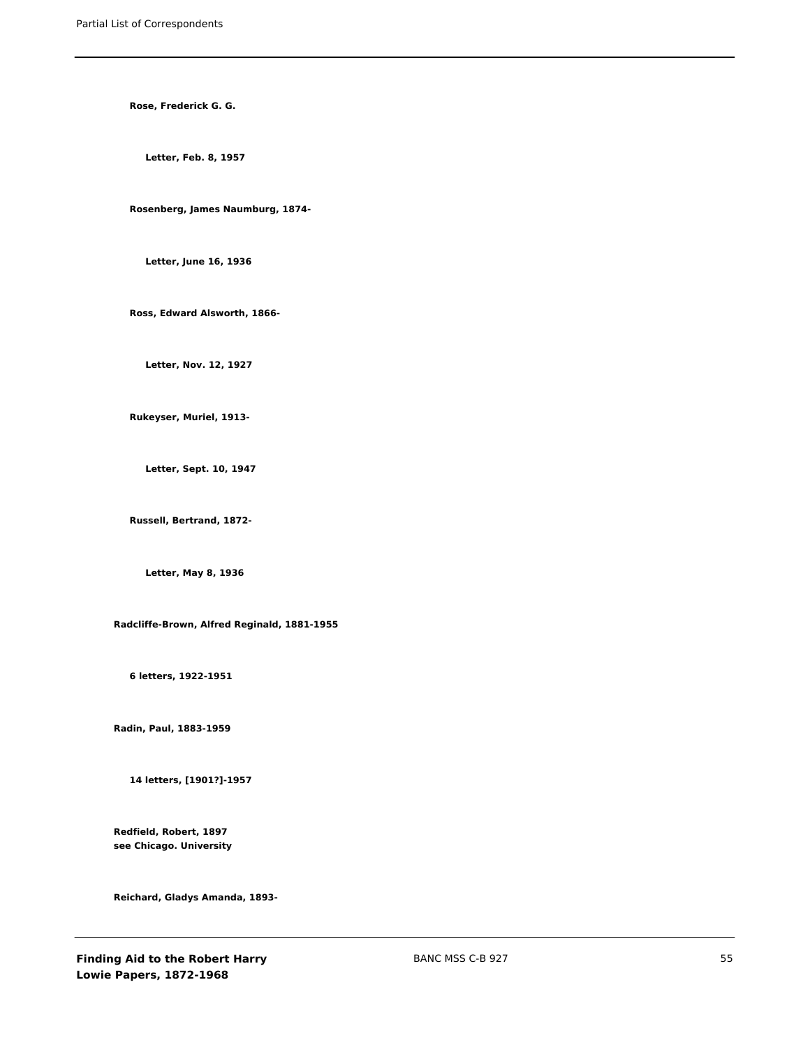**Rose, Frederick G. G.**

**Letter, Feb. 8, 1957**

**Rosenberg, James Naumburg, 1874-**

**Letter, June 16, 1936**

**Ross, Edward Alsworth, 1866-**

**Letter, Nov. 12, 1927**

**Rukeyser, Muriel, 1913-**

**Letter, Sept. 10, 1947**

**Russell, Bertrand, 1872-**

**Letter, May 8, 1936**

**Radcliffe-Brown, Alfred Reginald, 1881-1955**

**6 letters, 1922-1951**

**Radin, Paul, 1883-1959**

**14 letters, [1901?]-1957**

**Redfield, Robert, 1897**
**see Chicago. University**

**Reichard, Gladys Amanda, 1893-**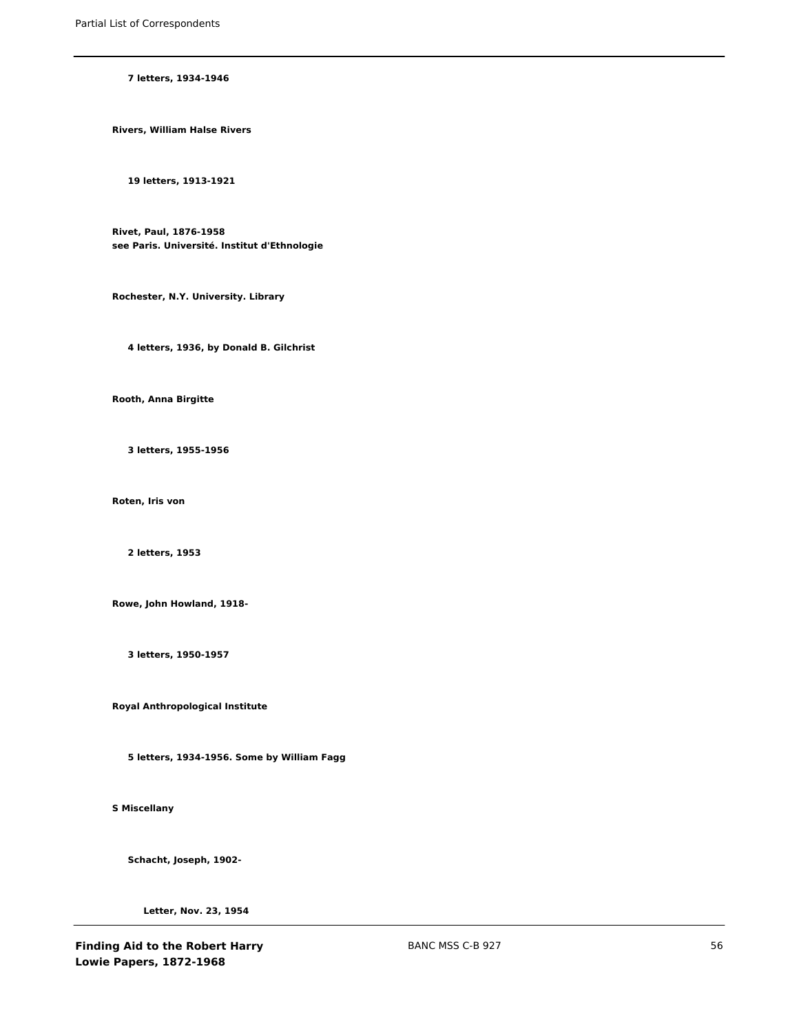**7 letters, 1934-1946**

**Rivers, William Halse Rivers**

**19 letters, 1913-1921**

**Rivet, Paul, 1876-1958**
**see Paris. Université. Institut d'Ethnologie**

**Rochester, N.Y. University. Library**

**4 letters, 1936, by Donald B. Gilchrist**

**Rooth, Anna Birgitte**

**3 letters, 1955-1956**

**Roten, Iris von**

**2 letters, 1953**

**Rowe, John Howland, 1918-**

**3 letters, 1950-1957**

**Royal Anthropological Institute**

**5 letters, 1934-1956. Some by William Fagg**

**S Miscellany**

**Schacht, Joseph, 1902-**

**Letter, Nov. 23, 1954**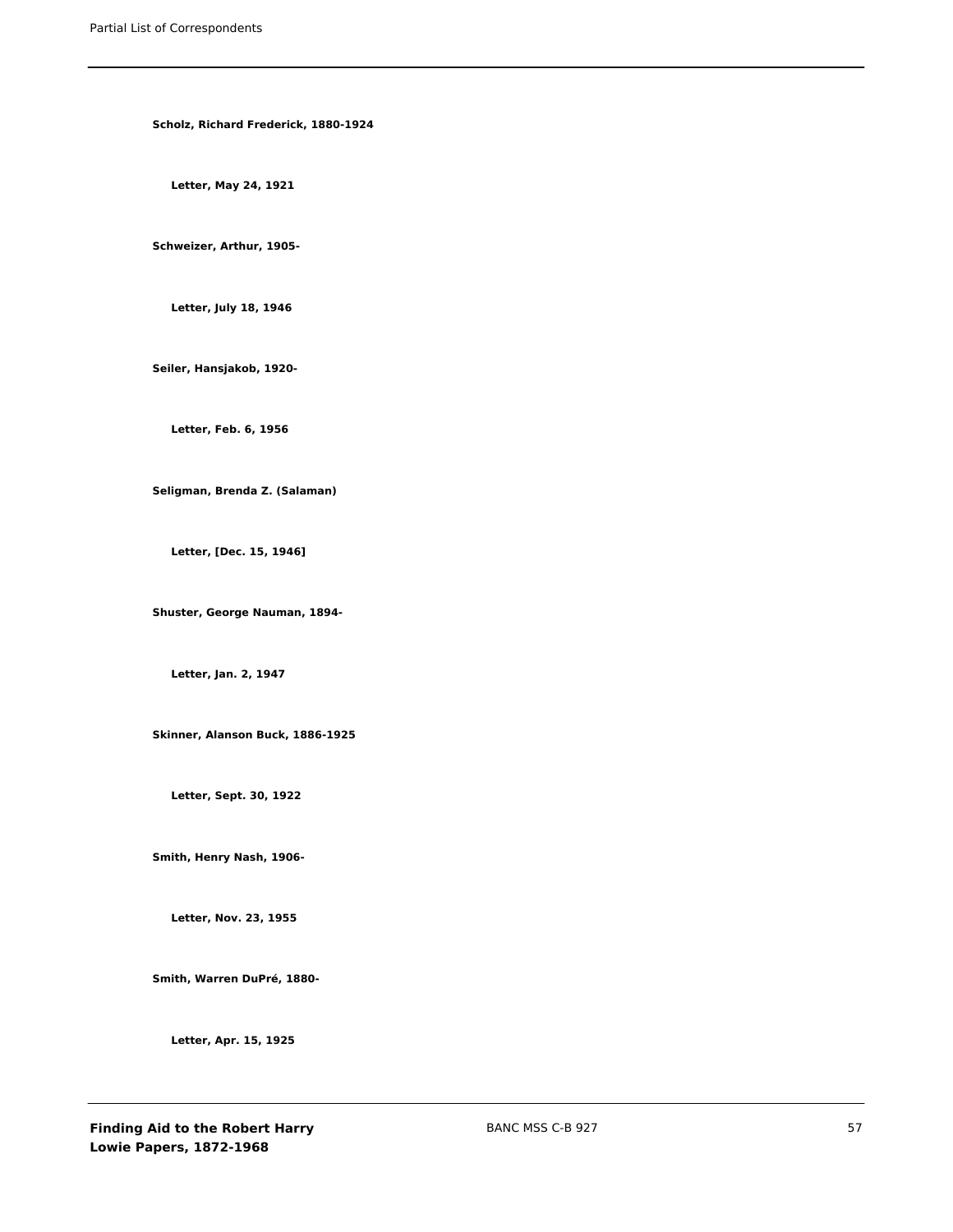**Scholz, Richard Frederick, 1880-1924**

**Letter, May 24, 1921**

**Schweizer, Arthur, 1905-**

**Letter, July 18, 1946**

**Seiler, Hansjakob, 1920-**

**Letter, Feb. 6, 1956**

**Seligman, Brenda Z. (Salaman)**

**Letter, [Dec. 15, 1946]**

**Shuster, George Nauman, 1894-**

**Letter, Jan. 2, 1947**

**Skinner, Alanson Buck, 1886-1925**

**Letter, Sept. 30, 1922**

**Smith, Henry Nash, 1906-**

**Letter, Nov. 23, 1955**

**Smith, Warren DuPré, 1880-**

**Letter, Apr. 15, 1925**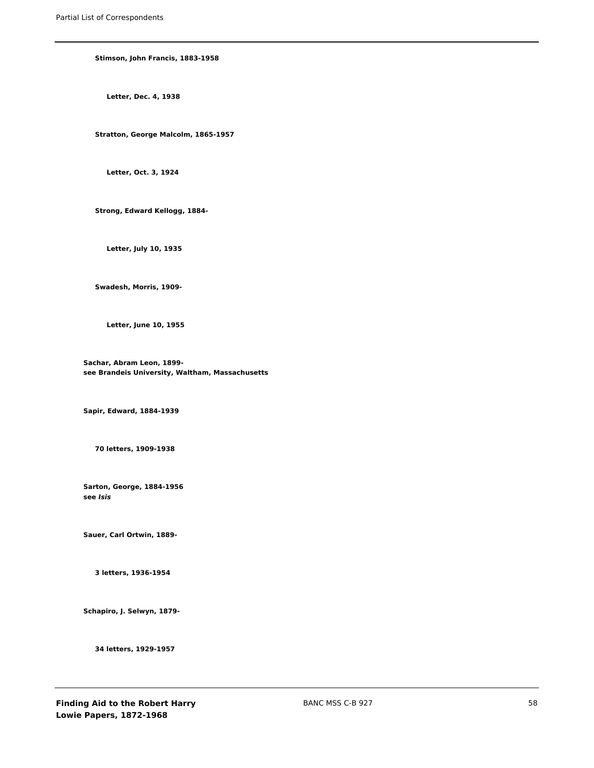**Stimson, John Francis, 1883-1958**

**Letter, Dec. 4, 1938**

**Stratton, George Malcolm, 1865-1957**

**Letter, Oct. 3, 1924**

**Strong, Edward Kellogg, 1884-**

**Letter, July 10, 1935**

**Swadesh, Morris, 1909-**

**Letter, June 10, 1955**

**Sachar, Abram Leon, 1899-**
**see Brandeis University, Waltham, Massachusetts**

**Sapir, Edward, 1884-1939**

**70 letters, 1909-1938**

**Sarton, George, 1884-1956**
**see *Isis***

**Sauer, Carl Ortwin, 1889-**

**3 letters, 1936-1954**

**Schapiro, J. Selwyn, 1879-**

**34 letters, 1929-1957**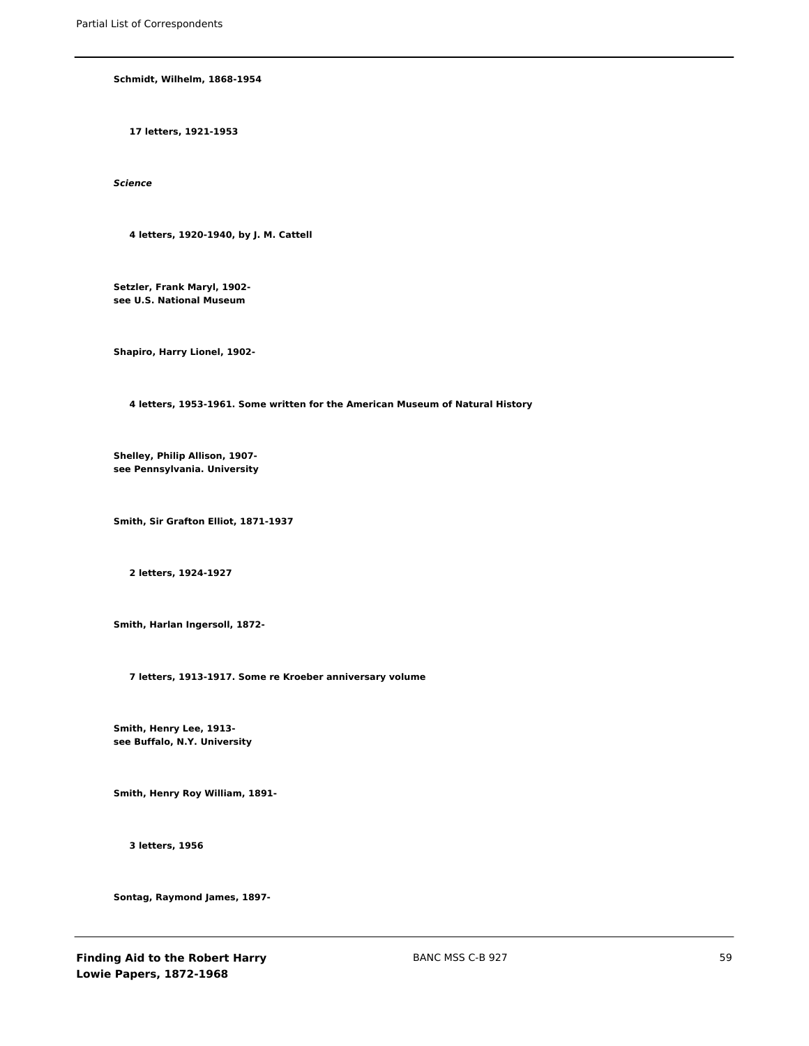**Schmidt, Wilhelm, 1868-1954**

**17 letters, 1921-1953**

***Science***

**4 letters, 1920-1940, by J. M. Cattell**

**Setzler, Frank Maryl, 1902-**
**see U.S. National Museum**

**Shapiro, Harry Lionel, 1902-**

**4 letters, 1953-1961. Some written for the American Museum of Natural History**

**Shelley, Philip Allison, 1907-**
**see Pennsylvania. University**

**Smith, Sir Grafton Elliot, 1871-1937**

**2 letters, 1924-1927**

**Smith, Harlan Ingersoll, 1872-**

**7 letters, 1913-1917. Some re Kroeber anniversary volume**

**Smith, Henry Lee, 1913-**
**see Buffalo, N.Y. University**

**Smith, Henry Roy William, 1891-**

**3 letters, 1956**

**Sontag, Raymond James, 1897-**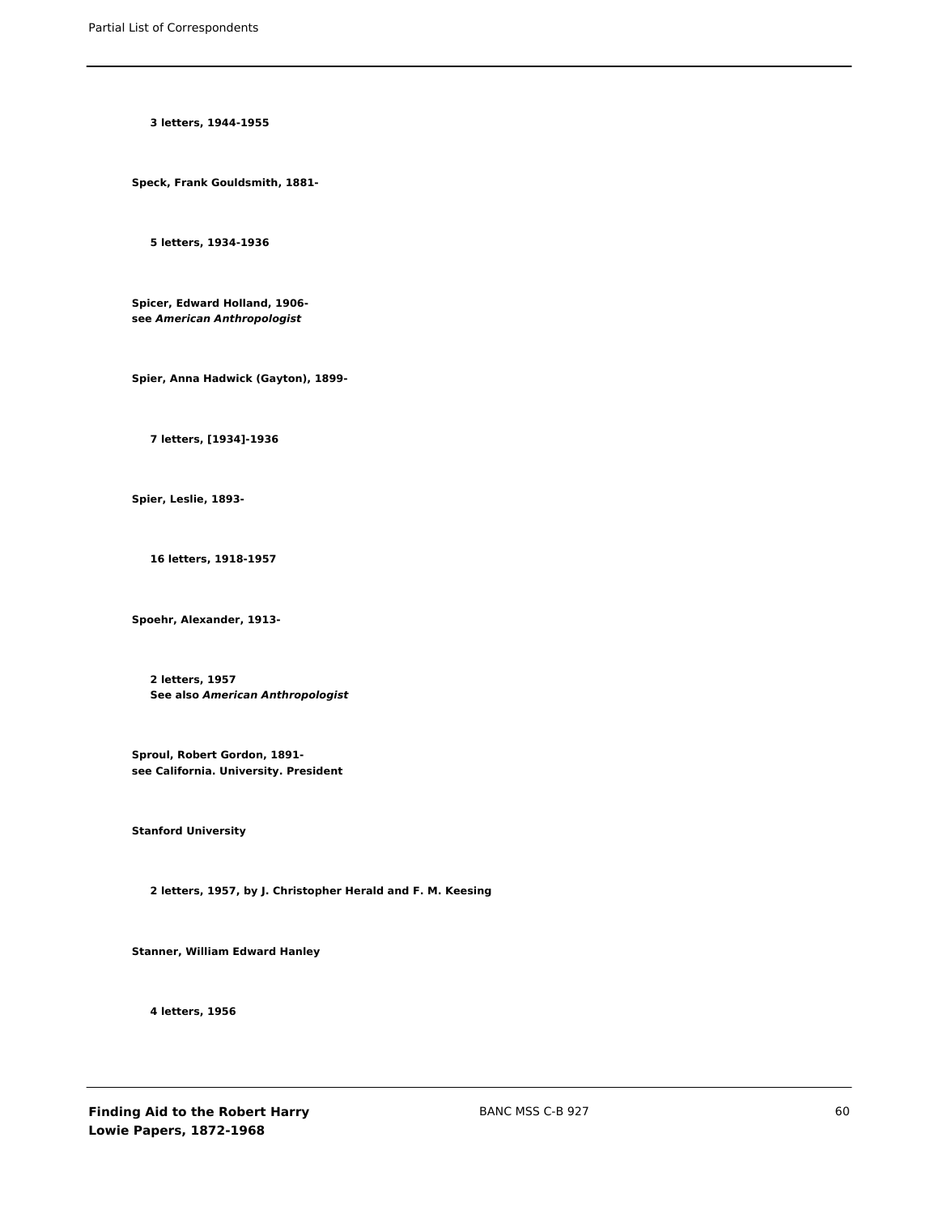**3 letters, 1944-1955**

**Speck, Frank Gouldsmith, 1881-**

**5 letters, 1934-1936**

**Spicer, Edward Holland, 1906-**
**see *American Anthropologist***

**Spier, Anna Hadwick (Gayton), 1899-**

**7 letters, [1934]-1936**

**Spier, Leslie, 1893-**

**16 letters, 1918-1957**

**Spoehr, Alexander, 1913-**

**2 letters, 1957**
**See also *American Anthropologist***

**Sproul, Robert Gordon, 1891-**
**see California. University. President**

**Stanford University**

**2 letters, 1957, by J. Christopher Herald and F. M. Keesing**

**Stanner, William Edward Hanley**

**4 letters, 1956**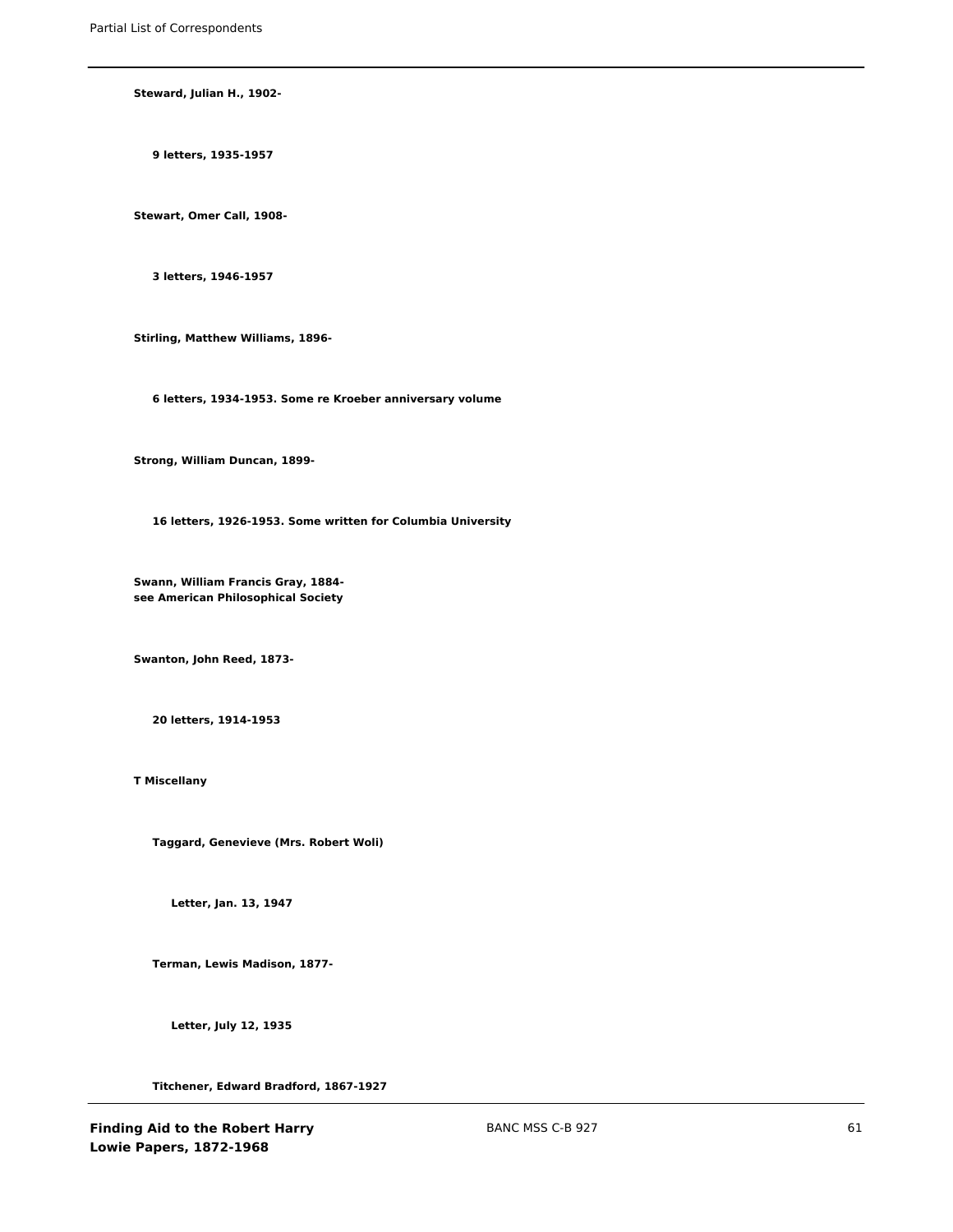**Steward, Julian H., 1902-**

**9 letters, 1935-1957**

**Stewart, Omer Call, 1908-**

**3 letters, 1946-1957**

**Stirling, Matthew Williams, 1896-**

**6 letters, 1934-1953. Some re Kroeber anniversary volume**

**Strong, William Duncan, 1899-**

**16 letters, 1926-1953. Some written for Columbia University**

**Swann, William Francis Gray, 1884-**
**see American Philosophical Society**

**Swanton, John Reed, 1873-**

**20 letters, 1914-1953**

**T Miscellany**

**Taggard, Genevieve (Mrs. Robert Woli)**

**Letter, Jan. 13, 1947**

**Terman, Lewis Madison, 1877-**

**Letter, July 12, 1935**

**Titchener, Edward Bradford, 1867-1927**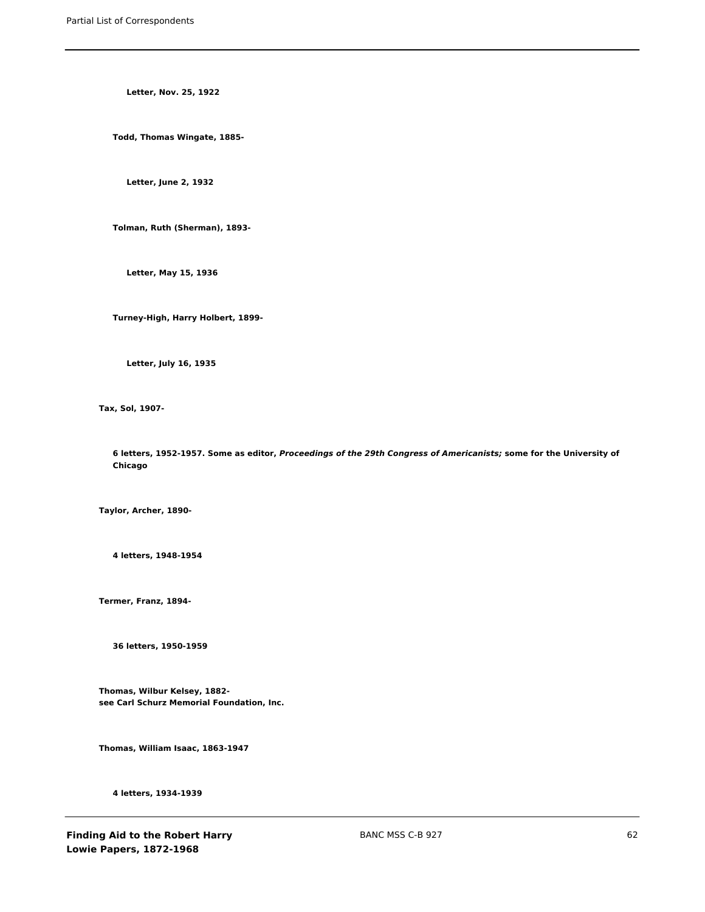**Letter, Nov. 25, 1922**

**Todd, Thomas Wingate, 1885-**

**Letter, June 2, 1932**

**Tolman, Ruth (Sherman), 1893-**

**Letter, May 15, 1936**

**Turney-High, Harry Holbert, 1899-**

**Letter, July 16, 1935**

**Tax, Sol, 1907-**

**6 letters, 1952-1957. Some as editor, *Proceedings of the 29th Congress of Americanists;* some for the University of Chicago**

**Taylor, Archer, 1890-**

**4 letters, 1948-1954**

**Termer, Franz, 1894-**

**36 letters, 1950-1959**

**Thomas, Wilbur Kelsey, 1882-**
**see Carl Schurz Memorial Foundation, Inc.**

**Thomas, William Isaac, 1863-1947**

**4 letters, 1934-1939**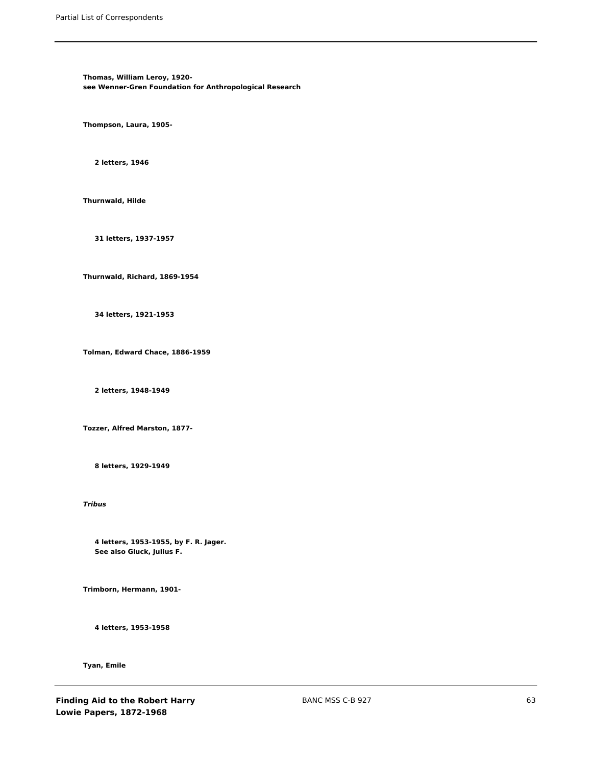**Thomas, William Leroy, 1920-**
**see Wenner-Gren Foundation for Anthropological Research**

**Thompson, Laura, 1905-**

**2 letters, 1946**

**Thurnwald, Hilde**

**31 letters, 1937-1957**

**Thurnwald, Richard, 1869-1954**

**34 letters, 1921-1953**

**Tolman, Edward Chace, 1886-1959**

**2 letters, 1948-1949**

**Tozzer, Alfred Marston, 1877-**

**8 letters, 1929-1949**

***Tribus***

**4 letters, 1953-1955, by F. R. Jager.**
**See also Gluck, Julius F.**

**Trimborn, Hermann, 1901-**

**4 letters, 1953-1958**

**Tyan, Emile**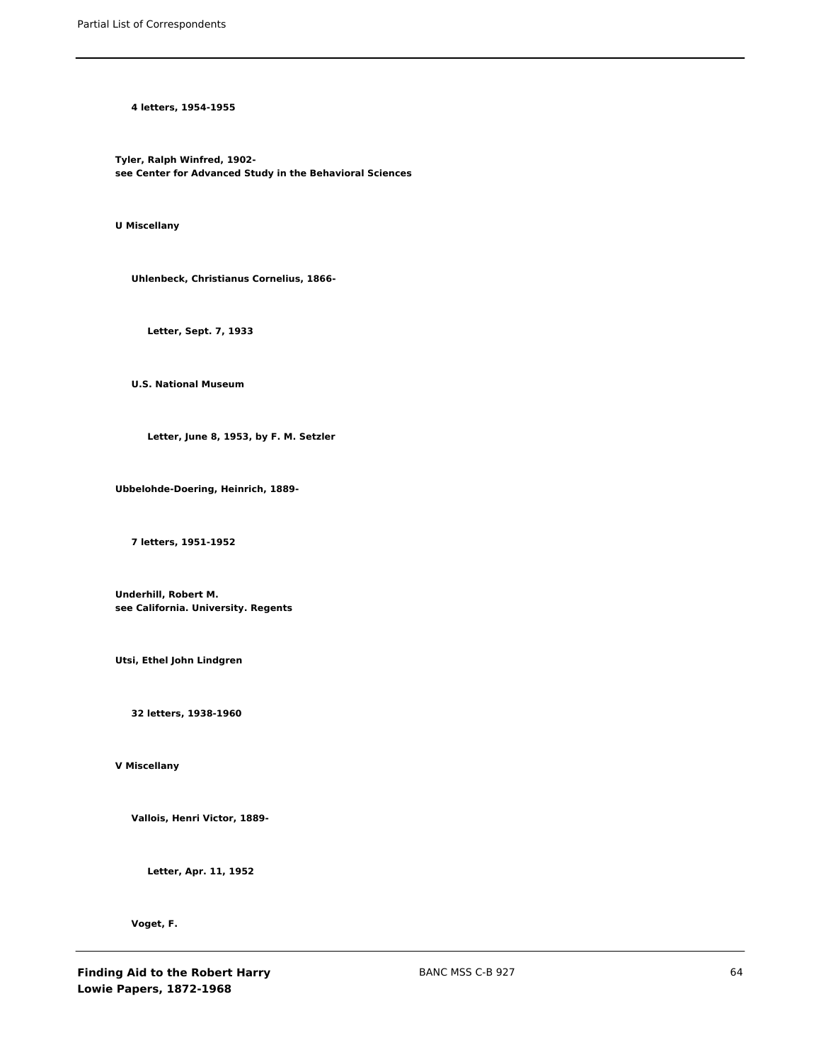**4 letters, 1954-1955**

**Tyler, Ralph Winfred, 1902-**
**see Center for Advanced Study in the Behavioral Sciences**

**U Miscellany**

**Uhlenbeck, Christianus Cornelius, 1866-**

**Letter, Sept. 7, 1933**

**U.S. National Museum**

**Letter, June 8, 1953, by F. M. Setzler**

**Ubbelohde-Doering, Heinrich, 1889-**

**7 letters, 1951-1952**

**Underhill, Robert M.**
**see California. University. Regents**

**Utsi, Ethel John Lindgren**

**32 letters, 1938-1960**

**V Miscellany**

**Vallois, Henri Victor, 1889-**

**Letter, Apr. 11, 1952**

**Voget, F.**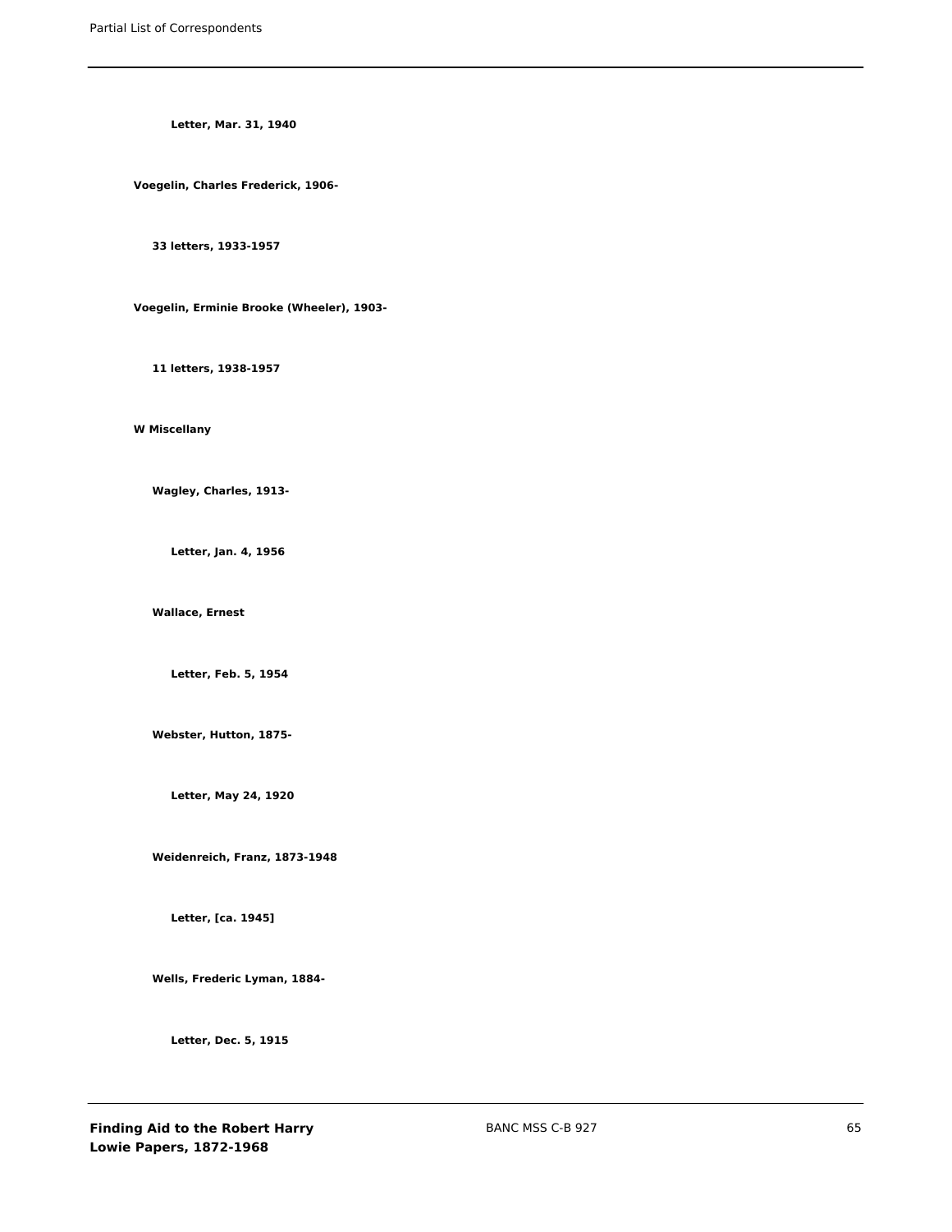**Letter, Mar. 31, 1940**

**Voegelin, Charles Frederick, 1906-**

**33 letters, 1933-1957**

**Voegelin, Erminie Brooke (Wheeler), 1903-**

**11 letters, 1938-1957**

**W Miscellany**

**Wagley, Charles, 1913-**

**Letter, Jan. 4, 1956**

**Wallace, Ernest**

**Letter, Feb. 5, 1954**

**Webster, Hutton, 1875-**

**Letter, May 24, 1920**

**Weidenreich, Franz, 1873-1948**

**Letter, [ca. 1945]**

**Wells, Frederic Lyman, 1884-**

**Letter, Dec. 5, 1915**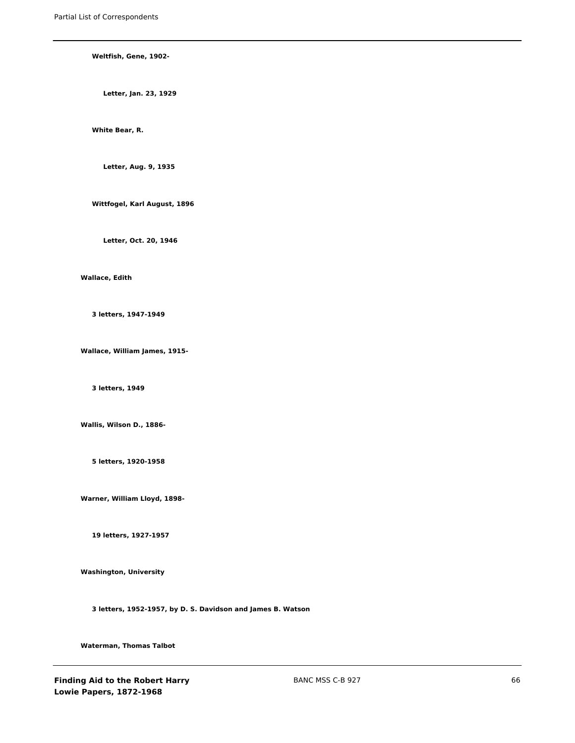**Weltfish, Gene, 1902-**

**Letter, Jan. 23, 1929**

**White Bear, R.**

**Letter, Aug. 9, 1935**

**Wittfogel, Karl August, 1896**

**Letter, Oct. 20, 1946**

**Wallace, Edith**

**3 letters, 1947-1949**

**Wallace, William James, 1915-**

**3 letters, 1949**

**Wallis, Wilson D., 1886-**

**5 letters, 1920-1958**

**Warner, William Lloyd, 1898-**

**19 letters, 1927-1957**

**Washington, University**

**3 letters, 1952-1957, by D. S. Davidson and James B. Watson**

**Waterman, Thomas Talbot**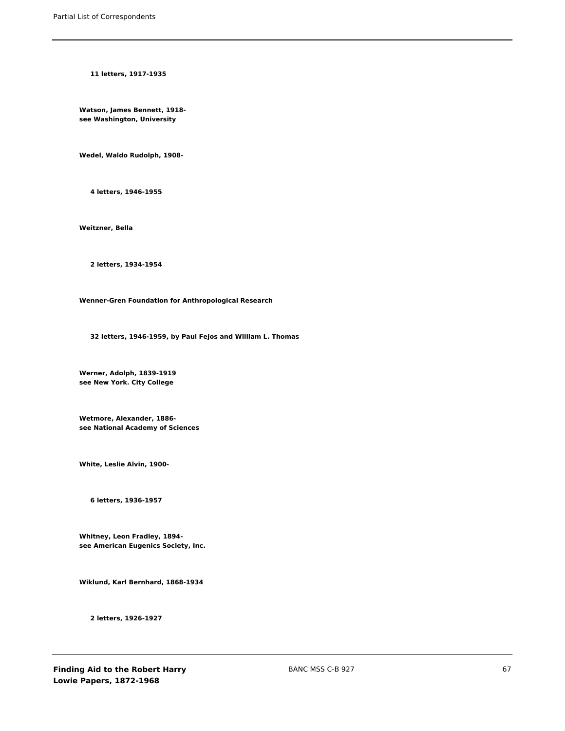**11 letters, 1917-1935**

**Watson, James Bennett, 1918-**
**see Washington, University**

**Wedel, Waldo Rudolph, 1908-**

**4 letters, 1946-1955**

**Weitzner, Bella**

**2 letters, 1934-1954**

**Wenner-Gren Foundation for Anthropological Research**

**32 letters, 1946-1959, by Paul Fejos and William L. Thomas**

**Werner, Adolph, 1839-1919**
**see New York. City College**

**Wetmore, Alexander, 1886-**
**see National Academy of Sciences**

**White, Leslie Alvin, 1900-**

**6 letters, 1936-1957**

**Whitney, Leon Fradley, 1894-**
**see American Eugenics Society, Inc.**

**Wiklund, Karl Bernhard, 1868-1934**

**2 letters, 1926-1927**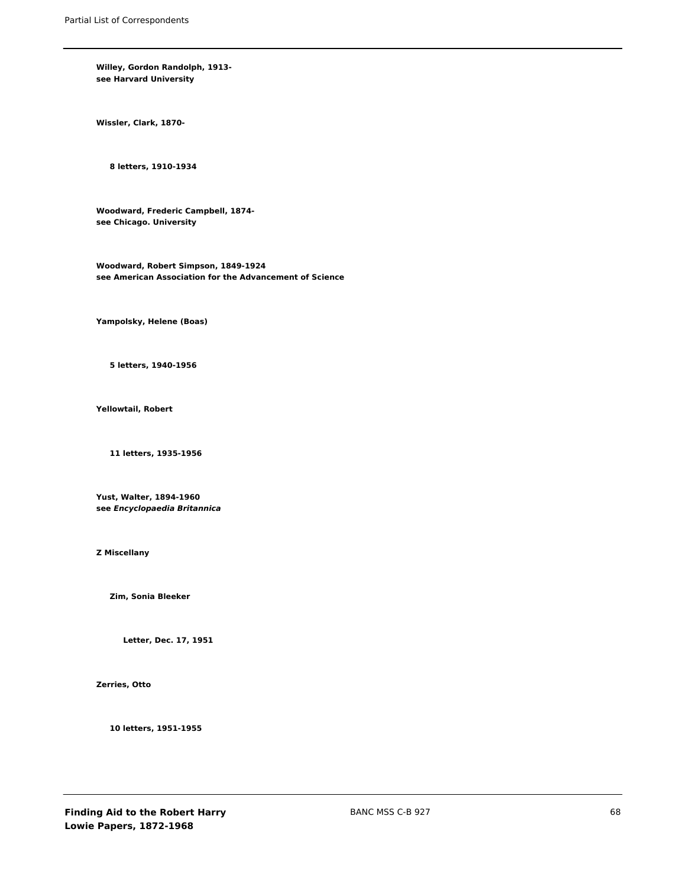**Willey, Gordon Randolph, 1913-**
**see Harvard University**

**Wissler, Clark, 1870-**

**8 letters, 1910-1934**

**Woodward, Frederic Campbell, 1874-**
**see Chicago. University**

**Woodward, Robert Simpson, 1849-1924**
**see American Association for the Advancement of Science**

**Yampolsky, Helene (Boas)**

**5 letters, 1940-1956**

**Yellowtail, Robert**

**11 letters, 1935-1956**

**Yust, Walter, 1894-1960**
**see *Encyclopaedia Britannica***

**Z Miscellany**

**Zim, Sonia Bleeker**

**Letter, Dec. 17, 1951**

**Zerries, Otto**

**10 letters, 1951-1955**